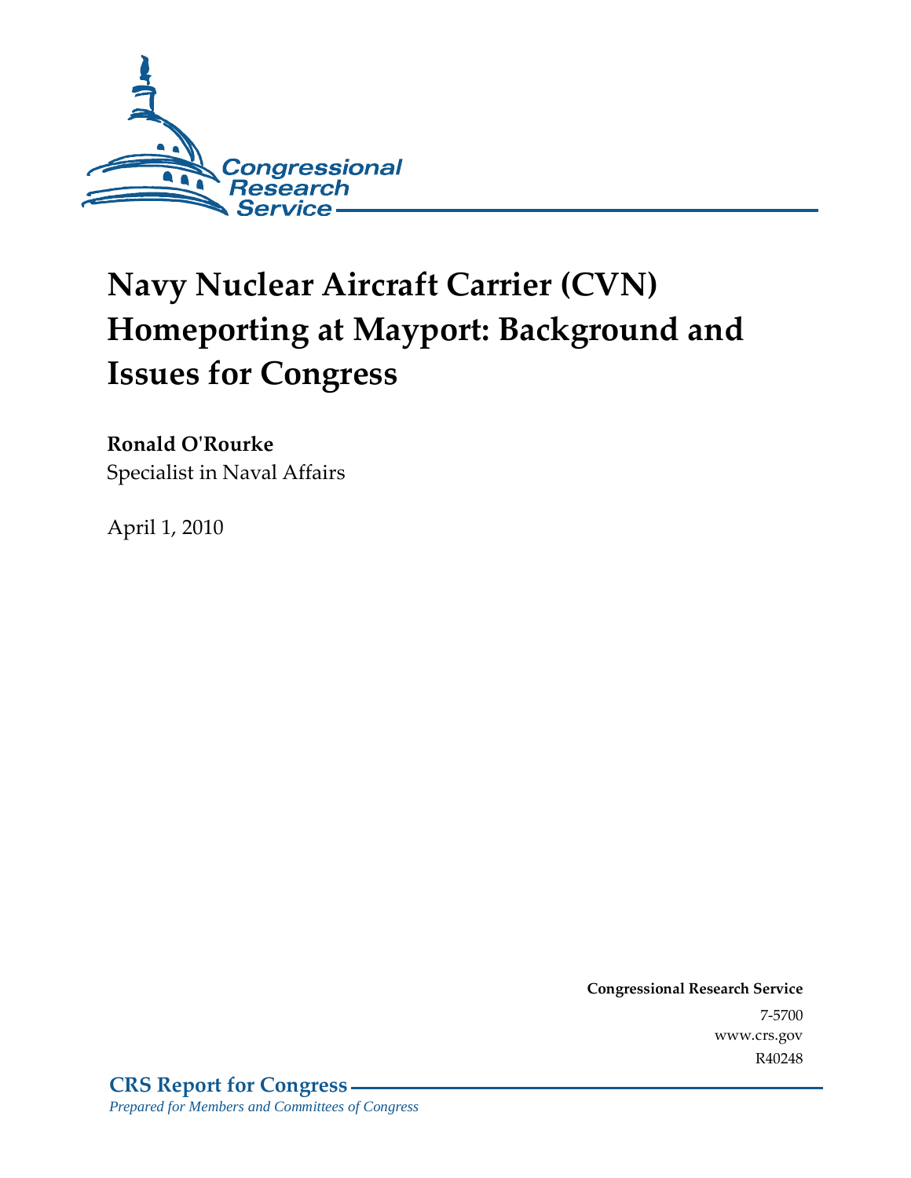# Navy Nuclear Aircraft Carrier (CVN) Homeporting at Mayport: Background and Issues for Congress

**Ronald O'Rourke**
Specialist in Naval Affairs

April 1, 2010

**Congressional Research Service**
7-5700
www.crs.gov
R40248

**CRS Report for Congress**
*Prepared for Members and Committees of Congress*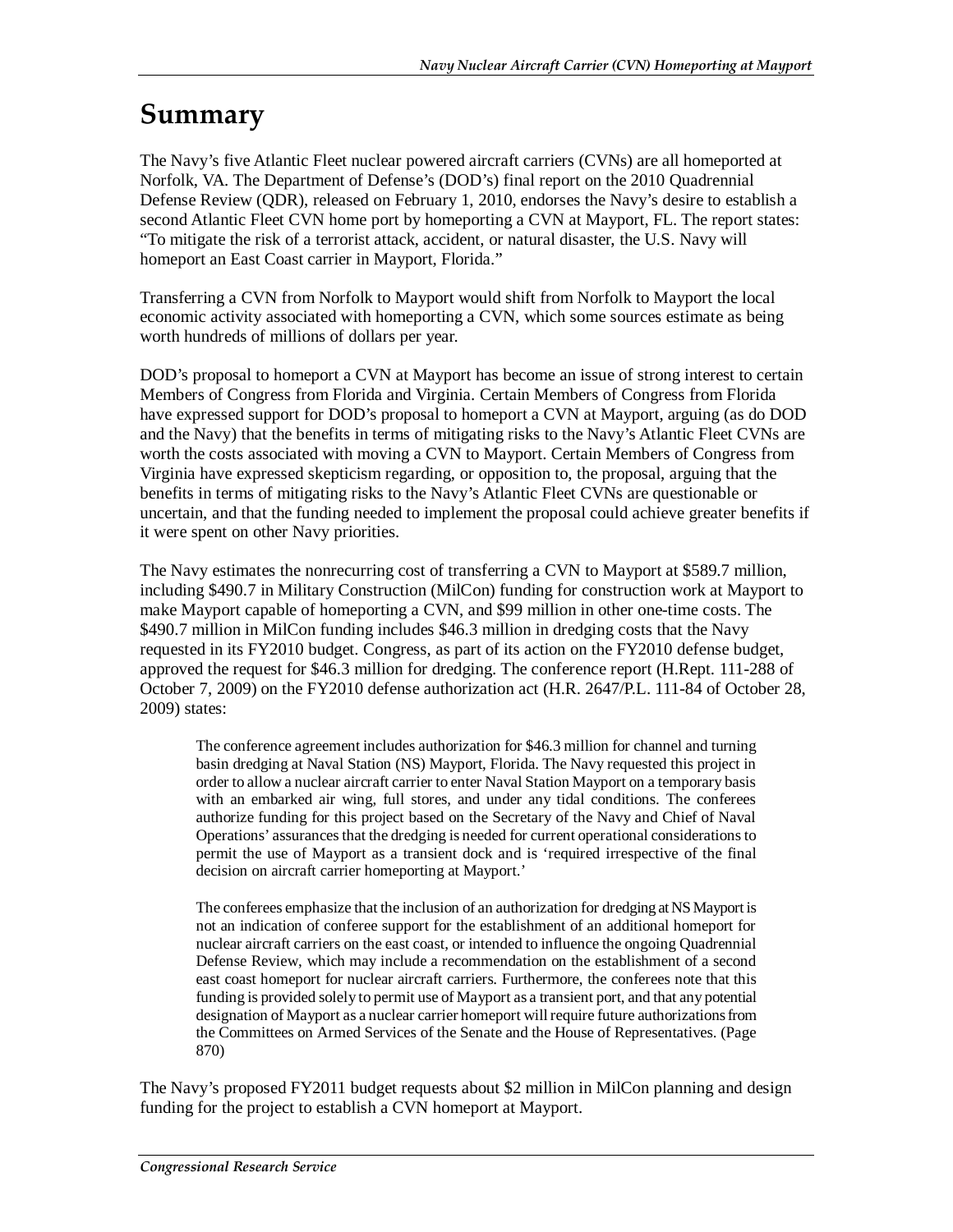# Summary

The Navy's five Atlantic Fleet nuclear powered aircraft carriers (CVNs) are all homeported at Norfolk, VA. The Department of Defense's (DOD's) final report on the 2010 Quadrennial Defense Review (QDR), released on February 1, 2010, endorses the Navy's desire to establish a second Atlantic Fleet CVN home port by homeporting a CVN at Mayport, FL. The report states: "To mitigate the risk of a terrorist attack, accident, or natural disaster, the U.S. Navy will homeport an East Coast carrier in Mayport, Florida."

Transferring a CVN from Norfolk to Mayport would shift from Norfolk to Mayport the local economic activity associated with homeporting a CVN, which some sources estimate as being worth hundreds of millions of dollars per year.

DOD's proposal to homeport a CVN at Mayport has become an issue of strong interest to certain Members of Congress from Florida and Virginia. Certain Members of Congress from Florida have expressed support for DOD's proposal to homeport a CVN at Mayport, arguing (as do DOD and the Navy) that the benefits in terms of mitigating risks to the Navy's Atlantic Fleet CVNs are worth the costs associated with moving a CVN to Mayport. Certain Members of Congress from Virginia have expressed skepticism regarding, or opposition to, the proposal, arguing that the benefits in terms of mitigating risks to the Navy's Atlantic Fleet CVNs are questionable or uncertain, and that the funding needed to implement the proposal could achieve greater benefits if it were spent on other Navy priorities.

The Navy estimates the nonrecurring cost of transferring a CVN to Mayport at $589.7 million, including $490.7 in Military Construction (MilCon) funding for construction work at Mayport to make Mayport capable of homeporting a CVN, and $99 million in other one-time costs. The $490.7 million in MilCon funding includes $46.3 million in dredging costs that the Navy requested in its FY2010 budget. Congress, as part of its action on the FY2010 defense budget, approved the request for $46.3 million for dredging. The conference report (H.Rept. 111-288 of October 7, 2009) on the FY2010 defense authorization act (H.R. 2647/P.L. 111-84 of October 28, 2009) states:

> The conference agreement includes authorization for $46.3 million for channel and turning basin dredging at Naval Station (NS) Mayport, Florida. The Navy requested this project in order to allow a nuclear aircraft carrier to enter Naval Station Mayport on a temporary basis with an embarked air wing, full stores, and under any tidal conditions. The conferees authorize funding for this project based on the Secretary of the Navy and Chief of Naval Operations' assurances that the dredging is needed for current operational considerations to permit the use of Mayport as a transient dock and is 'required irrespective of the final decision on aircraft carrier homeporting at Mayport.'
>
> The conferees emphasize that the inclusion of an authorization for dredging at NS Mayport is not an indication of conferee support for the establishment of an additional homeport for nuclear aircraft carriers on the east coast, or intended to influence the ongoing Quadrennial Defense Review, which may include a recommendation on the establishment of a second east coast homeport for nuclear aircraft carriers. Furthermore, the conferees note that this funding is provided solely to permit use of Mayport as a transient port, and that any potential designation of Mayport as a nuclear carrier homeport will require future authorizations from the Committees on Armed Services of the Senate and the House of Representatives. (Page 870)

The Navy's proposed FY2011 budget requests about $2 million in MilCon planning and design funding for the project to establish a CVN homeport at Mayport.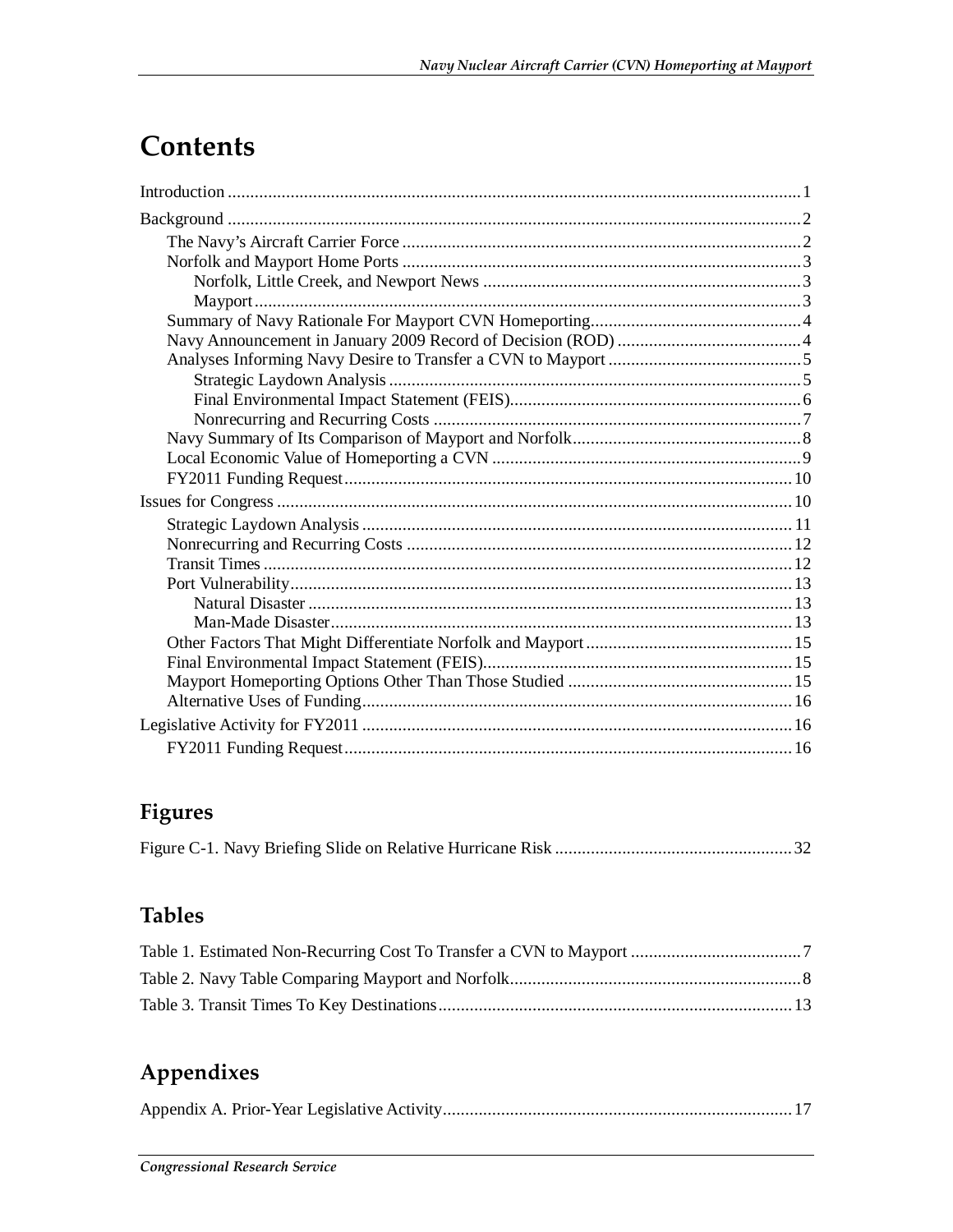# Contents

Introduction ............................................................................................................................. 1

Background ............................................................................................................................. 2

- The Navy's Aircraft Carrier Force ........................................................................................ 2
- Norfolk and Mayport Home Ports ........................................................................................ 3
  - Norfolk, Little Creek, and Newport News ...................................................................... 3
  - Mayport ......................................................................................................................... 3
- Summary of Navy Rationale For Mayport CVN Homeporting............................................... 4
- Navy Announcement in January 2009 Record of Decision (ROD) ......................................... 4
- Analyses Informing Navy Desire to Transfer a CVN to Mayport ........................................... 5
  - Strategic Laydown Analysis ........................................................................................... 5
  - Final Environmental Impact Statement (FEIS)................................................................ 6
  - Nonrecurring and Recurring Costs .................................................................................. 7
- Navy Summary of Its Comparison of Mayport and Norfolk.................................................. 8
- Local Economic Value of Homeporting a CVN .................................................................... 9
- FY2011 Funding Request.................................................................................................. 10

Issues for Congress ................................................................................................................. 10

- Strategic Laydown Analysis ............................................................................................... 11
- Nonrecurring and Recurring Costs ..................................................................................... 12
- Transit Times ..................................................................................................................... 12
- Port Vulnerability............................................................................................................... 13
  - Natural Disaster ........................................................................................................... 13
  - Man-Made Disaster...................................................................................................... 13
- Other Factors That Might Differentiate Norfolk and Mayport ............................................. 15
- Final Environmental Impact Statement (FEIS).................................................................... 15
- Mayport Homeporting Options Other Than Those Studied ................................................. 15
- Alternative Uses of Funding............................................................................................... 16

Legislative Activity for FY2011 .............................................................................................. 16

- FY2011 Funding Request.................................................................................................. 16

## Figures

Figure C-1. Navy Briefing Slide on Relative Hurricane Risk .................................................... 32

## Tables

Table 1. Estimated Non-Recurring Cost To Transfer a CVN to Mayport ...................................... 7

Table 2. Navy Table Comparing Mayport and Norfolk................................................................. 8

Table 3. Transit Times To Key Destinations............................................................................... 13

## Appendixes

Appendix A. Prior-Year Legislative Activity............................................................................. 17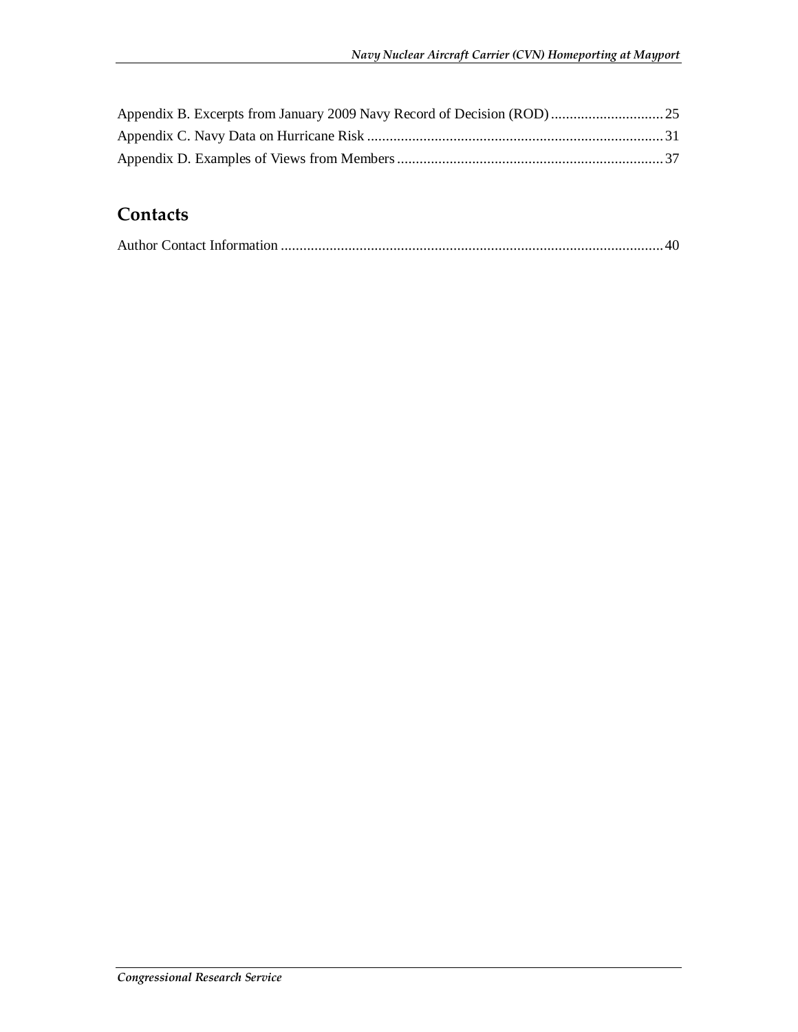Appendix B. Excerpts from January 2009 Navy Record of Decision (ROD) .............................. 25
Appendix C. Navy Data on Hurricane Risk .............................................................................. 31
Appendix D. Examples of Views from Members ...................................................................... 37

## Contacts

Author Contact Information ...................................................................................................... 40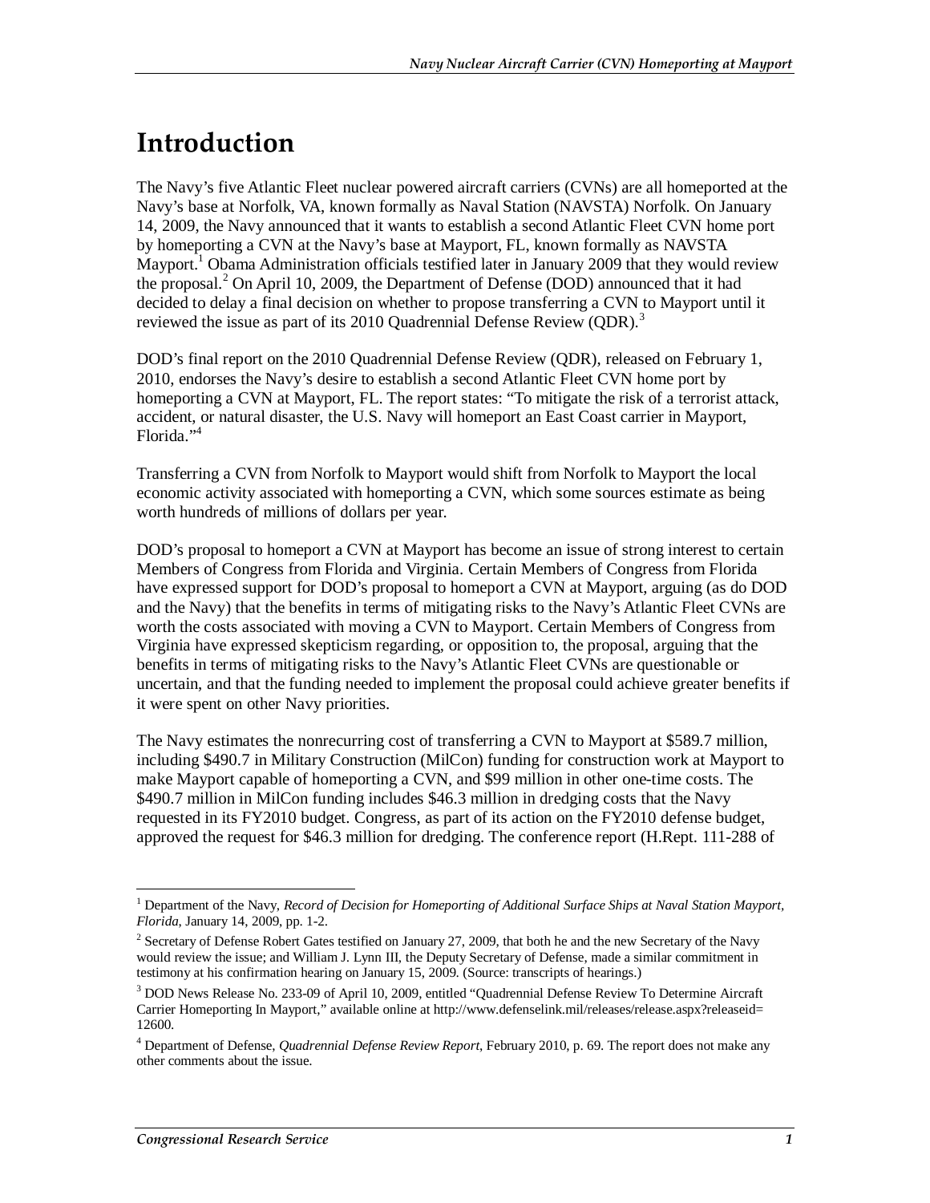# Introduction

The Navy's five Atlantic Fleet nuclear powered aircraft carriers (CVNs) are all homeported at the Navy's base at Norfolk, VA, known formally as Naval Station (NAVSTA) Norfolk. On January 14, 2009, the Navy announced that it wants to establish a second Atlantic Fleet CVN home port by homeporting a CVN at the Navy's base at Mayport, FL, known formally as NAVSTA Mayport.[1] Obama Administration officials testified later in January 2009 that they would review the proposal.[2] On April 10, 2009, the Department of Defense (DOD) announced that it had decided to delay a final decision on whether to propose transferring a CVN to Mayport until it reviewed the issue as part of its 2010 Quadrennial Defense Review (QDR).[3]

DOD's final report on the 2010 Quadrennial Defense Review (QDR), released on February 1, 2010, endorses the Navy's desire to establish a second Atlantic Fleet CVN home port by homeporting a CVN at Mayport, FL. The report states: "To mitigate the risk of a terrorist attack, accident, or natural disaster, the U.S. Navy will homeport an East Coast carrier in Mayport, Florida."[4]

Transferring a CVN from Norfolk to Mayport would shift from Norfolk to Mayport the local economic activity associated with homeporting a CVN, which some sources estimate as being worth hundreds of millions of dollars per year.

DOD's proposal to homeport a CVN at Mayport has become an issue of strong interest to certain Members of Congress from Florida and Virginia. Certain Members of Congress from Florida have expressed support for DOD's proposal to homeport a CVN at Mayport, arguing (as do DOD and the Navy) that the benefits in terms of mitigating risks to the Navy's Atlantic Fleet CVNs are worth the costs associated with moving a CVN to Mayport. Certain Members of Congress from Virginia have expressed skepticism regarding, or opposition to, the proposal, arguing that the benefits in terms of mitigating risks to the Navy's Atlantic Fleet CVNs are questionable or uncertain, and that the funding needed to implement the proposal could achieve greater benefits if it were spent on other Navy priorities.

The Navy estimates the nonrecurring cost of transferring a CVN to Mayport at $589.7 million, including $490.7 in Military Construction (MilCon) funding for construction work at Mayport to make Mayport capable of homeporting a CVN, and $99 million in other one-time costs. The $490.7 million in MilCon funding includes $46.3 million in dredging costs that the Navy requested in its FY2010 budget. Congress, as part of its action on the FY2010 defense budget, approved the request for $46.3 million for dredging. The conference report (H.Rept. 111-288 of

---

[1] Department of the Navy, *Record of Decision for Homeporting of Additional Surface Ships at Naval Station Mayport, Florida*, January 14, 2009, pp. 1-2.

[2] Secretary of Defense Robert Gates testified on January 27, 2009, that both he and the new Secretary of the Navy would review the issue; and William J. Lynn III, the Deputy Secretary of Defense, made a similar commitment in testimony at his confirmation hearing on January 15, 2009. (Source: transcripts of hearings.)

[3] DOD News Release No. 233-09 of April 10, 2009, entitled "Quadrennial Defense Review To Determine Aircraft Carrier Homeporting In Mayport," available online at http://www.defenselink.mil/releases/release.aspx?releaseid=12600.

[4] Department of Defense, *Quadrennial Defense Review Report*, February 2010, p. 69. The report does not make any other comments about the issue.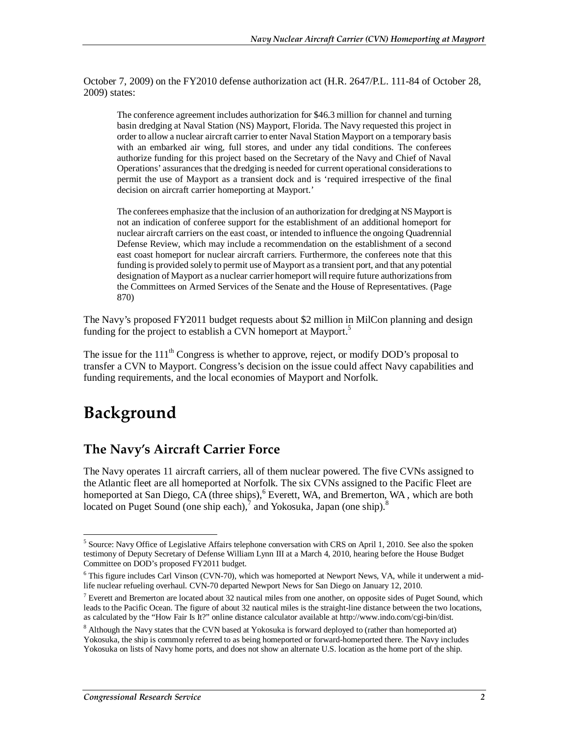October 7, 2009) on the FY2010 defense authorization act (H.R. 2647/P.L. 111-84 of October 28, 2009) states:

> The conference agreement includes authorization for $46.3 million for channel and turning basin dredging at Naval Station (NS) Mayport, Florida. The Navy requested this project in order to allow a nuclear aircraft carrier to enter Naval Station Mayport on a temporary basis with an embarked air wing, full stores, and under any tidal conditions. The conferees authorize funding for this project based on the Secretary of the Navy and Chief of Naval Operations' assurances that the dredging is needed for current operational considerations to permit the use of Mayport as a transient dock and is 'required irrespective of the final decision on aircraft carrier homeporting at Mayport.'
>
> The conferees emphasize that the inclusion of an authorization for dredging at NS Mayport is not an indication of conferee support for the establishment of an additional homeport for nuclear aircraft carriers on the east coast, or intended to influence the ongoing Quadrennial Defense Review, which may include a recommendation on the establishment of a second east coast homeport for nuclear aircraft carriers. Furthermore, the conferees note that this funding is provided solely to permit use of Mayport as a transient port, and that any potential designation of Mayport as a nuclear carrier homeport will require future authorizations from the Committees on Armed Services of the Senate and the House of Representatives. (Page 870)

The Navy's proposed FY2011 budget requests about $2 million in MilCon planning and design funding for the project to establish a CVN homeport at Mayport.[5]

The issue for the 111th Congress is whether to approve, reject, or modify DOD's proposal to transfer a CVN to Mayport. Congress's decision on the issue could affect Navy capabilities and funding requirements, and the local economies of Mayport and Norfolk.

# Background

## The Navy's Aircraft Carrier Force

The Navy operates 11 aircraft carriers, all of them nuclear powered. The five CVNs assigned to the Atlantic fleet are all homeported at Norfolk. The six CVNs assigned to the Pacific Fleet are homeported at San Diego, CA (three ships),[6] Everett, WA, and Bremerton, WA , which are both located on Puget Sound (one ship each),[7] and Yokosuka, Japan (one ship).[8]

---

[5] Source: Navy Office of Legislative Affairs telephone conversation with CRS on April 1, 2010. See also the spoken testimony of Deputy Secretary of Defense William Lynn III at a March 4, 2010, hearing before the House Budget Committee on DOD's proposed FY2011 budget.

[6] This figure includes Carl Vinson (CVN-70), which was homeported at Newport News, VA, while it underwent a mid-life nuclear refueling overhaul. CVN-70 departed Newport News for San Diego on January 12, 2010.

[7] Everett and Bremerton are located about 32 nautical miles from one another, on opposite sides of Puget Sound, which leads to the Pacific Ocean. The figure of about 32 nautical miles is the straight-line distance between the two locations, as calculated by the "How Fair Is It?" online distance calculator available at http://www.indo.com/cgi-bin/dist.

[8] Although the Navy states that the CVN based at Yokosuka is forward deployed to (rather than homeported at) Yokosuka, the ship is commonly referred to as being homeported or forward-homeported there. The Navy includes Yokosuka on lists of Navy home ports, and does not show an alternate U.S. location as the home port of the ship.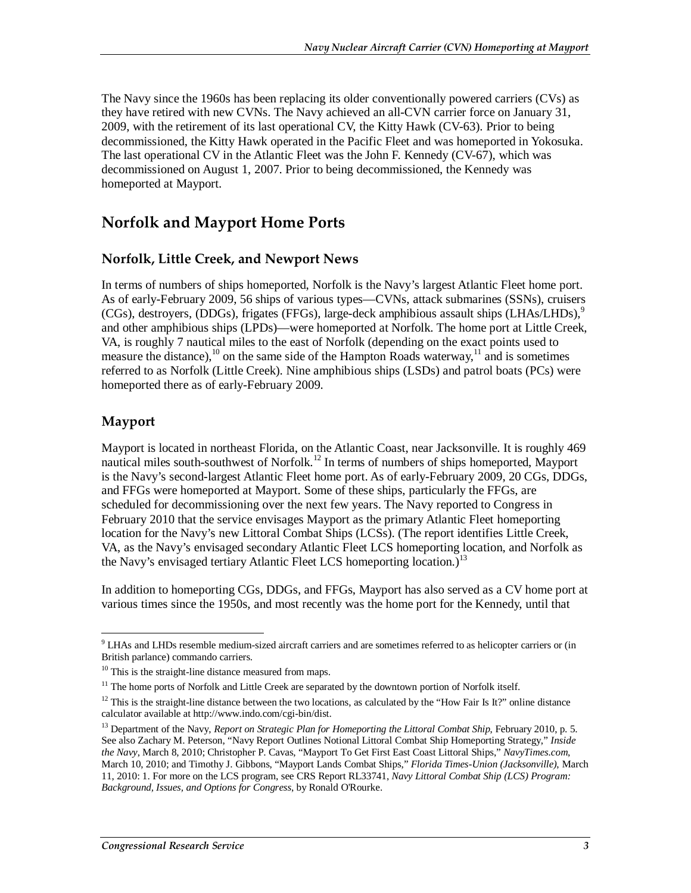The Navy since the 1960s has been replacing its older conventionally powered carriers (CVs) as they have retired with new CVNs. The Navy achieved an all-CVN carrier force on January 31, 2009, with the retirement of its last operational CV, the Kitty Hawk (CV-63). Prior to being decommissioned, the Kitty Hawk operated in the Pacific Fleet and was homeported in Yokosuka. The last operational CV in the Atlantic Fleet was the John F. Kennedy (CV-67), which was decommissioned on August 1, 2007. Prior to being decommissioned, the Kennedy was homeported at Mayport.

## Norfolk and Mayport Home Ports

### Norfolk, Little Creek, and Newport News

In terms of numbers of ships homeported, Norfolk is the Navy's largest Atlantic Fleet home port. As of early-February 2009, 56 ships of various types—CVNs, attack submarines (SSNs), cruisers (CGs), destroyers, (DDGs), frigates (FFGs), large-deck amphibious assault ships (LHAs/LHDs),[9] and other amphibious ships (LPDs)—were homeported at Norfolk. The home port at Little Creek, VA, is roughly 7 nautical miles to the east of Norfolk (depending on the exact points used to measure the distance),[10] on the same side of the Hampton Roads waterway,[11] and is sometimes referred to as Norfolk (Little Creek). Nine amphibious ships (LSDs) and patrol boats (PCs) were homeported there as of early-February 2009.

### Mayport

Mayport is located in northeast Florida, on the Atlantic Coast, near Jacksonville. It is roughly 469 nautical miles south-southwest of Norfolk.[12] In terms of numbers of ships homeported, Mayport is the Navy's second-largest Atlantic Fleet home port. As of early-February 2009, 20 CGs, DDGs, and FFGs were homeported at Mayport. Some of these ships, particularly the FFGs, are scheduled for decommissioning over the next few years. The Navy reported to Congress in February 2010 that the service envisages Mayport as the primary Atlantic Fleet homeporting location for the Navy's new Littoral Combat Ships (LCSs). (The report identifies Little Creek, VA, as the Navy's envisaged secondary Atlantic Fleet LCS homeporting location, and Norfolk as the Navy's envisaged tertiary Atlantic Fleet LCS homeporting location.)[13]

In addition to homeporting CGs, DDGs, and FFGs, Mayport has also served as a CV home port at various times since the 1950s, and most recently was the home port for the Kennedy, until that

---

[9] LHAs and LHDs resemble medium-sized aircraft carriers and are sometimes referred to as helicopter carriers or (in British parlance) commando carriers.

[10] This is the straight-line distance measured from maps.

[11] The home ports of Norfolk and Little Creek are separated by the downtown portion of Norfolk itself.

[12] This is the straight-line distance between the two locations, as calculated by the "How Fair Is It?" online distance calculator available at http://www.indo.com/cgi-bin/dist.

[13] Department of the Navy, *Report on Strategic Plan for Homeporting the Littoral Combat Ship*, February 2010, p. 5. See also Zachary M. Peterson, "Navy Report Outlines Notional Littoral Combat Ship Homeporting Strategy," *Inside the Navy*, March 8, 2010; Christopher P. Cavas, "Mayport To Get First East Coast Littoral Ships," *NavyTimes.com*, March 10, 2010; and Timothy J. Gibbons, "Mayport Lands Combat Ships," *Florida Times-Union (Jacksonville)*, March 11, 2010: 1. For more on the LCS program, see CRS Report RL33741, *Navy Littoral Combat Ship (LCS) Program: Background, Issues, and Options for Congress*, by Ronald O'Rourke.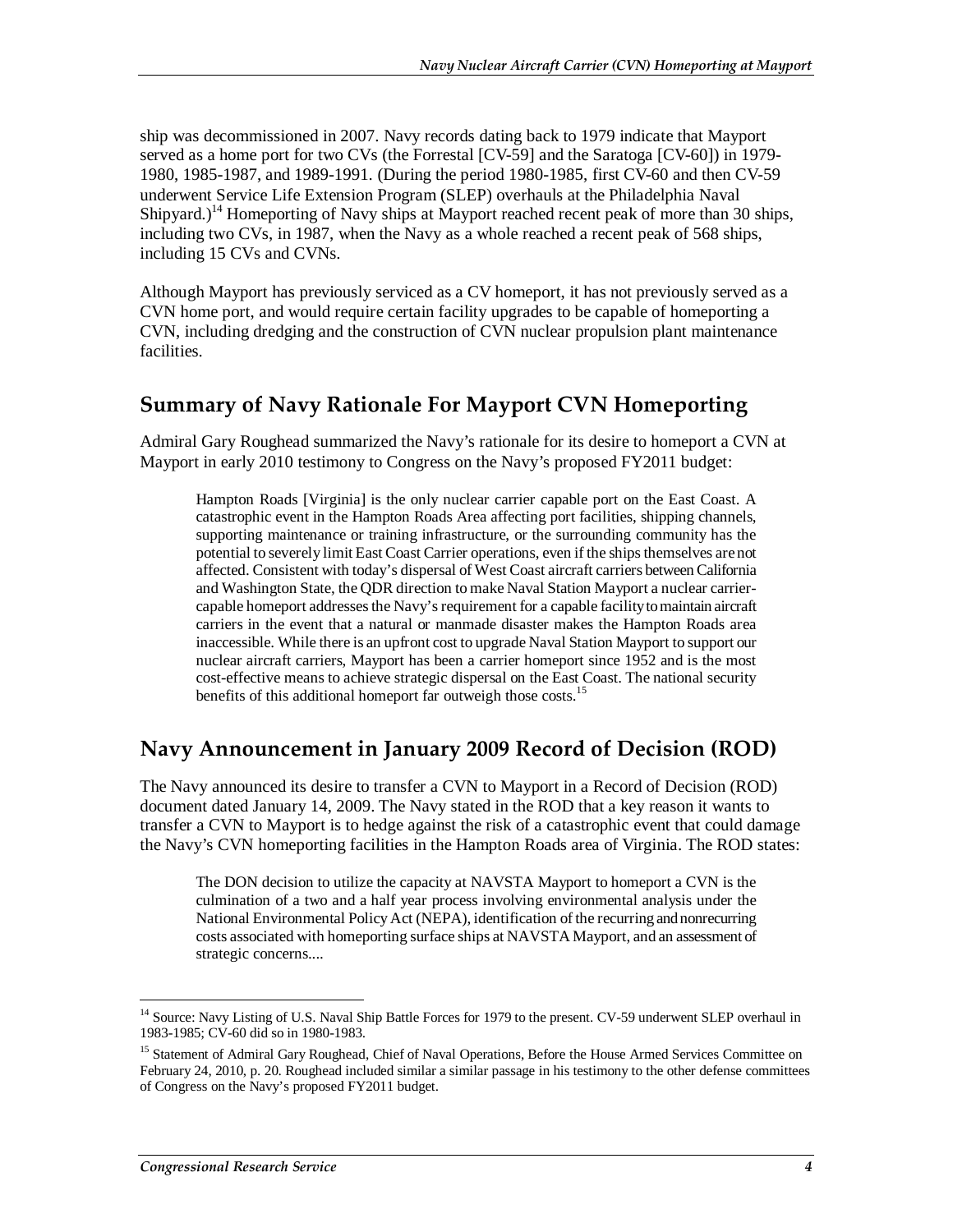ship was decommissioned in 2007. Navy records dating back to 1979 indicate that Mayport served as a home port for two CVs (the Forrestal [CV-59] and the Saratoga [CV-60]) in 1979-1980, 1985-1987, and 1989-1991. (During the period 1980-1985, first CV-60 and then CV-59 underwent Service Life Extension Program (SLEP) overhauls at the Philadelphia Naval Shipyard.)[14] Homeporting of Navy ships at Mayport reached recent peak of more than 30 ships, including two CVs, in 1987, when the Navy as a whole reached a recent peak of 568 ships, including 15 CVs and CVNs.

Although Mayport has previously serviced as a CV homeport, it has not previously served as a CVN home port, and would require certain facility upgrades to be capable of homeporting a CVN, including dredging and the construction of CVN nuclear propulsion plant maintenance facilities.

## Summary of Navy Rationale For Mayport CVN Homeporting

Admiral Gary Roughead summarized the Navy's rationale for its desire to homeport a CVN at Mayport in early 2010 testimony to Congress on the Navy's proposed FY2011 budget:

> Hampton Roads [Virginia] is the only nuclear carrier capable port on the East Coast. A catastrophic event in the Hampton Roads Area affecting port facilities, shipping channels, supporting maintenance or training infrastructure, or the surrounding community has the potential to severely limit East Coast Carrier operations, even if the ships themselves are not affected. Consistent with today's dispersal of West Coast aircraft carriers between California and Washington State, the QDR direction to make Naval Station Mayport a nuclear carrier-capable homeport addresses the Navy's requirement for a capable facility to maintain aircraft carriers in the event that a natural or manmade disaster makes the Hampton Roads area inaccessible. While there is an upfront cost to upgrade Naval Station Mayport to support our nuclear aircraft carriers, Mayport has been a carrier homeport since 1952 and is the most cost-effective means to achieve strategic dispersal on the East Coast. The national security benefits of this additional homeport far outweigh those costs.[15]

## Navy Announcement in January 2009 Record of Decision (ROD)

The Navy announced its desire to transfer a CVN to Mayport in a Record of Decision (ROD) document dated January 14, 2009. The Navy stated in the ROD that a key reason it wants to transfer a CVN to Mayport is to hedge against the risk of a catastrophic event that could damage the Navy's CVN homeporting facilities in the Hampton Roads area of Virginia. The ROD states:

> The DON decision to utilize the capacity at NAVSTA Mayport to homeport a CVN is the culmination of a two and a half year process involving environmental analysis under the National Environmental Policy Act (NEPA), identification of the recurring and nonrecurring costs associated with homeporting surface ships at NAVSTA Mayport, and an assessment of strategic concerns....

---

[14] Source: Navy Listing of U.S. Naval Ship Battle Forces for 1979 to the present. CV-59 underwent SLEP overhaul in 1983-1985; CV-60 did so in 1980-1983.

[15] Statement of Admiral Gary Roughead, Chief of Naval Operations, Before the House Armed Services Committee on February 24, 2010, p. 20. Roughead included similar a similar passage in his testimony to the other defense committees of Congress on the Navy's proposed FY2011 budget.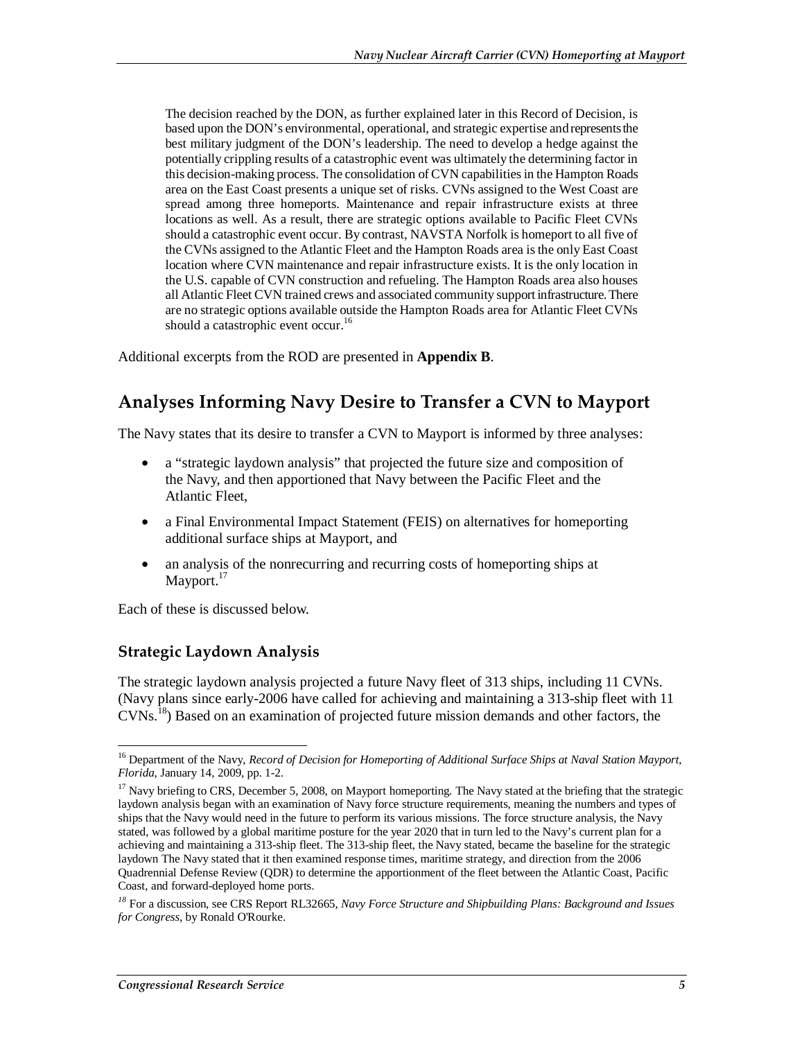> The decision reached by the DON, as further explained later in this Record of Decision, is based upon the DON's environmental, operational, and strategic expertise and represents the best military judgment of the DON's leadership. The need to develop a hedge against the potentially crippling results of a catastrophic event was ultimately the determining factor in this decision-making process. The consolidation of CVN capabilities in the Hampton Roads area on the East Coast presents a unique set of risks. CVNs assigned to the West Coast are spread among three homeports. Maintenance and repair infrastructure exists at three locations as well. As a result, there are strategic options available to Pacific Fleet CVNs should a catastrophic event occur. By contrast, NAVSTA Norfolk is homeport to all five of the CVNs assigned to the Atlantic Fleet and the Hampton Roads area is the only East Coast location where CVN maintenance and repair infrastructure exists. It is the only location in the U.S. capable of CVN construction and refueling. The Hampton Roads area also houses all Atlantic Fleet CVN trained crews and associated community support infrastructure. There are no strategic options available outside the Hampton Roads area for Atlantic Fleet CVNs should a catastrophic event occur.[16]

Additional excerpts from the ROD are presented in **Appendix B**.

## Analyses Informing Navy Desire to Transfer a CVN to Mayport

The Navy states that its desire to transfer a CVN to Mayport is informed by three analyses:

- a "strategic laydown analysis" that projected the future size and composition of the Navy, and then apportioned that Navy between the Pacific Fleet and the Atlantic Fleet,
- a Final Environmental Impact Statement (FEIS) on alternatives for homeporting additional surface ships at Mayport, and
- an analysis of the nonrecurring and recurring costs of homeporting ships at Mayport.[17]

Each of these is discussed below.

### Strategic Laydown Analysis

The strategic laydown analysis projected a future Navy fleet of 313 ships, including 11 CVNs. (Navy plans since early-2006 have called for achieving and maintaining a 313-ship fleet with 11 CVNs.[18]) Based on an examination of projected future mission demands and other factors, the

---

[16] Department of the Navy, *Record of Decision for Homeporting of Additional Surface Ships at Naval Station Mayport, Florida*, January 14, 2009, pp. 1-2.

[17] Navy briefing to CRS, December 5, 2008, on Mayport homeporting. The Navy stated at the briefing that the strategic laydown analysis began with an examination of Navy force structure requirements, meaning the numbers and types of ships that the Navy would need in the future to perform its various missions. The force structure analysis, the Navy stated, was followed by a global maritime posture for the year 2020 that in turn led to the Navy's current plan for a achieving and maintaining a 313-ship fleet. The 313-ship fleet, the Navy stated, became the baseline for the strategic laydown The Navy stated that it then examined response times, maritime strategy, and direction from the 2006 Quadrennial Defense Review (QDR) to determine the apportionment of the fleet between the Atlantic Coast, Pacific Coast, and forward-deployed home ports.

[18] For a discussion, see CRS Report RL32665, *Navy Force Structure and Shipbuilding Plans: Background and Issues for Congress*, by Ronald O'Rourke.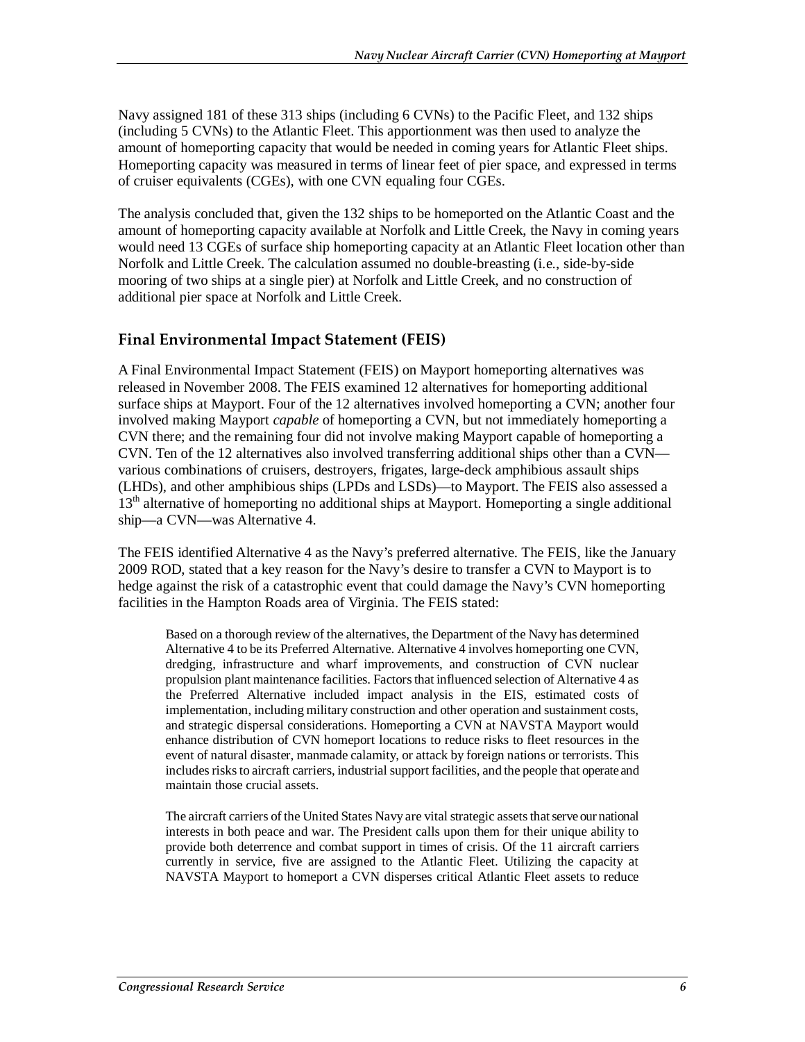Navy assigned 181 of these 313 ships (including 6 CVNs) to the Pacific Fleet, and 132 ships (including 5 CVNs) to the Atlantic Fleet. This apportionment was then used to analyze the amount of homeporting capacity that would be needed in coming years for Atlantic Fleet ships. Homeporting capacity was measured in terms of linear feet of pier space, and expressed in terms of cruiser equivalents (CGEs), with one CVN equaling four CGEs.

The analysis concluded that, given the 132 ships to be homeported on the Atlantic Coast and the amount of homeporting capacity available at Norfolk and Little Creek, the Navy in coming years would need 13 CGEs of surface ship homeporting capacity at an Atlantic Fleet location other than Norfolk and Little Creek. The calculation assumed no double-breasting (i.e., side-by-side mooring of two ships at a single pier) at Norfolk and Little Creek, and no construction of additional pier space at Norfolk and Little Creek.

## Final Environmental Impact Statement (FEIS)

A Final Environmental Impact Statement (FEIS) on Mayport homeporting alternatives was released in November 2008. The FEIS examined 12 alternatives for homeporting additional surface ships at Mayport. Four of the 12 alternatives involved homeporting a CVN; another four involved making Mayport *capable* of homeporting a CVN, but not immediately homeporting a CVN there; and the remaining four did not involve making Mayport capable of homeporting a CVN. Ten of the 12 alternatives also involved transferring additional ships other than a CVN—various combinations of cruisers, destroyers, frigates, large-deck amphibious assault ships (LHDs), and other amphibious ships (LPDs and LSDs)—to Mayport. The FEIS also assessed a 13th alternative of homeporting no additional ships at Mayport. Homeporting a single additional ship—a CVN—was Alternative 4.

The FEIS identified Alternative 4 as the Navy's preferred alternative. The FEIS, like the January 2009 ROD, stated that a key reason for the Navy's desire to transfer a CVN to Mayport is to hedge against the risk of a catastrophic event that could damage the Navy's CVN homeporting facilities in the Hampton Roads area of Virginia. The FEIS stated:

> Based on a thorough review of the alternatives, the Department of the Navy has determined Alternative 4 to be its Preferred Alternative. Alternative 4 involves homeporting one CVN, dredging, infrastructure and wharf improvements, and construction of CVN nuclear propulsion plant maintenance facilities. Factors that influenced selection of Alternative 4 as the Preferred Alternative included impact analysis in the EIS, estimated costs of implementation, including military construction and other operation and sustainment costs, and strategic dispersal considerations. Homeporting a CVN at NAVSTA Mayport would enhance distribution of CVN homeport locations to reduce risks to fleet resources in the event of natural disaster, manmade calamity, or attack by foreign nations or terrorists. This includes risks to aircraft carriers, industrial support facilities, and the people that operate and maintain those crucial assets.
>
> The aircraft carriers of the United States Navy are vital strategic assets that serve our national interests in both peace and war. The President calls upon them for their unique ability to provide both deterrence and combat support in times of crisis. Of the 11 aircraft carriers currently in service, five are assigned to the Atlantic Fleet. Utilizing the capacity at NAVSTA Mayport to homeport a CVN disperses critical Atlantic Fleet assets to reduce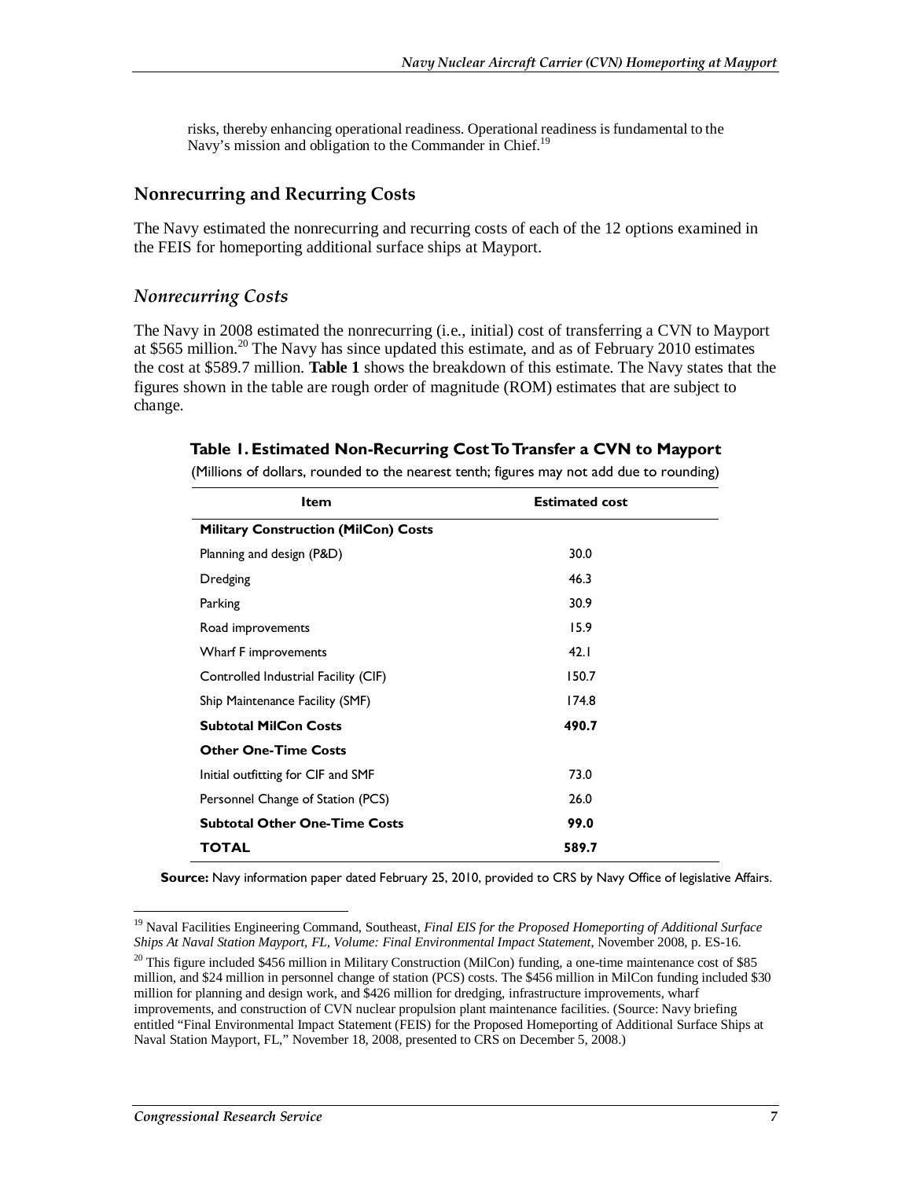risks, thereby enhancing operational readiness. Operational readiness is fundamental to the Navy's mission and obligation to the Commander in Chief.[19]

## Nonrecurring and Recurring Costs

The Navy estimated the nonrecurring and recurring costs of each of the 12 options examined in the FEIS for homeporting additional surface ships at Mayport.

### *Nonrecurring Costs*

The Navy in 2008 estimated the nonrecurring (i.e., initial) cost of transferring a CVN to Mayport at $565 million.[20] The Navy has since updated this estimate, and as of February 2010 estimates the cost at $589.7 million. **Table 1** shows the breakdown of this estimate. The Navy states that the figures shown in the table are rough order of magnitude (ROM) estimates that are subject to change.

**Table 1. Estimated Non-Recurring Cost To Transfer a CVN to Mayport**

(Millions of dollars, rounded to the nearest tenth; figures may not add due to rounding)

| Item | Estimated cost |
|---|---|
| **Military Construction (MilCon) Costs** | |
| Planning and design (P&D) | 30.0 |
| Dredging | 46.3 |
| Parking | 30.9 |
| Road improvements | 15.9 |
| Wharf F improvements | 42.1 |
| Controlled Industrial Facility (CIF) | 150.7 |
| Ship Maintenance Facility (SMF) | 174.8 |
| **Subtotal MilCon Costs** | **490.7** |
| **Other One-Time Costs** | |
| Initial outfitting for CIF and SMF | 73.0 |
| Personnel Change of Station (PCS) | 26.0 |
| **Subtotal Other One-Time Costs** | **99.0** |
| **TOTAL** | **589.7** |

**Source:** Navy information paper dated February 25, 2010, provided to CRS by Navy Office of legislative Affairs.

---

[19] Naval Facilities Engineering Command, Southeast, *Final EIS for the Proposed Homeporting of Additional Surface Ships At Naval Station Mayport, FL, Volume: Final Environmental Impact Statement*, November 2008, p. ES-16.

[20] This figure included $456 million in Military Construction (MilCon) funding, a one-time maintenance cost of $85 million, and $24 million in personnel change of station (PCS) costs. The $456 million in MilCon funding included $30 million for planning and design work, and $426 million for dredging, infrastructure improvements, wharf improvements, and construction of CVN nuclear propulsion plant maintenance facilities. (Source: Navy briefing entitled "Final Environmental Impact Statement (FEIS) for the Proposed Homeporting of Additional Surface Ships at Naval Station Mayport, FL," November 18, 2008, presented to CRS on December 5, 2008.)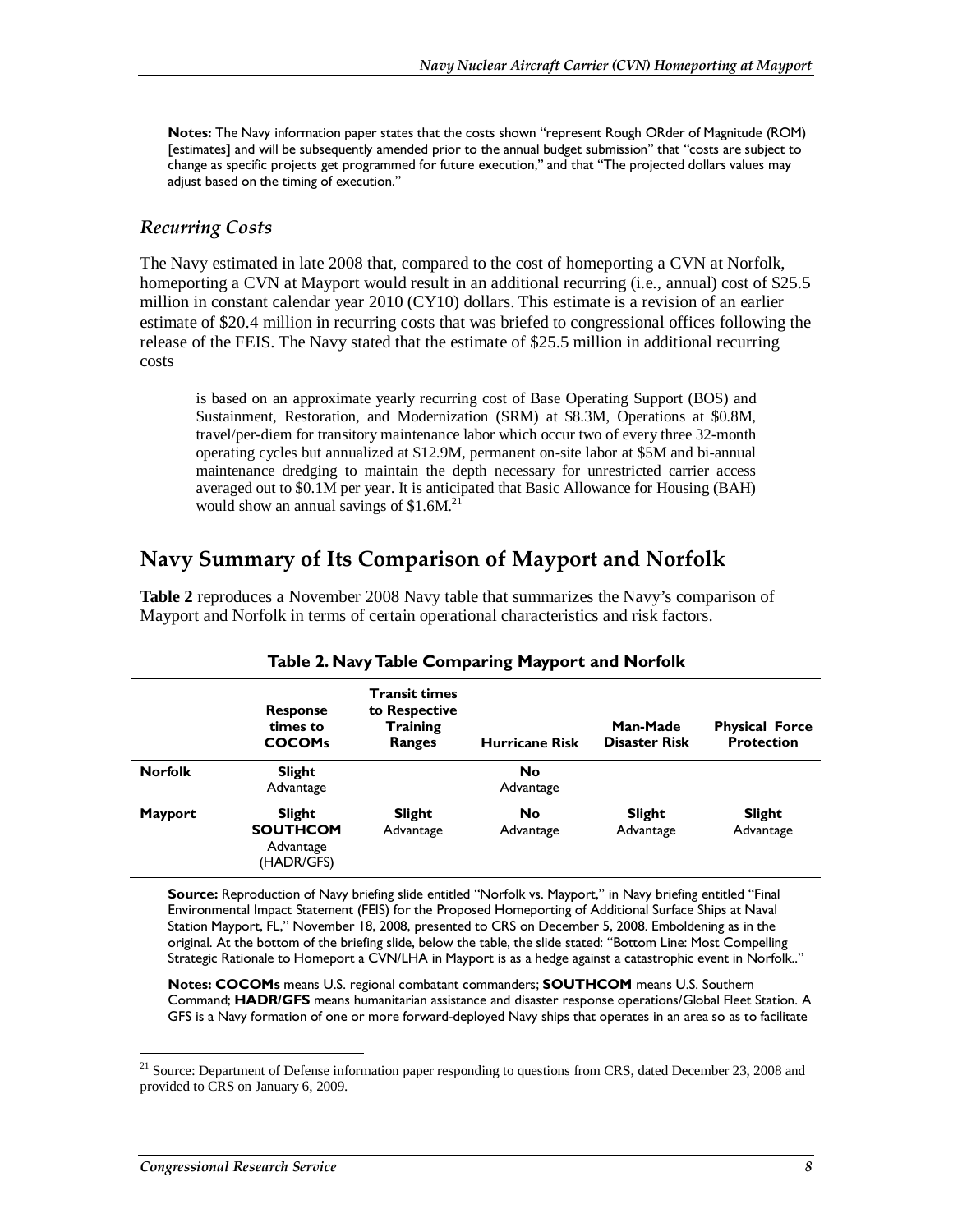**Notes:** The Navy information paper states that the costs shown "represent Rough ORder of Magnitude (ROM) [estimates] and will be subsequently amended prior to the annual budget submission" that "costs are subject to change as specific projects get programmed for future execution," and that "The projected dollars values may adjust based on the timing of execution."

### *Recurring Costs*

The Navy estimated in late 2008 that, compared to the cost of homeporting a CVN at Norfolk, homeporting a CVN at Mayport would result in an additional recurring (i.e., annual) cost of $25.5 million in constant calendar year 2010 (CY10) dollars. This estimate is a revision of an earlier estimate of $20.4 million in recurring costs that was briefed to congressional offices following the release of the FEIS. The Navy stated that the estimate of $25.5 million in additional recurring costs

> is based on an approximate yearly recurring cost of Base Operating Support (BOS) and Sustainment, Restoration, and Modernization (SRM) at $8.3M, Operations at $0.8M, travel/per-diem for transitory maintenance labor which occur two of every three 32-month operating cycles but annualized at $12.9M, permanent on-site labor at $5M and bi-annual maintenance dredging to maintain the depth necessary for unrestricted carrier access averaged out to $0.1M per year. It is anticipated that Basic Allowance for Housing (BAH) would show an annual savings of $1.6M.[21]

## Navy Summary of Its Comparison of Mayport and Norfolk

**Table 2** reproduces a November 2008 Navy table that summarizes the Navy's comparison of Mayport and Norfolk in terms of certain operational characteristics and risk factors.

**Table 2. Navy Table Comparing Mayport and Norfolk**

| | Response times to COCOMs | Transit times to Respective Training Ranges | Hurricane Risk | Man-Made Disaster Risk | Physical Force Protection |
|---|---|---|---|---|---|
| **Norfolk** | **Slight** Advantage | | **No** Advantage | | |
| **Mayport** | **Slight SOUTHCOM** Advantage (HADR/GFS) | **Slight** Advantage | **No** Advantage | **Slight** Advantage | **Slight** Advantage |

**Source:** Reproduction of Navy briefing slide entitled "Norfolk vs. Mayport," in Navy briefing entitled "Final Environmental Impact Statement (FEIS) for the Proposed Homeporting of Additional Surface Ships at Naval Station Mayport, FL," November 18, 2008, presented to CRS on December 5, 2008. Emboldening as in the original. At the bottom of the briefing slide, below the table, the slide stated: "Bottom Line: Most Compelling Strategic Rationale to Homeport a CVN/LHA in Mayport is as a hedge against a catastrophic event in Norfolk.."

**Notes: COCOMs** means U.S. regional combatant commanders; **SOUTHCOM** means U.S. Southern Command; **HADR/GFS** means humanitarian assistance and disaster response operations/Global Fleet Station. A GFS is a Navy formation of one or more forward-deployed Navy ships that operates in an area so as to facilitate

[21] Source: Department of Defense information paper responding to questions from CRS, dated December 23, 2008 and provided to CRS on January 6, 2009.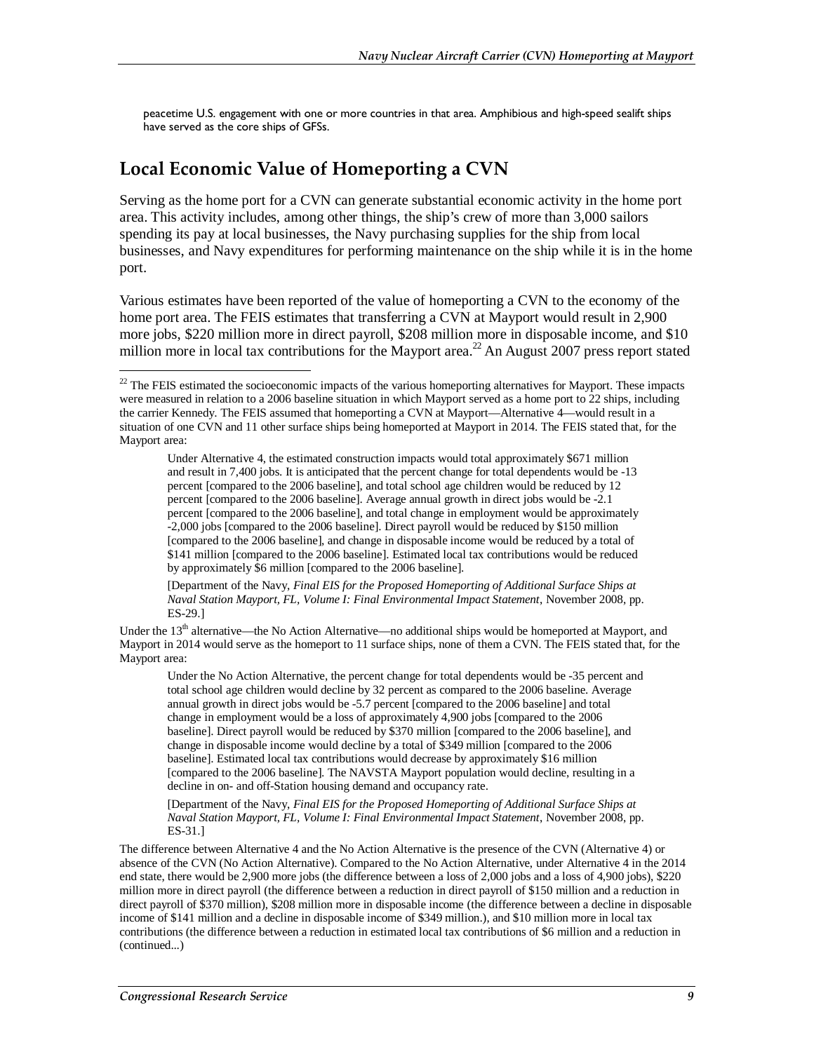peacetime U.S. engagement with one or more countries in that area. Amphibious and high-speed sealift ships have served as the core ships of GFSs.

## Local Economic Value of Homeporting a CVN

Serving as the home port for a CVN can generate substantial economic activity in the home port area. This activity includes, among other things, the ship's crew of more than 3,000 sailors spending its pay at local businesses, the Navy purchasing supplies for the ship from local businesses, and Navy expenditures for performing maintenance on the ship while it is in the home port.

Various estimates have been reported of the value of homeporting a CVN to the economy of the home port area. The FEIS estimates that transferring a CVN at Mayport would result in 2,900 more jobs, $220 million more in direct payroll, $208 million more in disposable income, and $10 million more in local tax contributions for the Mayport area.[22] An August 2007 press report stated

---

[22] The FEIS estimated the socioeconomic impacts of the various homeporting alternatives for Mayport. These impacts were measured in relation to a 2006 baseline situation in which Mayport served as a home port to 22 ships, including the carrier Kennedy. The FEIS assumed that homeporting a CVN at Mayport—Alternative 4—would result in a situation of one CVN and 11 other surface ships being homeported at Mayport in 2014. The FEIS stated that, for the Mayport area:

> Under Alternative 4, the estimated construction impacts would total approximately $671 million and result in 7,400 jobs. It is anticipated that the percent change for total dependents would be -13 percent [compared to the 2006 baseline], and total school age children would be reduced by 12 percent [compared to the 2006 baseline]. Average annual growth in direct jobs would be -2.1 percent [compared to the 2006 baseline], and total change in employment would be approximately -2,000 jobs [compared to the 2006 baseline]. Direct payroll would be reduced by $150 million [compared to the 2006 baseline], and change in disposable income would be reduced by a total of $141 million [compared to the 2006 baseline]. Estimated local tax contributions would be reduced by approximately $6 million [compared to the 2006 baseline].
>
> [Department of the Navy, *Final EIS for the Proposed Homeporting of Additional Surface Ships at Naval Station Mayport, FL, Volume I: Final Environmental Impact Statement*, November 2008, pp. ES-29.]

Under the 13th alternative—the No Action Alternative—no additional ships would be homeported at Mayport, and Mayport in 2014 would serve as the homeport to 11 surface ships, none of them a CVN. The FEIS stated that, for the Mayport area:

> Under the No Action Alternative, the percent change for total dependents would be -35 percent and total school age children would decline by 32 percent as compared to the 2006 baseline. Average annual growth in direct jobs would be -5.7 percent [compared to the 2006 baseline] and total change in employment would be a loss of approximately 4,900 jobs [compared to the 2006 baseline]. Direct payroll would be reduced by $370 million [compared to the 2006 baseline], and change in disposable income would decline by a total of $349 million [compared to the 2006 baseline]. Estimated local tax contributions would decrease by approximately $16 million [compared to the 2006 baseline]. The NAVSTA Mayport population would decline, resulting in a decline in on- and off-Station housing demand and occupancy rate.
>
> [Department of the Navy, *Final EIS for the Proposed Homeporting of Additional Surface Ships at Naval Station Mayport, FL, Volume I: Final Environmental Impact Statement*, November 2008, pp. ES-31.]

The difference between Alternative 4 and the No Action Alternative is the presence of the CVN (Alternative 4) or absence of the CVN (No Action Alternative). Compared to the No Action Alternative, under Alternative 4 in the 2014 end state, there would be 2,900 more jobs (the difference between a loss of 2,000 jobs and a loss of 4,900 jobs), $220 million more in direct payroll (the difference between a reduction in direct payroll of $150 million and a reduction in direct payroll of $370 million), $208 million more in disposable income (the difference between a decline in disposable income of $141 million and a decline in disposable income of $349 million.), and $10 million more in local tax contributions (the difference between a reduction in estimated local tax contributions of $6 million and a reduction in (continued...)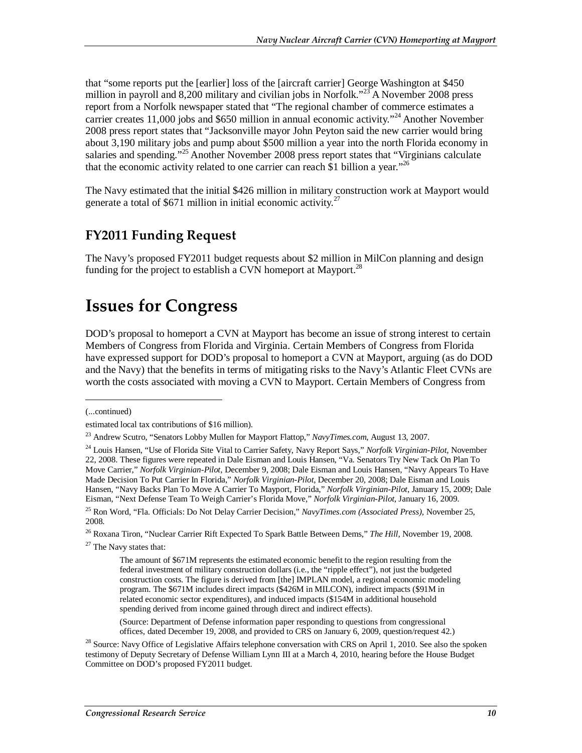that "some reports put the [earlier] loss of the [aircraft carrier] George Washington at $450 million in payroll and 8,200 military and civilian jobs in Norfolk."[23] A November 2008 press report from a Norfolk newspaper stated that "The regional chamber of commerce estimates a carrier creates 11,000 jobs and $650 million in annual economic activity."[24] Another November 2008 press report states that "Jacksonville mayor John Peyton said the new carrier would bring about 3,190 military jobs and pump about $500 million a year into the north Florida economy in salaries and spending."[25] Another November 2008 press report states that "Virginians calculate that the economic activity related to one carrier can reach $1 billion a year."[26]

The Navy estimated that the initial $426 million in military construction work at Mayport would generate a total of $671 million in initial economic activity.[27]

## FY2011 Funding Request

The Navy's proposed FY2011 budget requests about $2 million in MilCon planning and design funding for the project to establish a CVN homeport at Mayport.[28]

# Issues for Congress

DOD's proposal to homeport a CVN at Mayport has become an issue of strong interest to certain Members of Congress from Florida and Virginia. Certain Members of Congress from Florida have expressed support for DOD's proposal to homeport a CVN at Mayport, arguing (as do DOD and the Navy) that the benefits in terms of mitigating risks to the Navy's Atlantic Fleet CVNs are worth the costs associated with moving a CVN to Mayport. Certain Members of Congress from

---

(...continued)

estimated local tax contributions of $16 million).

[23] Andrew Scutro, "Senators Lobby Mullen for Mayport Flattop," *NavyTimes.com*, August 13, 2007.

[24] Louis Hansen, "Use of Florida Site Vital to Carrier Safety, Navy Report Says," *Norfolk Virginian-Pilot*, November 22, 2008. These figures were repeated in Dale Eisman and Louis Hansen, "Va. Senators Try New Tack On Plan To Move Carrier," *Norfolk Virginian-Pilot*, December 9, 2008; Dale Eisman and Louis Hansen, "Navy Appears To Have Made Decision To Put Carrier In Florida," *Norfolk Virginian-Pilot*, December 20, 2008; Dale Eisman and Louis Hansen, "Navy Backs Plan To Move A Carrier To Mayport, Florida," *Norfolk Virginian-Pilot*, January 15, 2009; Dale Eisman, "Next Defense Team To Weigh Carrier's Florida Move," *Norfolk Virginian-Pilot*, January 16, 2009.

[25] Ron Word, "Fla. Officials: Do Not Delay Carrier Decision," *NavyTimes.com (Associated Press)*, November 25, 2008.

[26] Roxana Tiron, "Nuclear Carrier Rift Expected To Spark Battle Between Dems," *The Hill*, November 19, 2008.

[27] The Navy states that:

> The amount of $671M represents the estimated economic benefit to the region resulting from the federal investment of military construction dollars (i.e., the "ripple effect"), not just the budgeted construction costs. The figure is derived from [the] IMPLAN model, a regional economic modeling program. The $671M includes direct impacts ($426M in MILCON), indirect impacts ($91M in related economic sector expenditures), and induced impacts ($154M in additional household spending derived from income gained through direct and indirect effects).
>
> (Source: Department of Defense information paper responding to questions from congressional offices, dated December 19, 2008, and provided to CRS on January 6, 2009, question/request 42.)

[28] Source: Navy Office of Legislative Affairs telephone conversation with CRS on April 1, 2010. See also the spoken testimony of Deputy Secretary of Defense William Lynn III at a March 4, 2010, hearing before the House Budget Committee on DOD's proposed FY2011 budget.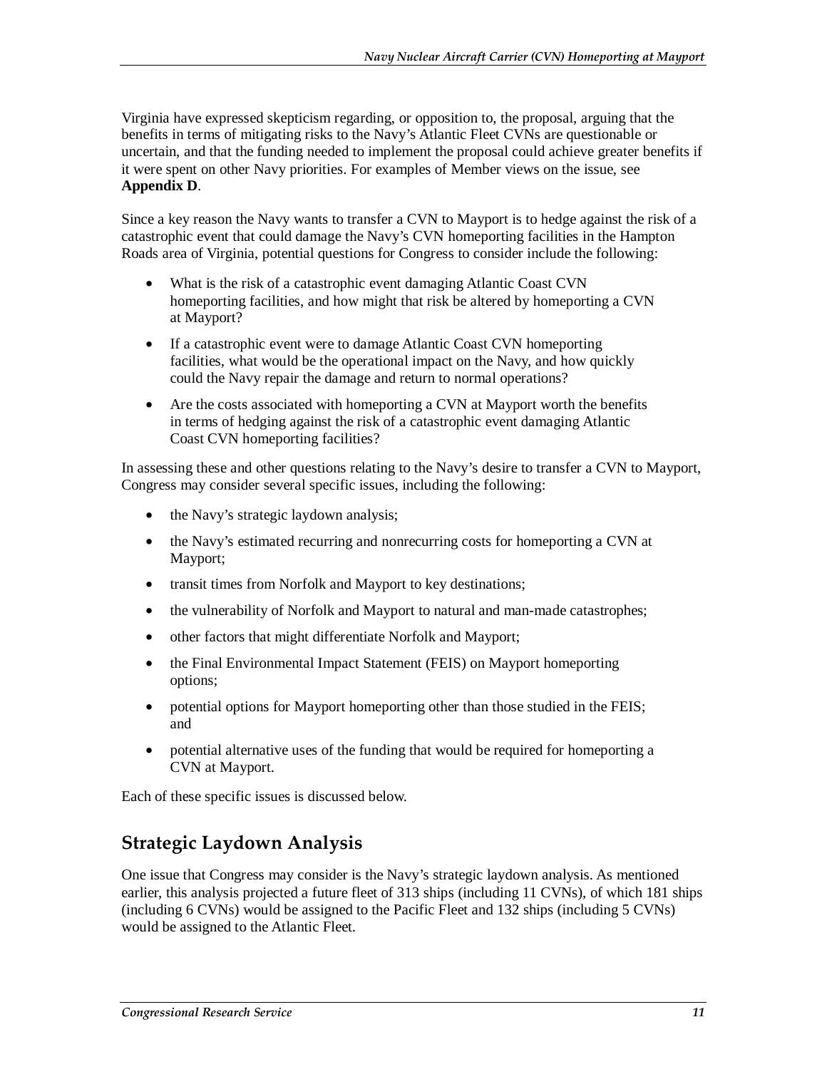Virginia have expressed skepticism regarding, or opposition to, the proposal, arguing that the benefits in terms of mitigating risks to the Navy's Atlantic Fleet CVNs are questionable or uncertain, and that the funding needed to implement the proposal could achieve greater benefits if it were spent on other Navy priorities. For examples of Member views on the issue, see **Appendix D**.

Since a key reason the Navy wants to transfer a CVN to Mayport is to hedge against the risk of a catastrophic event that could damage the Navy's CVN homeporting facilities in the Hampton Roads area of Virginia, potential questions for Congress to consider include the following:

- What is the risk of a catastrophic event damaging Atlantic Coast CVN homeporting facilities, and how might that risk be altered by homeporting a CVN at Mayport?
- If a catastrophic event were to damage Atlantic Coast CVN homeporting facilities, what would be the operational impact on the Navy, and how quickly could the Navy repair the damage and return to normal operations?
- Are the costs associated with homeporting a CVN at Mayport worth the benefits in terms of hedging against the risk of a catastrophic event damaging Atlantic Coast CVN homeporting facilities?

In assessing these and other questions relating to the Navy's desire to transfer a CVN to Mayport, Congress may consider several specific issues, including the following:

- the Navy's strategic laydown analysis;
- the Navy's estimated recurring and nonrecurring costs for homeporting a CVN at Mayport;
- transit times from Norfolk and Mayport to key destinations;
- the vulnerability of Norfolk and Mayport to natural and man-made catastrophes;
- other factors that might differentiate Norfolk and Mayport;
- the Final Environmental Impact Statement (FEIS) on Mayport homeporting options;
- potential options for Mayport homeporting other than those studied in the FEIS; and
- potential alternative uses of the funding that would be required for homeporting a CVN at Mayport.

Each of these specific issues is discussed below.

## Strategic Laydown Analysis

One issue that Congress may consider is the Navy's strategic laydown analysis. As mentioned earlier, this analysis projected a future fleet of 313 ships (including 11 CVNs), of which 181 ships (including 6 CVNs) would be assigned to the Pacific Fleet and 132 ships (including 5 CVNs) would be assigned to the Atlantic Fleet.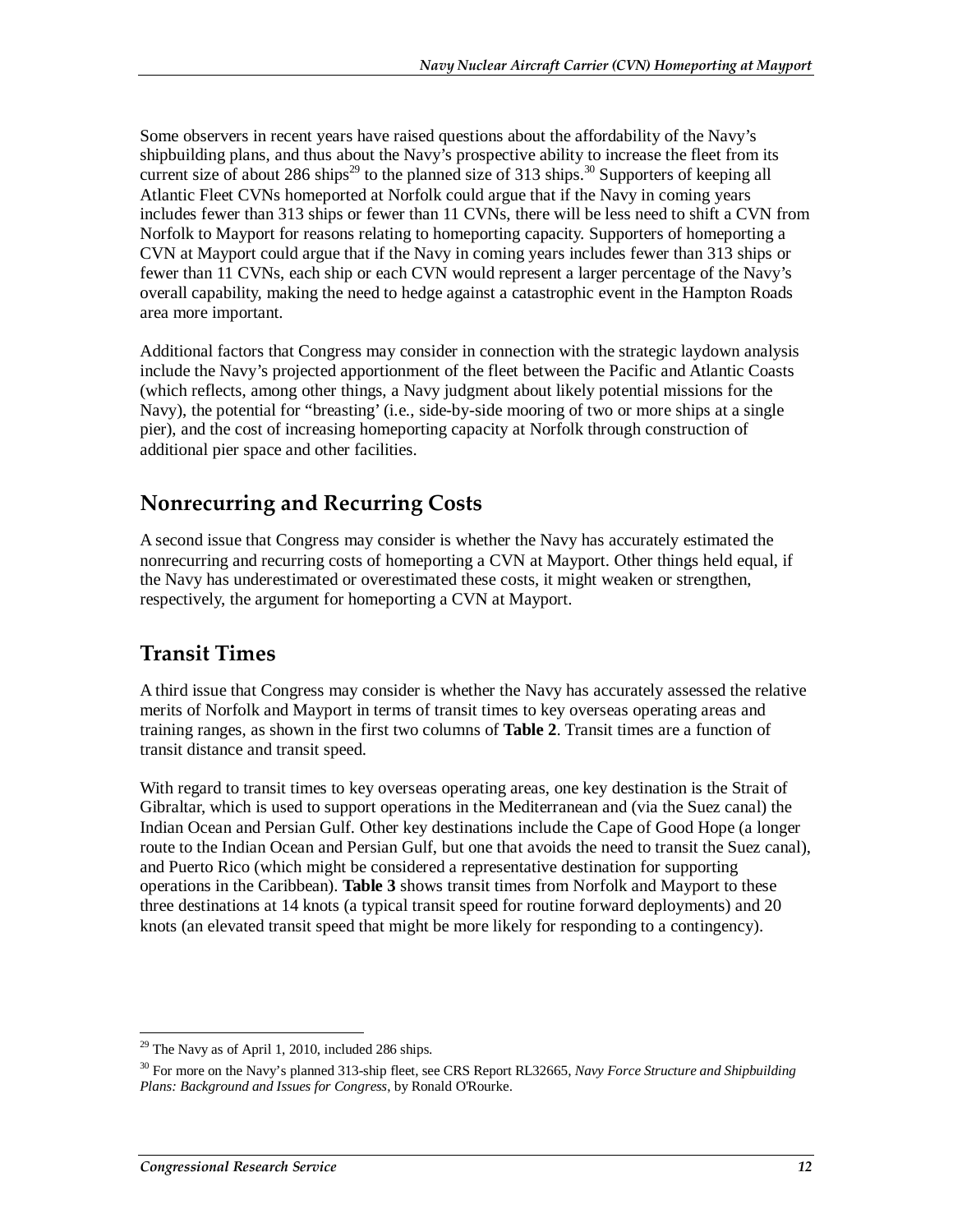Some observers in recent years have raised questions about the affordability of the Navy's shipbuilding plans, and thus about the Navy's prospective ability to increase the fleet from its current size of about 286 ships[29] to the planned size of 313 ships.[30] Supporters of keeping all Atlantic Fleet CVNs homeported at Norfolk could argue that if the Navy in coming years includes fewer than 313 ships or fewer than 11 CVNs, there will be less need to shift a CVN from Norfolk to Mayport for reasons relating to homeporting capacity. Supporters of homeporting a CVN at Mayport could argue that if the Navy in coming years includes fewer than 313 ships or fewer than 11 CVNs, each ship or each CVN would represent a larger percentage of the Navy's overall capability, making the need to hedge against a catastrophic event in the Hampton Roads area more important.

Additional factors that Congress may consider in connection with the strategic laydown analysis include the Navy's projected apportionment of the fleet between the Pacific and Atlantic Coasts (which reflects, among other things, a Navy judgment about likely potential missions for the Navy), the potential for "breasting' (i.e., side-by-side mooring of two or more ships at a single pier), and the cost of increasing homeporting capacity at Norfolk through construction of additional pier space and other facilities.

## Nonrecurring and Recurring Costs

A second issue that Congress may consider is whether the Navy has accurately estimated the nonrecurring and recurring costs of homeporting a CVN at Mayport. Other things held equal, if the Navy has underestimated or overestimated these costs, it might weaken or strengthen, respectively, the argument for homeporting a CVN at Mayport.

## Transit Times

A third issue that Congress may consider is whether the Navy has accurately assessed the relative merits of Norfolk and Mayport in terms of transit times to key overseas operating areas and training ranges, as shown in the first two columns of **Table 2**. Transit times are a function of transit distance and transit speed.

With regard to transit times to key overseas operating areas, one key destination is the Strait of Gibraltar, which is used to support operations in the Mediterranean and (via the Suez canal) the Indian Ocean and Persian Gulf. Other key destinations include the Cape of Good Hope (a longer route to the Indian Ocean and Persian Gulf, but one that avoids the need to transit the Suez canal), and Puerto Rico (which might be considered a representative destination for supporting operations in the Caribbean). **Table 3** shows transit times from Norfolk and Mayport to these three destinations at 14 knots (a typical transit speed for routine forward deployments) and 20 knots (an elevated transit speed that might be more likely for responding to a contingency).

---

[29] The Navy as of April 1, 2010, included 286 ships.

[30] For more on the Navy's planned 313-ship fleet, see CRS Report RL32665, *Navy Force Structure and Shipbuilding Plans: Background and Issues for Congress*, by Ronald O'Rourke.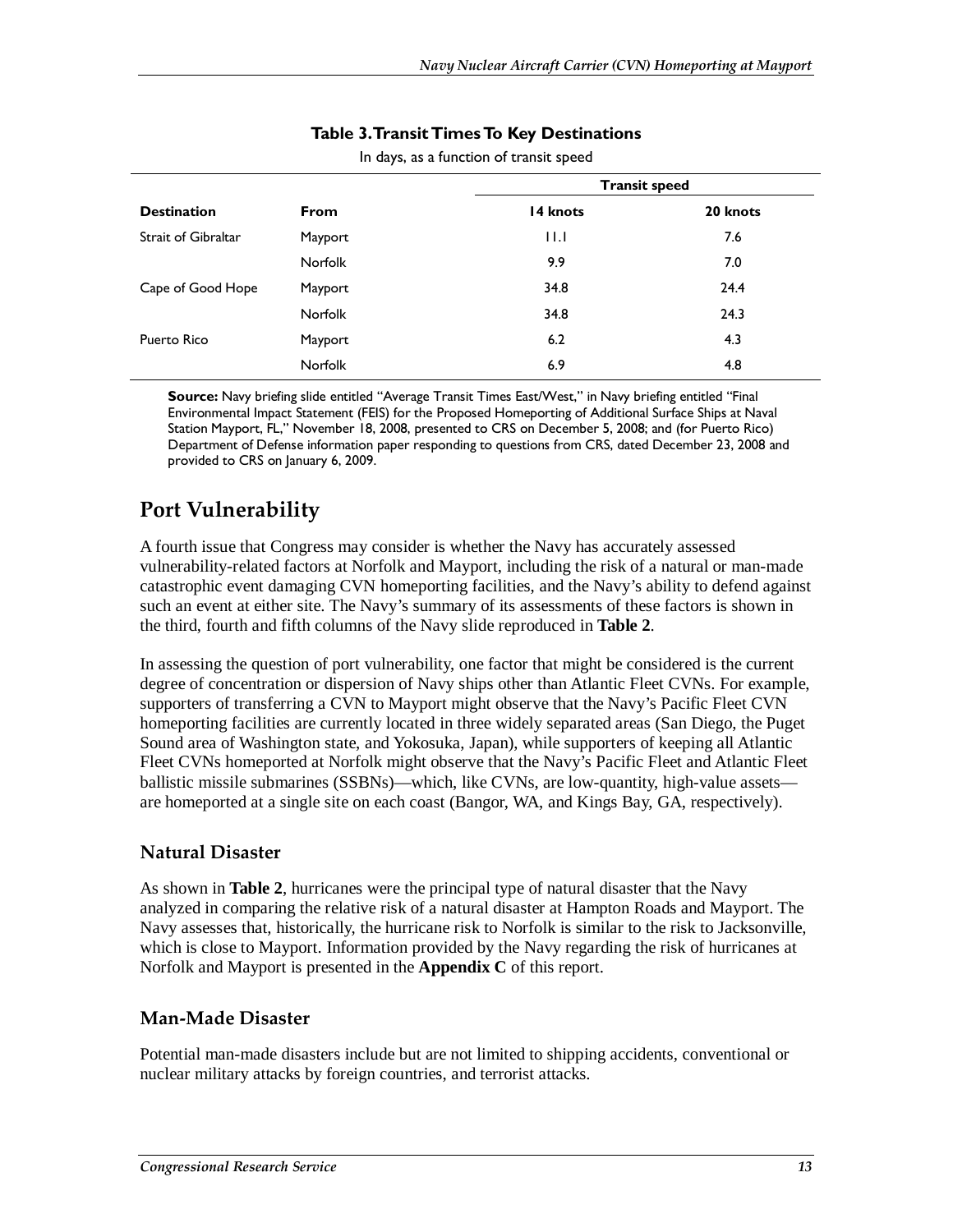**Table 3. Transit Times To Key Destinations**

In days, as a function of transit speed

| | | Transit speed | |
|---|---|---|---|
| **Destination** | **From** | **14 knots** | **20 knots** |
| Strait of Gibraltar | Mayport | 11.1 | 7.6 |
| | Norfolk | 9.9 | 7.0 |
| Cape of Good Hope | Mayport | 34.8 | 24.4 |
| | Norfolk | 34.8 | 24.3 |
| Puerto Rico | Mayport | 6.2 | 4.3 |
| | Norfolk | 6.9 | 4.8 |

**Source:** Navy briefing slide entitled "Average Transit Times East/West," in Navy briefing entitled "Final Environmental Impact Statement (FEIS) for the Proposed Homeporting of Additional Surface Ships at Naval Station Mayport, FL," November 18, 2008, presented to CRS on December 5, 2008; and (for Puerto Rico) Department of Defense information paper responding to questions from CRS, dated December 23, 2008 and provided to CRS on January 6, 2009.

## Port Vulnerability

A fourth issue that Congress may consider is whether the Navy has accurately assessed vulnerability-related factors at Norfolk and Mayport, including the risk of a natural or man-made catastrophic event damaging CVN homeporting facilities, and the Navy's ability to defend against such an event at either site. The Navy's summary of its assessments of these factors is shown in the third, fourth and fifth columns of the Navy slide reproduced in **Table 2**.

In assessing the question of port vulnerability, one factor that might be considered is the current degree of concentration or dispersion of Navy ships other than Atlantic Fleet CVNs. For example, supporters of transferring a CVN to Mayport might observe that the Navy's Pacific Fleet CVN homeporting facilities are currently located in three widely separated areas (San Diego, the Puget Sound area of Washington state, and Yokosuka, Japan), while supporters of keeping all Atlantic Fleet CVNs homeported at Norfolk might observe that the Navy's Pacific Fleet and Atlantic Fleet ballistic missile submarines (SSBNs)—which, like CVNs, are low-quantity, high-value assets—are homeported at a single site on each coast (Bangor, WA, and Kings Bay, GA, respectively).

### Natural Disaster

As shown in **Table 2**, hurricanes were the principal type of natural disaster that the Navy analyzed in comparing the relative risk of a natural disaster at Hampton Roads and Mayport. The Navy assesses that, historically, the hurricane risk to Norfolk is similar to the risk to Jacksonville, which is close to Mayport. Information provided by the Navy regarding the risk of hurricanes at Norfolk and Mayport is presented in the **Appendix C** of this report.

### Man-Made Disaster

Potential man-made disasters include but are not limited to shipping accidents, conventional or nuclear military attacks by foreign countries, and terrorist attacks.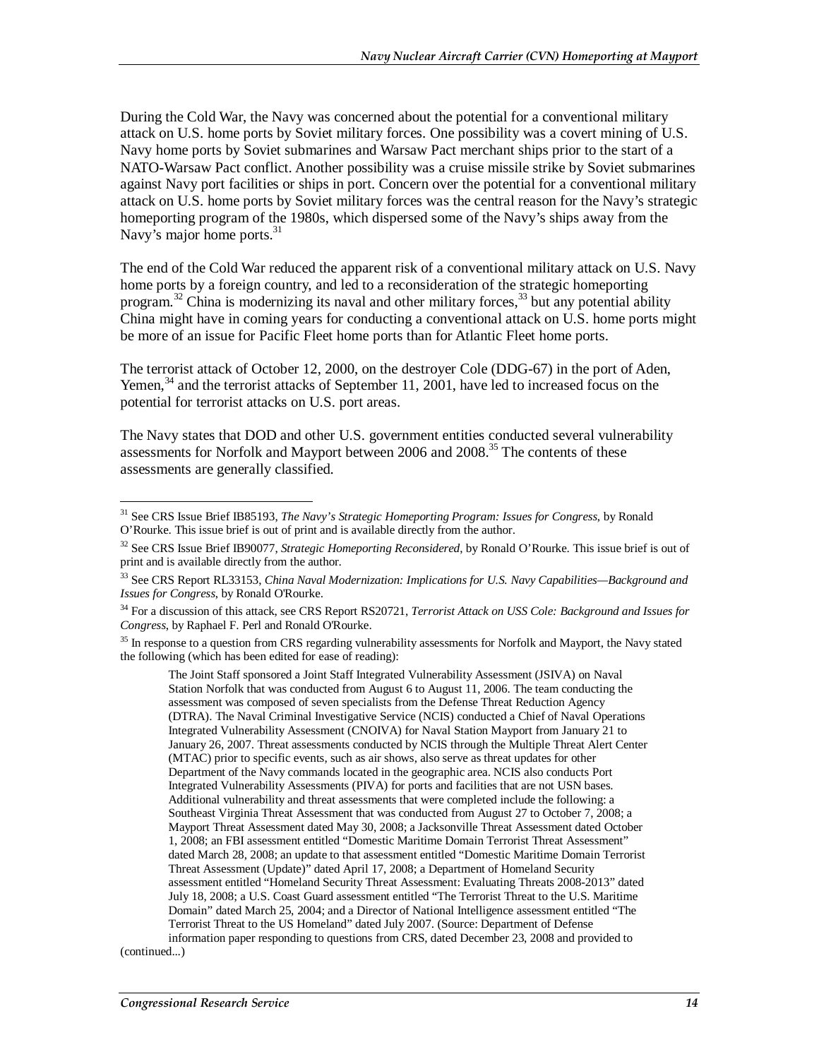During the Cold War, the Navy was concerned about the potential for a conventional military attack on U.S. home ports by Soviet military forces. One possibility was a covert mining of U.S. Navy home ports by Soviet submarines and Warsaw Pact merchant ships prior to the start of a NATO-Warsaw Pact conflict. Another possibility was a cruise missile strike by Soviet submarines against Navy port facilities or ships in port. Concern over the potential for a conventional military attack on U.S. home ports by Soviet military forces was the central reason for the Navy's strategic homeporting program of the 1980s, which dispersed some of the Navy's ships away from the Navy's major home ports.[31]

The end of the Cold War reduced the apparent risk of a conventional military attack on U.S. Navy home ports by a foreign country, and led to a reconsideration of the strategic homeporting program.[32] China is modernizing its naval and other military forces,[33] but any potential ability China might have in coming years for conducting a conventional attack on U.S. home ports might be more of an issue for Pacific Fleet home ports than for Atlantic Fleet home ports.

The terrorist attack of October 12, 2000, on the destroyer Cole (DDG-67) in the port of Aden, Yemen,[34] and the terrorist attacks of September 11, 2001, have led to increased focus on the potential for terrorist attacks on U.S. port areas.

The Navy states that DOD and other U.S. government entities conducted several vulnerability assessments for Norfolk and Mayport between 2006 and 2008.[35] The contents of these assessments are generally classified.

---

[31] See CRS Issue Brief IB85193, *The Navy's Strategic Homeporting Program: Issues for Congress*, by Ronald O'Rourke. This issue brief is out of print and is available directly from the author.

[32] See CRS Issue Brief IB90077, *Strategic Homeporting Reconsidered*, by Ronald O'Rourke. This issue brief is out of print and is available directly from the author.

[33] See CRS Report RL33153, *China Naval Modernization: Implications for U.S. Navy Capabilities—Background and Issues for Congress*, by Ronald O'Rourke.

[34] For a discussion of this attack, see CRS Report RS20721, *Terrorist Attack on USS Cole: Background and Issues for Congress*, by Raphael F. Perl and Ronald O'Rourke.

[35] In response to a question from CRS regarding vulnerability assessments for Norfolk and Mayport, the Navy stated the following (which has been edited for ease of reading):

> The Joint Staff sponsored a Joint Staff Integrated Vulnerability Assessment (JSIVA) on Naval Station Norfolk that was conducted from August 6 to August 11, 2006. The team conducting the assessment was composed of seven specialists from the Defense Threat Reduction Agency (DTRA). The Naval Criminal Investigative Service (NCIS) conducted a Chief of Naval Operations Integrated Vulnerability Assessment (CNOIVA) for Naval Station Mayport from January 21 to January 26, 2007. Threat assessments conducted by NCIS through the Multiple Threat Alert Center (MTAC) prior to specific events, such as air shows, also serve as threat updates for other Department of the Navy commands located in the geographic area. NCIS also conducts Port Integrated Vulnerability Assessments (PIVA) for ports and facilities that are not USN bases. Additional vulnerability and threat assessments that were completed include the following: a Southeast Virginia Threat Assessment that was conducted from August 27 to October 7, 2008; a Mayport Threat Assessment dated May 30, 2008; a Jacksonville Threat Assessment dated October 1, 2008; an FBI assessment entitled "Domestic Maritime Domain Terrorist Threat Assessment" dated March 28, 2008; an update to that assessment entitled "Domestic Maritime Domain Terrorist Threat Assessment (Update)" dated April 17, 2008; a Department of Homeland Security assessment entitled "Homeland Security Threat Assessment: Evaluating Threats 2008-2013" dated July 18, 2008; a U.S. Coast Guard assessment entitled "The Terrorist Threat to the U.S. Maritime Domain" dated March 25, 2004; and a Director of National Intelligence assessment entitled "The Terrorist Threat to the US Homeland" dated July 2007. (Source: Department of Defense information paper responding to questions from CRS, dated December 23, 2008 and provided to

(continued...)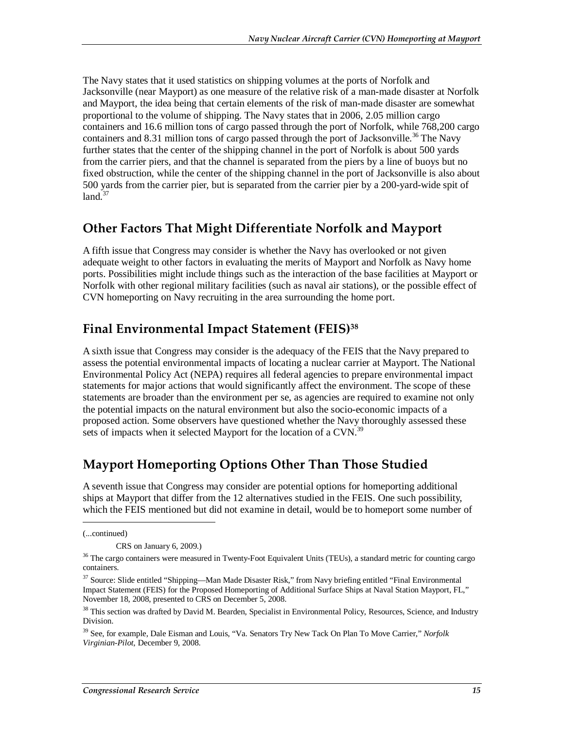The Navy states that it used statistics on shipping volumes at the ports of Norfolk and Jacksonville (near Mayport) as one measure of the relative risk of a man-made disaster at Norfolk and Mayport, the idea being that certain elements of the risk of man-made disaster are somewhat proportional to the volume of shipping. The Navy states that in 2006, 2.05 million cargo containers and 16.6 million tons of cargo passed through the port of Norfolk, while 768,200 cargo containers and 8.31 million tons of cargo passed through the port of Jacksonville.[36] The Navy further states that the center of the shipping channel in the port of Norfolk is about 500 yards from the carrier piers, and that the channel is separated from the piers by a line of buoys but no fixed obstruction, while the center of the shipping channel in the port of Jacksonville is also about 500 yards from the carrier pier, but is separated from the carrier pier by a 200-yard-wide spit of land.[37]

## Other Factors That Might Differentiate Norfolk and Mayport

A fifth issue that Congress may consider is whether the Navy has overlooked or not given adequate weight to other factors in evaluating the merits of Mayport and Norfolk as Navy home ports. Possibilities might include things such as the interaction of the base facilities at Mayport or Norfolk with other regional military facilities (such as naval air stations), or the possible effect of CVN homeporting on Navy recruiting in the area surrounding the home port.

## Final Environmental Impact Statement (FEIS)[38]

A sixth issue that Congress may consider is the adequacy of the FEIS that the Navy prepared to assess the potential environmental impacts of locating a nuclear carrier at Mayport. The National Environmental Policy Act (NEPA) requires all federal agencies to prepare environmental impact statements for major actions that would significantly affect the environment. The scope of these statements are broader than the environment per se, as agencies are required to examine not only the potential impacts on the natural environment but also the socio-economic impacts of a proposed action. Some observers have questioned whether the Navy thoroughly assessed these sets of impacts when it selected Mayport for the location of a CVN.[39]

## Mayport Homeporting Options Other Than Those Studied

A seventh issue that Congress may consider are potential options for homeporting additional ships at Mayport that differ from the 12 alternatives studied in the FEIS. One such possibility, which the FEIS mentioned but did not examine in detail, would be to homeport some number of

---

(...continued)

CRS on January 6, 2009.)

[36] The cargo containers were measured in Twenty-Foot Equivalent Units (TEUs), a standard metric for counting cargo containers.

[37] Source: Slide entitled "Shipping—Man Made Disaster Risk," from Navy briefing entitled "Final Environmental Impact Statement (FEIS) for the Proposed Homeporting of Additional Surface Ships at Naval Station Mayport, FL," November 18, 2008, presented to CRS on December 5, 2008.

[38] This section was drafted by David M. Bearden, Specialist in Environmental Policy, Resources, Science, and Industry Division.

[39] See, for example, Dale Eisman and Louis, "Va. Senators Try New Tack On Plan To Move Carrier," *Norfolk Virginian-Pilot*, December 9, 2008.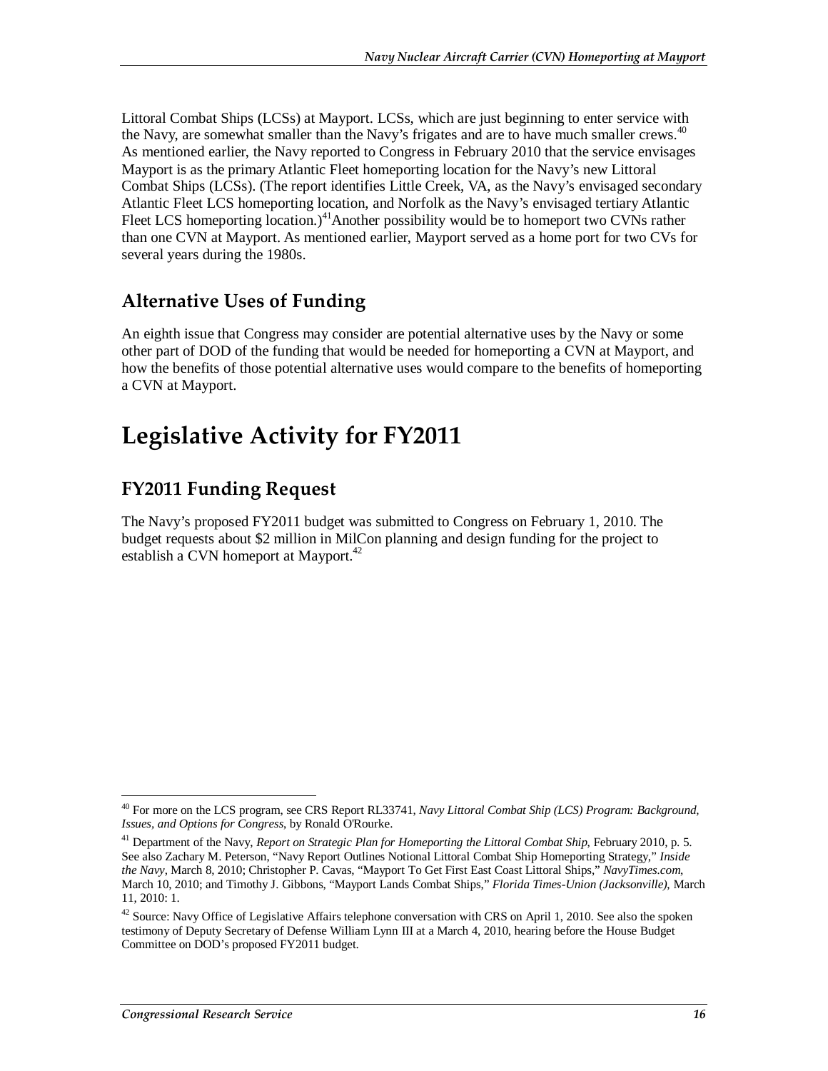Littoral Combat Ships (LCSs) at Mayport. LCSs, which are just beginning to enter service with the Navy, are somewhat smaller than the Navy's frigates and are to have much smaller crews.[40] As mentioned earlier, the Navy reported to Congress in February 2010 that the service envisages Mayport is as the primary Atlantic Fleet homeporting location for the Navy's new Littoral Combat Ships (LCSs). (The report identifies Little Creek, VA, as the Navy's envisaged secondary Atlantic Fleet LCS homeporting location, and Norfolk as the Navy's envisaged tertiary Atlantic Fleet LCS homeporting location.)[41]Another possibility would be to homeport two CVNs rather than one CVN at Mayport. As mentioned earlier, Mayport served as a home port for two CVs for several years during the 1980s.

## Alternative Uses of Funding

An eighth issue that Congress may consider are potential alternative uses by the Navy or some other part of DOD of the funding that would be needed for homeporting a CVN at Mayport, and how the benefits of those potential alternative uses would compare to the benefits of homeporting a CVN at Mayport.

# Legislative Activity for FY2011

## FY2011 Funding Request

The Navy's proposed FY2011 budget was submitted to Congress on February 1, 2010. The budget requests about $2 million in MilCon planning and design funding for the project to establish a CVN homeport at Mayport.[42]

---

[40] For more on the LCS program, see CRS Report RL33741, *Navy Littoral Combat Ship (LCS) Program: Background, Issues, and Options for Congress*, by Ronald O'Rourke.

[41] Department of the Navy, *Report on Strategic Plan for Homeporting the Littoral Combat Ship*, February 2010, p. 5. See also Zachary M. Peterson, "Navy Report Outlines Notional Littoral Combat Ship Homeporting Strategy," *Inside the Navy*, March 8, 2010; Christopher P. Cavas, "Mayport To Get First East Coast Littoral Ships," *NavyTimes.com*, March 10, 2010; and Timothy J. Gibbons, "Mayport Lands Combat Ships," *Florida Times-Union (Jacksonville)*, March 11, 2010: 1.

[42] Source: Navy Office of Legislative Affairs telephone conversation with CRS on April 1, 2010. See also the spoken testimony of Deputy Secretary of Defense William Lynn III at a March 4, 2010, hearing before the House Budget Committee on DOD's proposed FY2011 budget.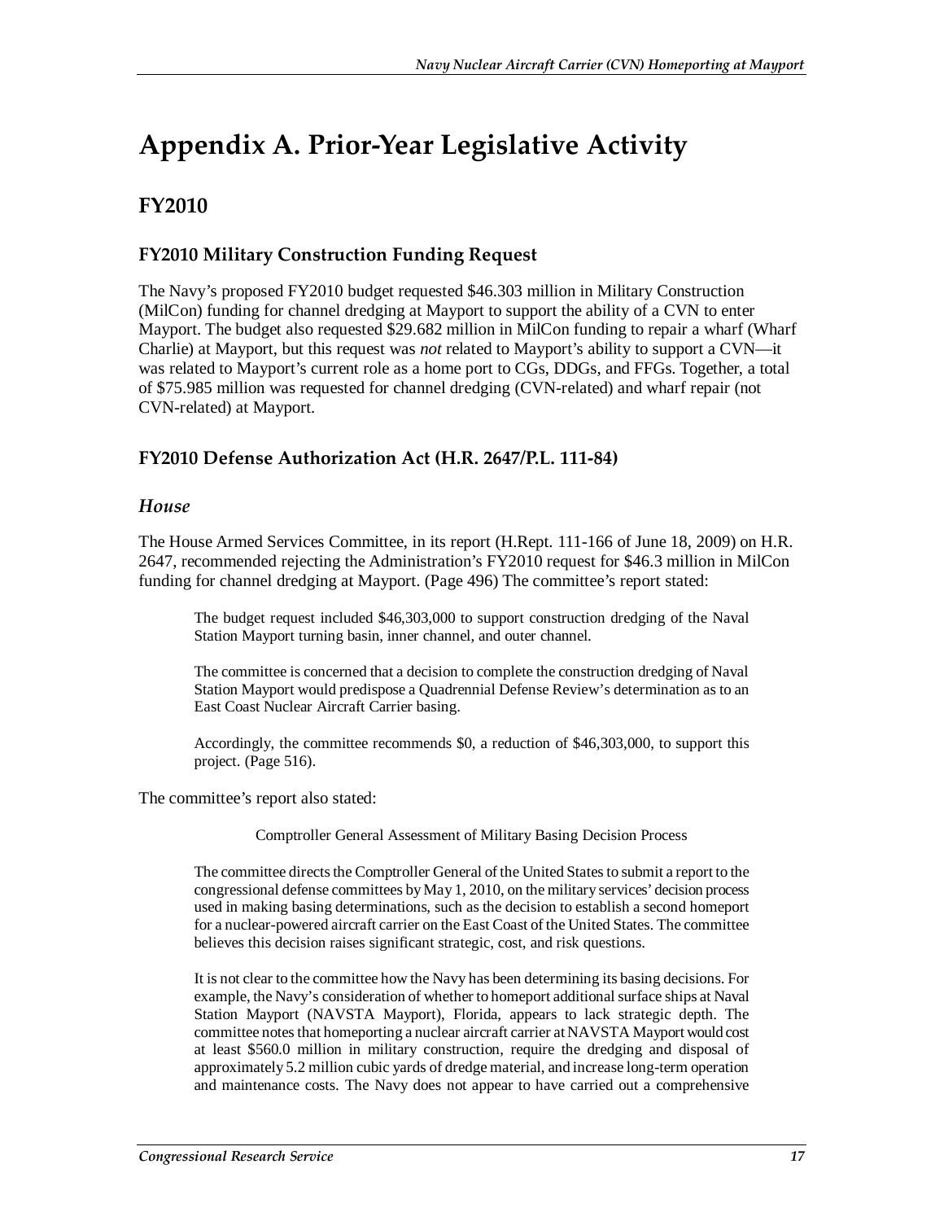# Appendix A. Prior-Year Legislative Activity

## FY2010

### FY2010 Military Construction Funding Request

The Navy's proposed FY2010 budget requested $46.303 million in Military Construction (MilCon) funding for channel dredging at Mayport to support the ability of a CVN to enter Mayport. The budget also requested $29.682 million in MilCon funding to repair a wharf (Wharf Charlie) at Mayport, but this request was *not* related to Mayport's ability to support a CVN—it was related to Mayport's current role as a home port to CGs, DDGs, and FFGs. Together, a total of $75.985 million was requested for channel dredging (CVN-related) and wharf repair (not CVN-related) at Mayport.

### FY2010 Defense Authorization Act (H.R. 2647/P.L. 111-84)

#### *House*

The House Armed Services Committee, in its report (H.Rept. 111-166 of June 18, 2009) on H.R. 2647, recommended rejecting the Administration's FY2010 request for $46.3 million in MilCon funding for channel dredging at Mayport. (Page 496) The committee's report stated:

> The budget request included $46,303,000 to support construction dredging of the Naval Station Mayport turning basin, inner channel, and outer channel.
>
> The committee is concerned that a decision to complete the construction dredging of Naval Station Mayport would predispose a Quadrennial Defense Review's determination as to an East Coast Nuclear Aircraft Carrier basing.
>
> Accordingly, the committee recommends $0, a reduction of $46,303,000, to support this project. (Page 516).

The committee's report also stated:

> Comptroller General Assessment of Military Basing Decision Process
>
> The committee directs the Comptroller General of the United States to submit a report to the congressional defense committees by May 1, 2010, on the military services' decision process used in making basing determinations, such as the decision to establish a second homeport for a nuclear-powered aircraft carrier on the East Coast of the United States. The committee believes this decision raises significant strategic, cost, and risk questions.
>
> It is not clear to the committee how the Navy has been determining its basing decisions. For example, the Navy's consideration of whether to homeport additional surface ships at Naval Station Mayport (NAVSTA Mayport), Florida, appears to lack strategic depth. The committee notes that homeporting a nuclear aircraft carrier at NAVSTA Mayport would cost at least $560.0 million in military construction, require the dredging and disposal of approximately 5.2 million cubic yards of dredge material, and increase long-term operation and maintenance costs. The Navy does not appear to have carried out a comprehensive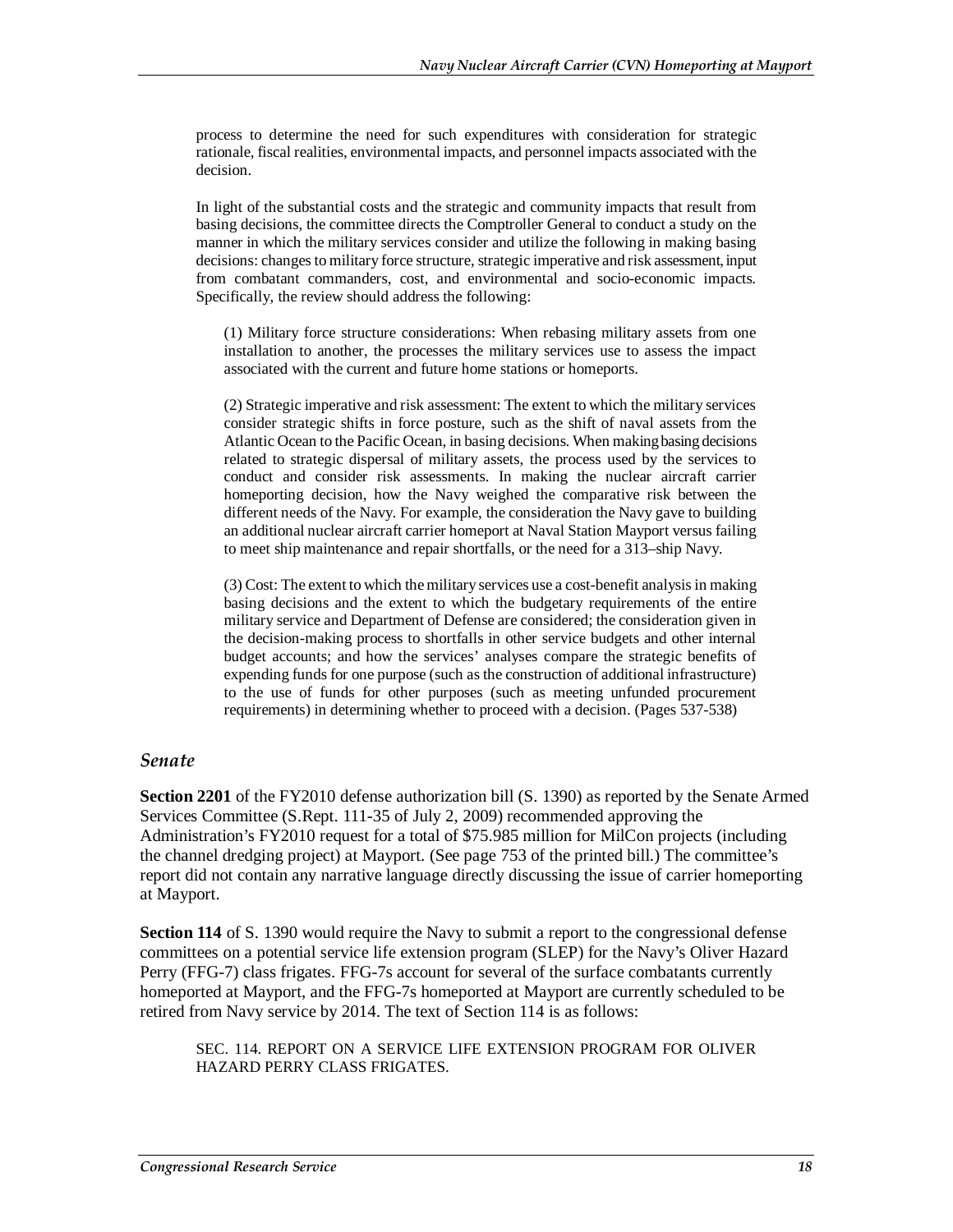process to determine the need for such expenditures with consideration for strategic rationale, fiscal realities, environmental impacts, and personnel impacts associated with the decision.

In light of the substantial costs and the strategic and community impacts that result from basing decisions, the committee directs the Comptroller General to conduct a study on the manner in which the military services consider and utilize the following in making basing decisions: changes to military force structure, strategic imperative and risk assessment, input from combatant commanders, cost, and environmental and socio-economic impacts. Specifically, the review should address the following:

> (1) Military force structure considerations: When rebasing military assets from one installation to another, the processes the military services use to assess the impact associated with the current and future home stations or homeports.
>
> (2) Strategic imperative and risk assessment: The extent to which the military services consider strategic shifts in force posture, such as the shift of naval assets from the Atlantic Ocean to the Pacific Ocean, in basing decisions. When making basing decisions related to strategic dispersal of military assets, the process used by the services to conduct and consider risk assessments. In making the nuclear aircraft carrier homeporting decision, how the Navy weighed the comparative risk between the different needs of the Navy. For example, the consideration the Navy gave to building an additional nuclear aircraft carrier homeport at Naval Station Mayport versus failing to meet ship maintenance and repair shortfalls, or the need for a 313–ship Navy.
>
> (3) Cost: The extent to which the military services use a cost-benefit analysis in making basing decisions and the extent to which the budgetary requirements of the entire military service and Department of Defense are considered; the consideration given in the decision-making process to shortfalls in other service budgets and other internal budget accounts; and how the services' analyses compare the strategic benefits of expending funds for one purpose (such as the construction of additional infrastructure) to the use of funds for other purposes (such as meeting unfunded procurement requirements) in determining whether to proceed with a decision. (Pages 537-538)

### *Senate*

**Section 2201** of the FY2010 defense authorization bill (S. 1390) as reported by the Senate Armed Services Committee (S.Rept. 111-35 of July 2, 2009) recommended approving the Administration's FY2010 request for a total of $75.985 million for MilCon projects (including the channel dredging project) at Mayport. (See page 753 of the printed bill.) The committee's report did not contain any narrative language directly discussing the issue of carrier homeporting at Mayport.

**Section 114** of S. 1390 would require the Navy to submit a report to the congressional defense committees on a potential service life extension program (SLEP) for the Navy's Oliver Hazard Perry (FFG-7) class frigates. FFG-7s account for several of the surface combatants currently homeported at Mayport, and the FFG-7s homeported at Mayport are currently scheduled to be retired from Navy service by 2014. The text of Section 114 is as follows:

> SEC. 114. REPORT ON A SERVICE LIFE EXTENSION PROGRAM FOR OLIVER HAZARD PERRY CLASS FRIGATES.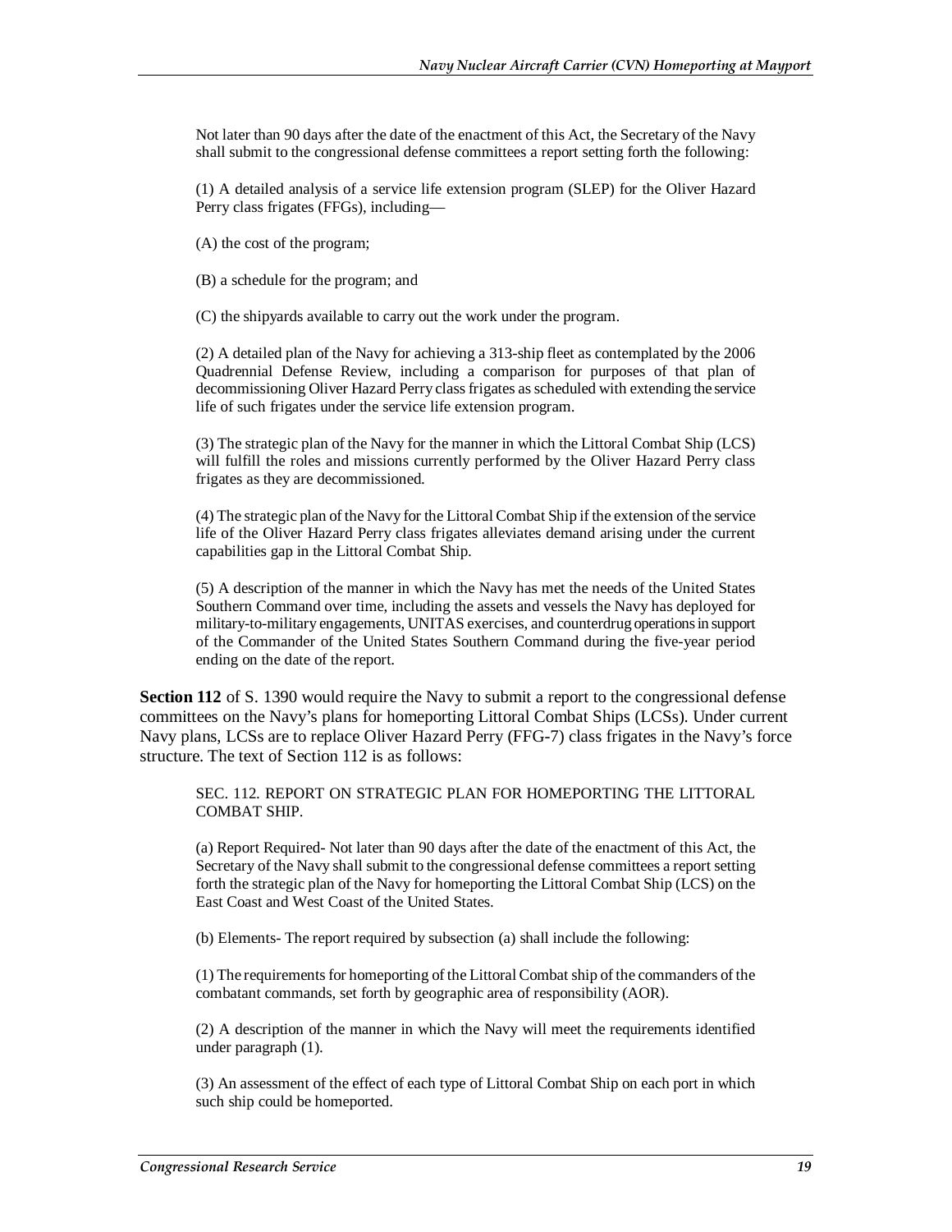> Not later than 90 days after the date of the enactment of this Act, the Secretary of the Navy shall submit to the congressional defense committees a report setting forth the following:
>
> (1) A detailed analysis of a service life extension program (SLEP) for the Oliver Hazard Perry class frigates (FFGs), including—
>
> (A) the cost of the program;
>
> (B) a schedule for the program; and
>
> (C) the shipyards available to carry out the work under the program.
>
> (2) A detailed plan of the Navy for achieving a 313-ship fleet as contemplated by the 2006 Quadrennial Defense Review, including a comparison for purposes of that plan of decommissioning Oliver Hazard Perry class frigates as scheduled with extending the service life of such frigates under the service life extension program.
>
> (3) The strategic plan of the Navy for the manner in which the Littoral Combat Ship (LCS) will fulfill the roles and missions currently performed by the Oliver Hazard Perry class frigates as they are decommissioned.
>
> (4) The strategic plan of the Navy for the Littoral Combat Ship if the extension of the service life of the Oliver Hazard Perry class frigates alleviates demand arising under the current capabilities gap in the Littoral Combat Ship.
>
> (5) A description of the manner in which the Navy has met the needs of the United States Southern Command over time, including the assets and vessels the Navy has deployed for military-to-military engagements, UNITAS exercises, and counterdrug operations in support of the Commander of the United States Southern Command during the five-year period ending on the date of the report.

**Section 112** of S. 1390 would require the Navy to submit a report to the congressional defense committees on the Navy's plans for homeporting Littoral Combat Ships (LCSs). Under current Navy plans, LCSs are to replace Oliver Hazard Perry (FFG-7) class frigates in the Navy's force structure. The text of Section 112 is as follows:

> SEC. 112. REPORT ON STRATEGIC PLAN FOR HOMEPORTING THE LITTORAL COMBAT SHIP.
>
> (a) Report Required- Not later than 90 days after the date of the enactment of this Act, the Secretary of the Navy shall submit to the congressional defense committees a report setting forth the strategic plan of the Navy for homeporting the Littoral Combat Ship (LCS) on the East Coast and West Coast of the United States.
>
> (b) Elements- The report required by subsection (a) shall include the following:
>
> (1) The requirements for homeporting of the Littoral Combat ship of the commanders of the combatant commands, set forth by geographic area of responsibility (AOR).
>
> (2) A description of the manner in which the Navy will meet the requirements identified under paragraph (1).
>
> (3) An assessment of the effect of each type of Littoral Combat Ship on each port in which such ship could be homeported.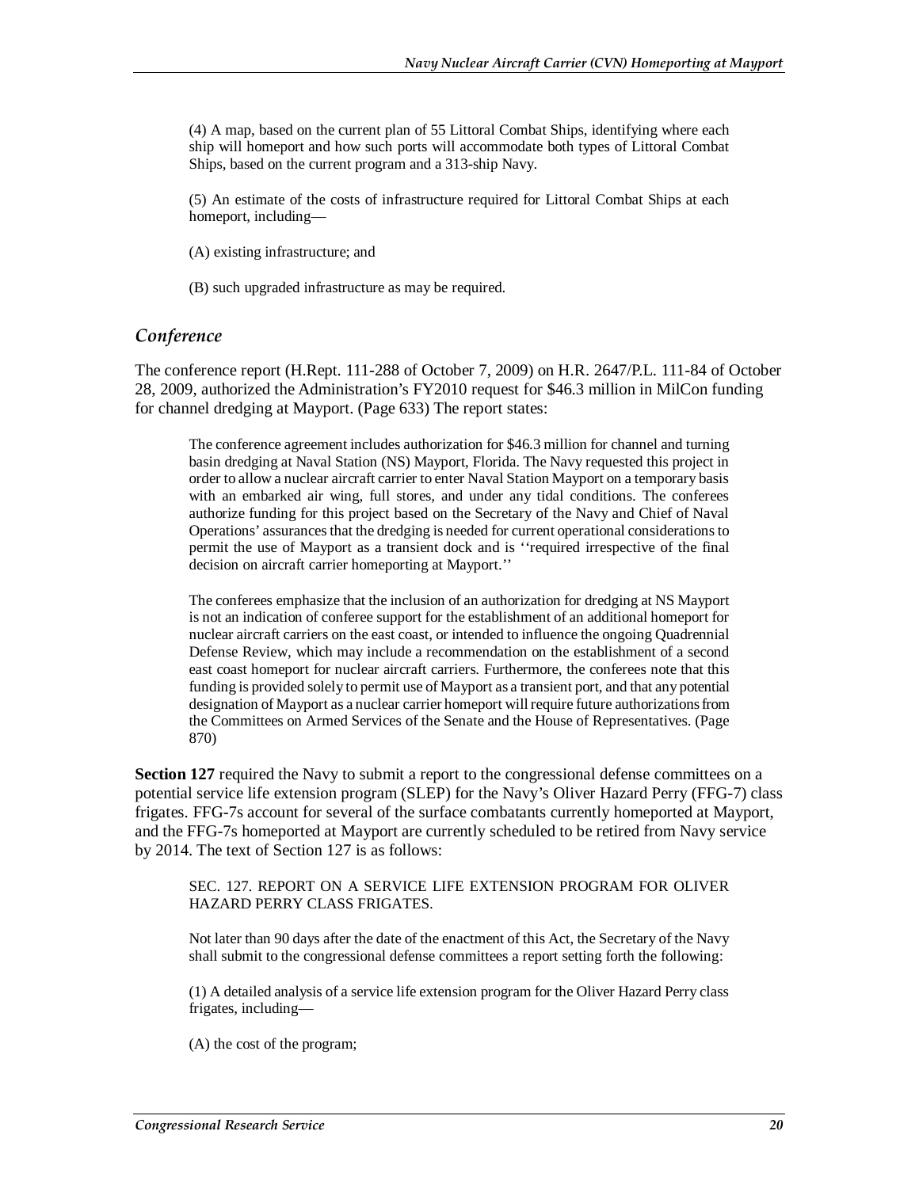(4) A map, based on the current plan of 55 Littoral Combat Ships, identifying where each ship will homeport and how such ports will accommodate both types of Littoral Combat Ships, based on the current program and a 313-ship Navy.

(5) An estimate of the costs of infrastructure required for Littoral Combat Ships at each homeport, including—

(A) existing infrastructure; and

(B) such upgraded infrastructure as may be required.

### *Conference*

The conference report (H.Rept. 111-288 of October 7, 2009) on H.R. 2647/P.L. 111-84 of October 28, 2009, authorized the Administration's FY2010 request for $46.3 million in MilCon funding for channel dredging at Mayport. (Page 633) The report states:

> The conference agreement includes authorization for $46.3 million for channel and turning basin dredging at Naval Station (NS) Mayport, Florida. The Navy requested this project in order to allow a nuclear aircraft carrier to enter Naval Station Mayport on a temporary basis with an embarked air wing, full stores, and under any tidal conditions. The conferees authorize funding for this project based on the Secretary of the Navy and Chief of Naval Operations' assurances that the dredging is needed for current operational considerations to permit the use of Mayport as a transient dock and is ''required irrespective of the final decision on aircraft carrier homeporting at Mayport.''
>
> The conferees emphasize that the inclusion of an authorization for dredging at NS Mayport is not an indication of conferee support for the establishment of an additional homeport for nuclear aircraft carriers on the east coast, or intended to influence the ongoing Quadrennial Defense Review, which may include a recommendation on the establishment of a second east coast homeport for nuclear aircraft carriers. Furthermore, the conferees note that this funding is provided solely to permit use of Mayport as a transient port, and that any potential designation of Mayport as a nuclear carrier homeport will require future authorizations from the Committees on Armed Services of the Senate and the House of Representatives. (Page 870)

**Section 127** required the Navy to submit a report to the congressional defense committees on a potential service life extension program (SLEP) for the Navy's Oliver Hazard Perry (FFG-7) class frigates. FFG-7s account for several of the surface combatants currently homeported at Mayport, and the FFG-7s homeported at Mayport are currently scheduled to be retired from Navy service by 2014. The text of Section 127 is as follows:

> SEC. 127. REPORT ON A SERVICE LIFE EXTENSION PROGRAM FOR OLIVER HAZARD PERRY CLASS FRIGATES.
>
> Not later than 90 days after the date of the enactment of this Act, the Secretary of the Navy shall submit to the congressional defense committees a report setting forth the following:
>
> (1) A detailed analysis of a service life extension program for the Oliver Hazard Perry class frigates, including—
>
> (A) the cost of the program;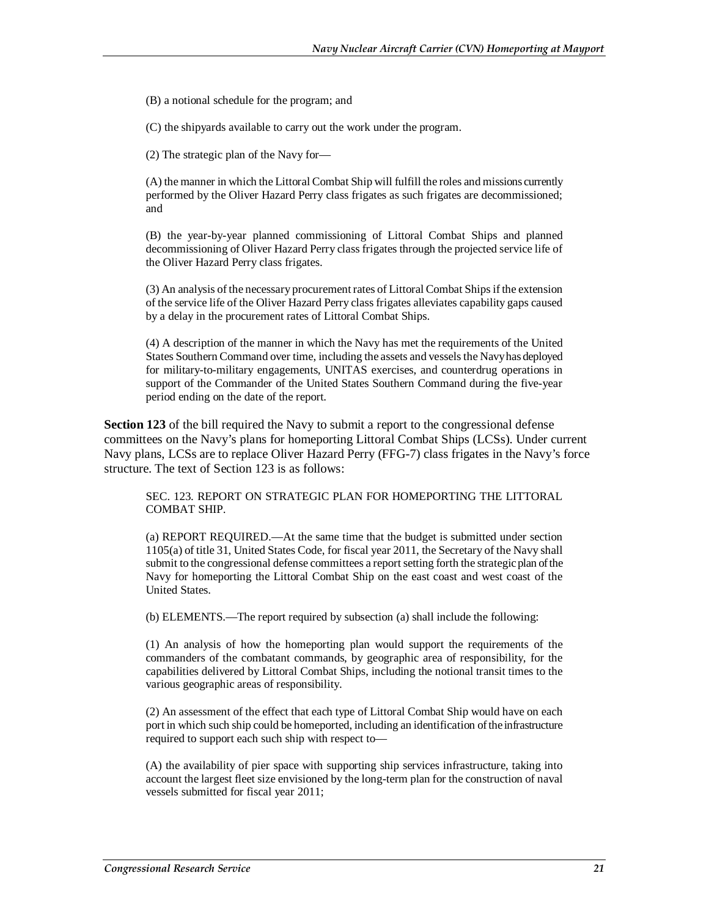(B) a notional schedule for the program; and

(C) the shipyards available to carry out the work under the program.

(2) The strategic plan of the Navy for—

(A) the manner in which the Littoral Combat Ship will fulfill the roles and missions currently performed by the Oliver Hazard Perry class frigates as such frigates are decommissioned; and

(B) the year-by-year planned commissioning of Littoral Combat Ships and planned decommissioning of Oliver Hazard Perry class frigates through the projected service life of the Oliver Hazard Perry class frigates.

(3) An analysis of the necessary procurement rates of Littoral Combat Ships if the extension of the service life of the Oliver Hazard Perry class frigates alleviates capability gaps caused by a delay in the procurement rates of Littoral Combat Ships.

(4) A description of the manner in which the Navy has met the requirements of the United States Southern Command over time, including the assets and vessels the Navy has deployed for military-to-military engagements, UNITAS exercises, and counterdrug operations in support of the Commander of the United States Southern Command during the five-year period ending on the date of the report.

**Section 123** of the bill required the Navy to submit a report to the congressional defense committees on the Navy's plans for homeporting Littoral Combat Ships (LCSs). Under current Navy plans, LCSs are to replace Oliver Hazard Perry (FFG-7) class frigates in the Navy's force structure. The text of Section 123 is as follows:

SEC. 123. REPORT ON STRATEGIC PLAN FOR HOMEPORTING THE LITTORAL COMBAT SHIP.

(a) REPORT REQUIRED.—At the same time that the budget is submitted under section 1105(a) of title 31, United States Code, for fiscal year 2011, the Secretary of the Navy shall submit to the congressional defense committees a report setting forth the strategic plan of the Navy for homeporting the Littoral Combat Ship on the east coast and west coast of the United States.

(b) ELEMENTS.—The report required by subsection (a) shall include the following:

(1) An analysis of how the homeporting plan would support the requirements of the commanders of the combatant commands, by geographic area of responsibility, for the capabilities delivered by Littoral Combat Ships, including the notional transit times to the various geographic areas of responsibility.

(2) An assessment of the effect that each type of Littoral Combat Ship would have on each port in which such ship could be homeported, including an identification of the infrastructure required to support each such ship with respect to—

(A) the availability of pier space with supporting ship services infrastructure, taking into account the largest fleet size envisioned by the long-term plan for the construction of naval vessels submitted for fiscal year 2011;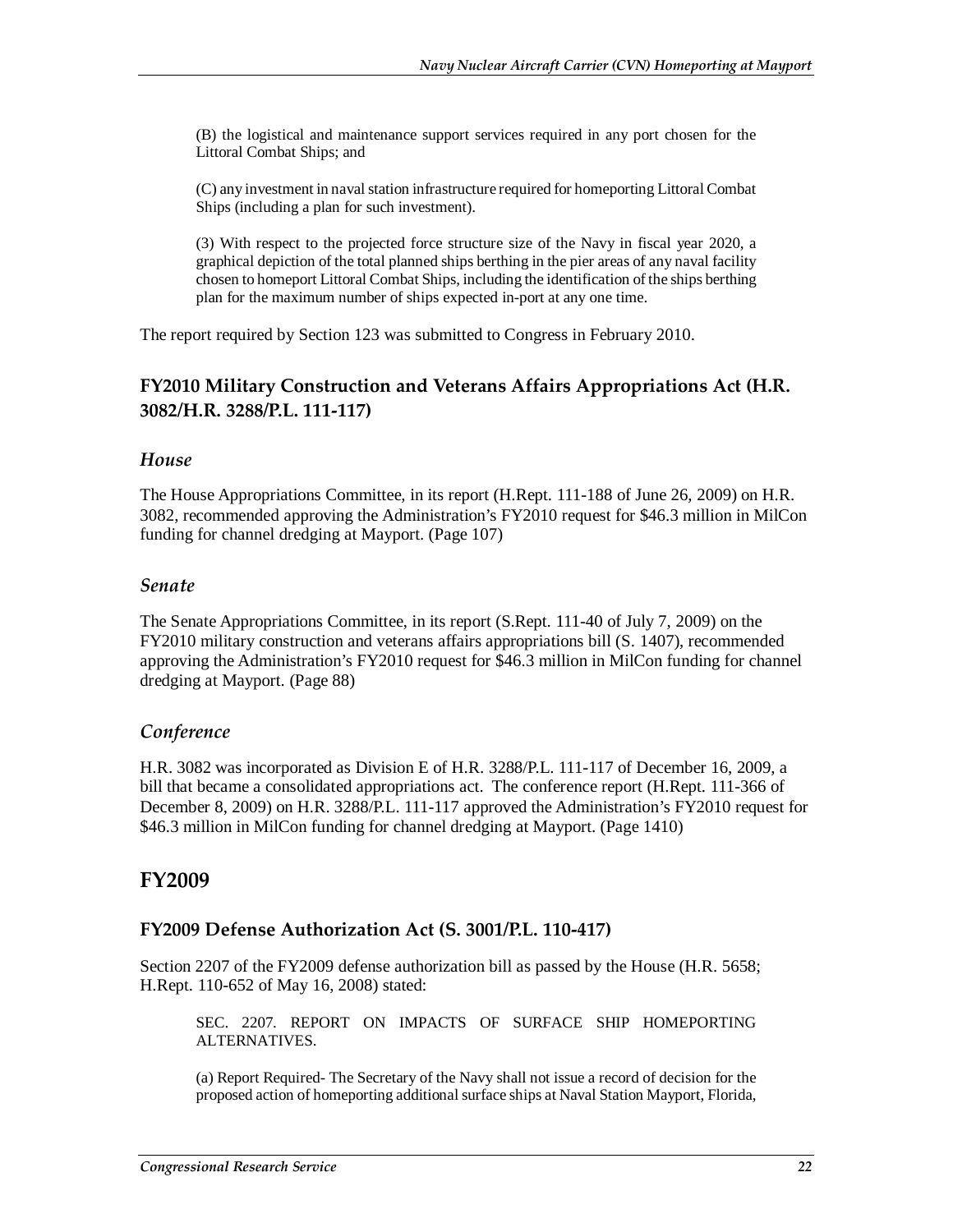> (B) the logistical and maintenance support services required in any port chosen for the Littoral Combat Ships; and
>
> (C) any investment in naval station infrastructure required for homeporting Littoral Combat Ships (including a plan for such investment).
>
> (3) With respect to the projected force structure size of the Navy in fiscal year 2020, a graphical depiction of the total planned ships berthing in the pier areas of any naval facility chosen to homeport Littoral Combat Ships, including the identification of the ships berthing plan for the maximum number of ships expected in-port at any one time.

The report required by Section 123 was submitted to Congress in February 2010.

### FY2010 Military Construction and Veterans Affairs Appropriations Act (H.R. 3082/H.R. 3288/P.L. 111-117)

#### *House*

The House Appropriations Committee, in its report (H.Rept. 111-188 of June 26, 2009) on H.R. 3082, recommended approving the Administration's FY2010 request for $46.3 million in MilCon funding for channel dredging at Mayport. (Page 107)

#### *Senate*

The Senate Appropriations Committee, in its report (S.Rept. 111-40 of July 7, 2009) on the FY2010 military construction and veterans affairs appropriations bill (S. 1407), recommended approving the Administration's FY2010 request for $46.3 million in MilCon funding for channel dredging at Mayport. (Page 88)

#### *Conference*

H.R. 3082 was incorporated as Division E of H.R. 3288/P.L. 111-117 of December 16, 2009, a bill that became a consolidated appropriations act. The conference report (H.Rept. 111-366 of December 8, 2009) on H.R. 3288/P.L. 111-117 approved the Administration's FY2010 request for $46.3 million in MilCon funding for channel dredging at Mayport. (Page 1410)

## FY2009

### FY2009 Defense Authorization Act (S. 3001/P.L. 110-417)

Section 2207 of the FY2009 defense authorization bill as passed by the House (H.R. 5658; H.Rept. 110-652 of May 16, 2008) stated:

> SEC. 2207. REPORT ON IMPACTS OF SURFACE SHIP HOMEPORTING ALTERNATIVES.
>
> (a) Report Required- The Secretary of the Navy shall not issue a record of decision for the proposed action of homeporting additional surface ships at Naval Station Mayport, Florida,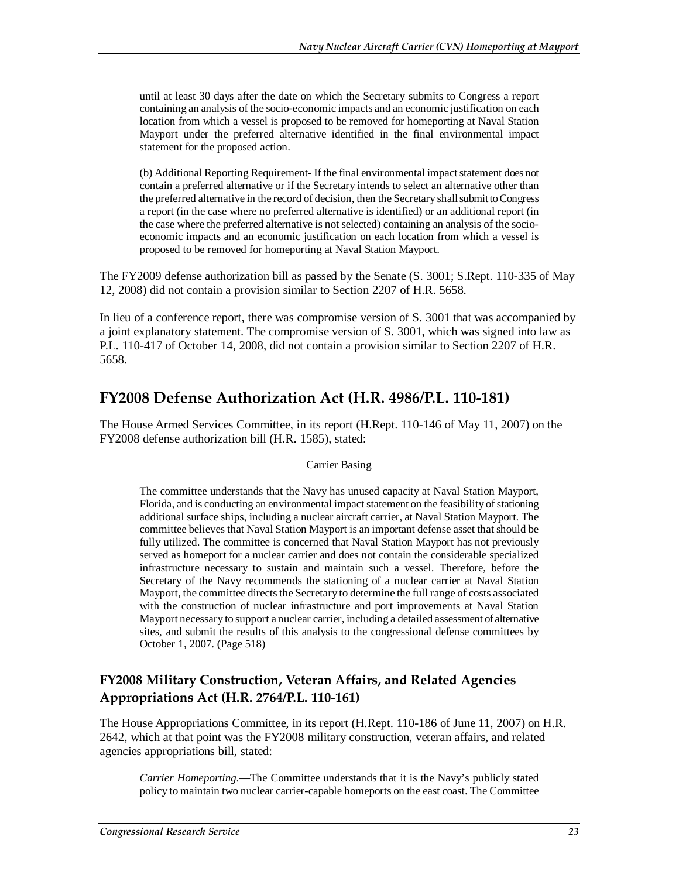> until at least 30 days after the date on which the Secretary submits to Congress a report containing an analysis of the socio-economic impacts and an economic justification on each location from which a vessel is proposed to be removed for homeporting at Naval Station Mayport under the preferred alternative identified in the final environmental impact statement for the proposed action.
>
> (b) Additional Reporting Requirement- If the final environmental impact statement does not contain a preferred alternative or if the Secretary intends to select an alternative other than the preferred alternative in the record of decision, then the Secretary shall submit to Congress a report (in the case where no preferred alternative is identified) or an additional report (in the case where the preferred alternative is not selected) containing an analysis of the socio-economic impacts and an economic justification on each location from which a vessel is proposed to be removed for homeporting at Naval Station Mayport.

The FY2009 defense authorization bill as passed by the Senate (S. 3001; S.Rept. 110-335 of May 12, 2008) did not contain a provision similar to Section 2207 of H.R. 5658.

In lieu of a conference report, there was compromise version of S. 3001 that was accompanied by a joint explanatory statement. The compromise version of S. 3001, which was signed into law as P.L. 110-417 of October 14, 2008, did not contain a provision similar to Section 2207 of H.R. 5658.

## FY2008 Defense Authorization Act (H.R. 4986/P.L. 110-181)

The House Armed Services Committee, in its report (H.Rept. 110-146 of May 11, 2007) on the FY2008 defense authorization bill (H.R. 1585), stated:

> Carrier Basing
>
> The committee understands that the Navy has unused capacity at Naval Station Mayport, Florida, and is conducting an environmental impact statement on the feasibility of stationing additional surface ships, including a nuclear aircraft carrier, at Naval Station Mayport. The committee believes that Naval Station Mayport is an important defense asset that should be fully utilized. The committee is concerned that Naval Station Mayport has not previously served as homeport for a nuclear carrier and does not contain the considerable specialized infrastructure necessary to sustain and maintain such a vessel. Therefore, before the Secretary of the Navy recommends the stationing of a nuclear carrier at Naval Station Mayport, the committee directs the Secretary to determine the full range of costs associated with the construction of nuclear infrastructure and port improvements at Naval Station Mayport necessary to support a nuclear carrier, including a detailed assessment of alternative sites, and submit the results of this analysis to the congressional defense committees by October 1, 2007. (Page 518)

### FY2008 Military Construction, Veteran Affairs, and Related Agencies Appropriations Act (H.R. 2764/P.L. 110-161)

The House Appropriations Committee, in its report (H.Rept. 110-186 of June 11, 2007) on H.R. 2642, which at that point was the FY2008 military construction, veteran affairs, and related agencies appropriations bill, stated:

> *Carrier Homeporting*.—The Committee understands that it is the Navy's publicly stated policy to maintain two nuclear carrier-capable homeports on the east coast. The Committee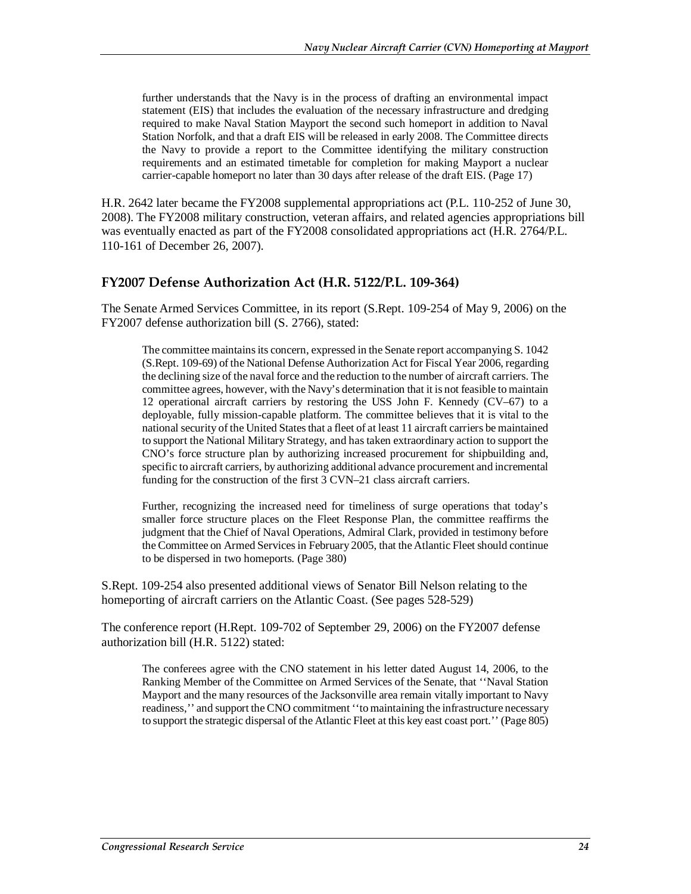> further understands that the Navy is in the process of drafting an environmental impact statement (EIS) that includes the evaluation of the necessary infrastructure and dredging required to make Naval Station Mayport the second such homeport in addition to Naval Station Norfolk, and that a draft EIS will be released in early 2008. The Committee directs the Navy to provide a report to the Committee identifying the military construction requirements and an estimated timetable for completion for making Mayport a nuclear carrier-capable homeport no later than 30 days after release of the draft EIS. (Page 17)

H.R. 2642 later became the FY2008 supplemental appropriations act (P.L. 110-252 of June 30, 2008). The FY2008 military construction, veteran affairs, and related agencies appropriations bill was eventually enacted as part of the FY2008 consolidated appropriations act (H.R. 2764/P.L. 110-161 of December 26, 2007).

## FY2007 Defense Authorization Act (H.R. 5122/P.L. 109-364)

The Senate Armed Services Committee, in its report (S.Rept. 109-254 of May 9, 2006) on the FY2007 defense authorization bill (S. 2766), stated:

> The committee maintains its concern, expressed in the Senate report accompanying S. 1042 (S.Rept. 109-69) of the National Defense Authorization Act for Fiscal Year 2006, regarding the declining size of the naval force and the reduction to the number of aircraft carriers. The committee agrees, however, with the Navy's determination that it is not feasible to maintain 12 operational aircraft carriers by restoring the USS John F. Kennedy (CV–67) to a deployable, fully mission-capable platform. The committee believes that it is vital to the national security of the United States that a fleet of at least 11 aircraft carriers be maintained to support the National Military Strategy, and has taken extraordinary action to support the CNO's force structure plan by authorizing increased procurement for shipbuilding and, specific to aircraft carriers, by authorizing additional advance procurement and incremental funding for the construction of the first 3 CVN–21 class aircraft carriers.
>
> Further, recognizing the increased need for timeliness of surge operations that today's smaller force structure places on the Fleet Response Plan, the committee reaffirms the judgment that the Chief of Naval Operations, Admiral Clark, provided in testimony before the Committee on Armed Services in February 2005, that the Atlantic Fleet should continue to be dispersed in two homeports. (Page 380)

S.Rept. 109-254 also presented additional views of Senator Bill Nelson relating to the homeporting of aircraft carriers on the Atlantic Coast. (See pages 528-529)

The conference report (H.Rept. 109-702 of September 29, 2006) on the FY2007 defense authorization bill (H.R. 5122) stated:

> The conferees agree with the CNO statement in his letter dated August 14, 2006, to the Ranking Member of the Committee on Armed Services of the Senate, that ''Naval Station Mayport and the many resources of the Jacksonville area remain vitally important to Navy readiness,'' and support the CNO commitment ''to maintaining the infrastructure necessary to support the strategic dispersal of the Atlantic Fleet at this key east coast port.'' (Page 805)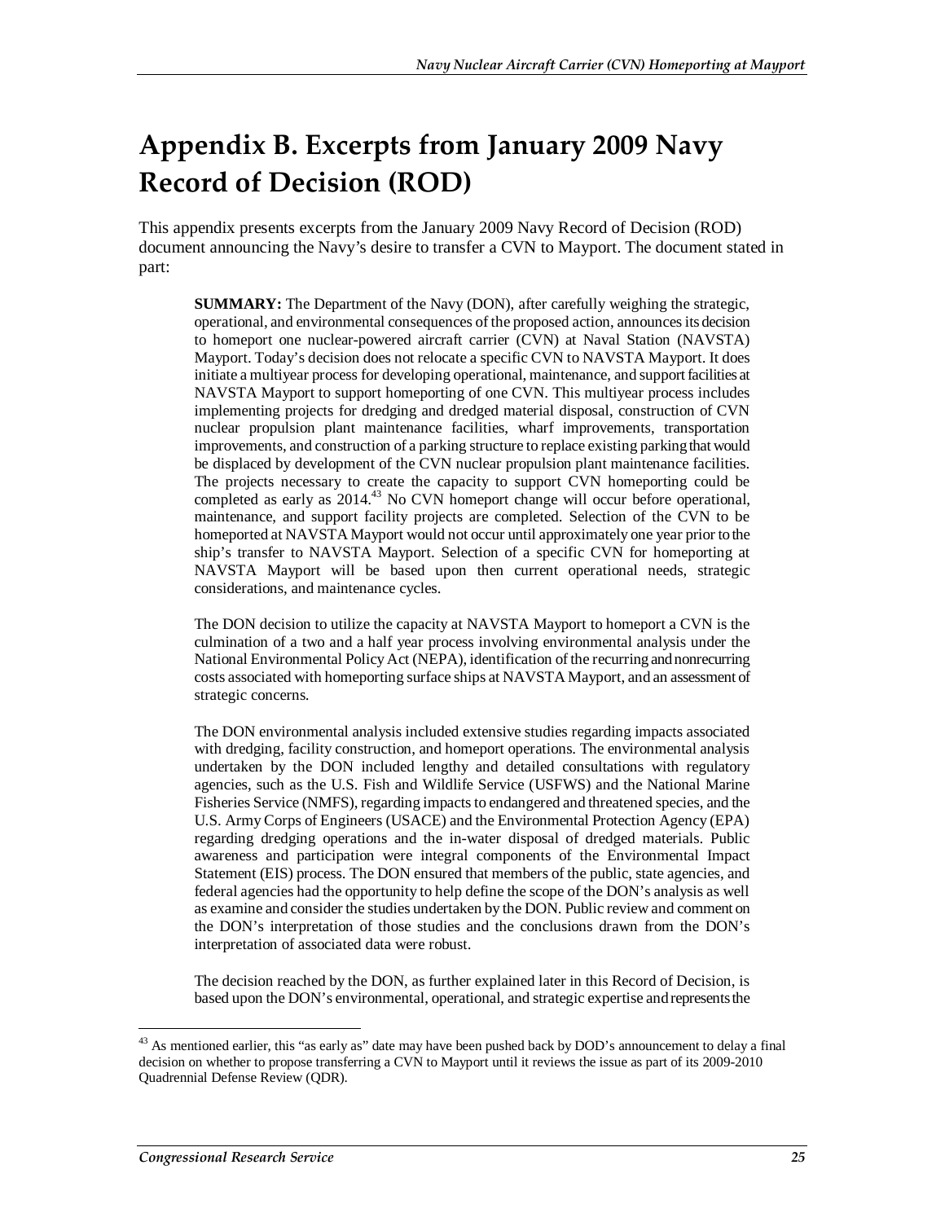# Appendix B. Excerpts from January 2009 Navy Record of Decision (ROD)

This appendix presents excerpts from the January 2009 Navy Record of Decision (ROD) document announcing the Navy's desire to transfer a CVN to Mayport. The document stated in part:

> **SUMMARY:** The Department of the Navy (DON), after carefully weighing the strategic, operational, and environmental consequences of the proposed action, announces its decision to homeport one nuclear-powered aircraft carrier (CVN) at Naval Station (NAVSTA) Mayport. Today's decision does not relocate a specific CVN to NAVSTA Mayport. It does initiate a multiyear process for developing operational, maintenance, and support facilities at NAVSTA Mayport to support homeporting of one CVN. This multiyear process includes implementing projects for dredging and dredged material disposal, construction of CVN nuclear propulsion plant maintenance facilities, wharf improvements, transportation improvements, and construction of a parking structure to replace existing parking that would be displaced by development of the CVN nuclear propulsion plant maintenance facilities. The projects necessary to create the capacity to support CVN homeporting could be completed as early as 2014.[43] No CVN homeport change will occur before operational, maintenance, and support facility projects are completed. Selection of the CVN to be homeported at NAVSTA Mayport would not occur until approximately one year prior to the ship's transfer to NAVSTA Mayport. Selection of a specific CVN for homeporting at NAVSTA Mayport will be based upon then current operational needs, strategic considerations, and maintenance cycles.
>
> The DON decision to utilize the capacity at NAVSTA Mayport to homeport a CVN is the culmination of a two and a half year process involving environmental analysis under the National Environmental Policy Act (NEPA), identification of the recurring and nonrecurring costs associated with homeporting surface ships at NAVSTA Mayport, and an assessment of strategic concerns.
>
> The DON environmental analysis included extensive studies regarding impacts associated with dredging, facility construction, and homeport operations. The environmental analysis undertaken by the DON included lengthy and detailed consultations with regulatory agencies, such as the U.S. Fish and Wildlife Service (USFWS) and the National Marine Fisheries Service (NMFS), regarding impacts to endangered and threatened species, and the U.S. Army Corps of Engineers (USACE) and the Environmental Protection Agency (EPA) regarding dredging operations and the in-water disposal of dredged materials. Public awareness and participation were integral components of the Environmental Impact Statement (EIS) process. The DON ensured that members of the public, state agencies, and federal agencies had the opportunity to help define the scope of the DON's analysis as well as examine and consider the studies undertaken by the DON. Public review and comment on the DON's interpretation of those studies and the conclusions drawn from the DON's interpretation of associated data were robust.
>
> The decision reached by the DON, as further explained later in this Record of Decision, is based upon the DON's environmental, operational, and strategic expertise and represents the

---

[43] As mentioned earlier, this "as early as" date may have been pushed back by DOD's announcement to delay a final decision on whether to propose transferring a CVN to Mayport until it reviews the issue as part of its 2009-2010 Quadrennial Defense Review (QDR).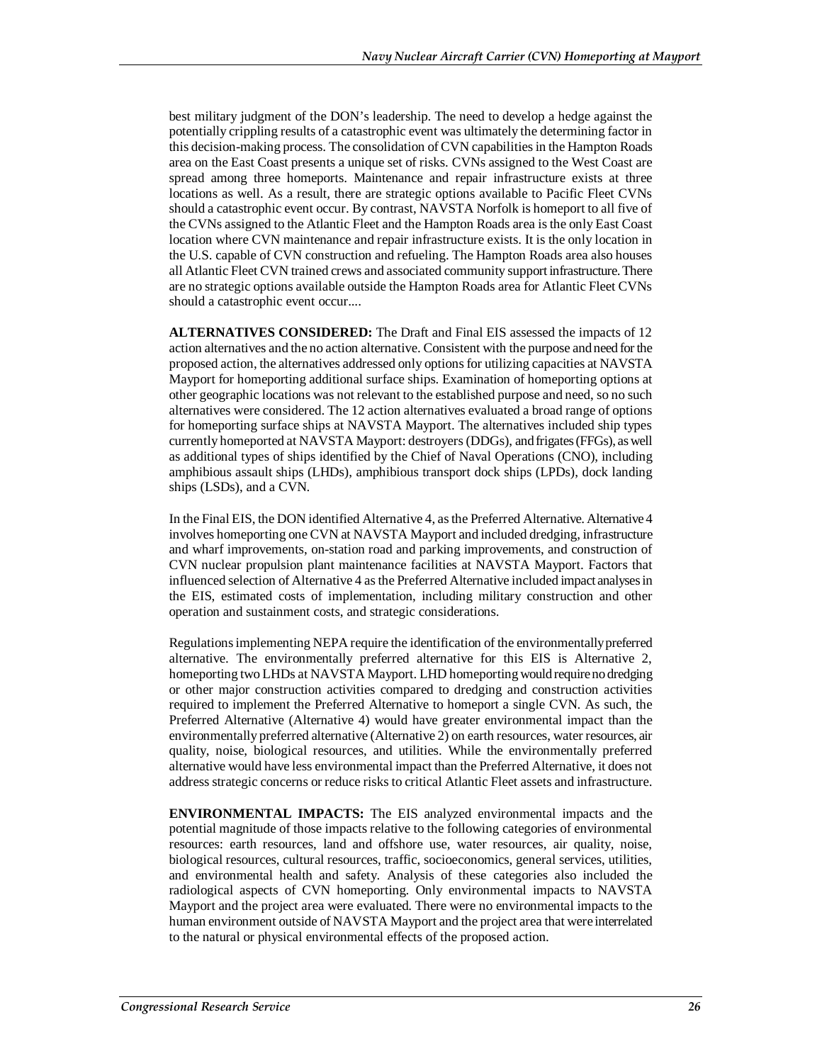best military judgment of the DON's leadership. The need to develop a hedge against the potentially crippling results of a catastrophic event was ultimately the determining factor in this decision-making process. The consolidation of CVN capabilities in the Hampton Roads area on the East Coast presents a unique set of risks. CVNs assigned to the West Coast are spread among three homeports. Maintenance and repair infrastructure exists at three locations as well. As a result, there are strategic options available to Pacific Fleet CVNs should a catastrophic event occur. By contrast, NAVSTA Norfolk is homeport to all five of the CVNs assigned to the Atlantic Fleet and the Hampton Roads area is the only East Coast location where CVN maintenance and repair infrastructure exists. It is the only location in the U.S. capable of CVN construction and refueling. The Hampton Roads area also houses all Atlantic Fleet CVN trained crews and associated community support infrastructure. There are no strategic options available outside the Hampton Roads area for Atlantic Fleet CVNs should a catastrophic event occur....

**ALTERNATIVES CONSIDERED:** The Draft and Final EIS assessed the impacts of 12 action alternatives and the no action alternative. Consistent with the purpose and need for the proposed action, the alternatives addressed only options for utilizing capacities at NAVSTA Mayport for homeporting additional surface ships. Examination of homeporting options at other geographic locations was not relevant to the established purpose and need, so no such alternatives were considered. The 12 action alternatives evaluated a broad range of options for homeporting surface ships at NAVSTA Mayport. The alternatives included ship types currently homeported at NAVSTA Mayport: destroyers (DDGs), and frigates (FFGs), as well as additional types of ships identified by the Chief of Naval Operations (CNO), including amphibious assault ships (LHDs), amphibious transport dock ships (LPDs), dock landing ships (LSDs), and a CVN.

In the Final EIS, the DON identified Alternative 4, as the Preferred Alternative. Alternative 4 involves homeporting one CVN at NAVSTA Mayport and included dredging, infrastructure and wharf improvements, on-station road and parking improvements, and construction of CVN nuclear propulsion plant maintenance facilities at NAVSTA Mayport. Factors that influenced selection of Alternative 4 as the Preferred Alternative included impact analyses in the EIS, estimated costs of implementation, including military construction and other operation and sustainment costs, and strategic considerations.

Regulations implementing NEPA require the identification of the environmentally preferred alternative. The environmentally preferred alternative for this EIS is Alternative 2, homeporting two LHDs at NAVSTA Mayport. LHD homeporting would require no dredging or other major construction activities compared to dredging and construction activities required to implement the Preferred Alternative to homeport a single CVN. As such, the Preferred Alternative (Alternative 4) would have greater environmental impact than the environmentally preferred alternative (Alternative 2) on earth resources, water resources, air quality, noise, biological resources, and utilities. While the environmentally preferred alternative would have less environmental impact than the Preferred Alternative, it does not address strategic concerns or reduce risks to critical Atlantic Fleet assets and infrastructure.

**ENVIRONMENTAL IMPACTS:** The EIS analyzed environmental impacts and the potential magnitude of those impacts relative to the following categories of environmental resources: earth resources, land and offshore use, water resources, air quality, noise, biological resources, cultural resources, traffic, socioeconomics, general services, utilities, and environmental health and safety. Analysis of these categories also included the radiological aspects of CVN homeporting. Only environmental impacts to NAVSTA Mayport and the project area were evaluated. There were no environmental impacts to the human environment outside of NAVSTA Mayport and the project area that were interrelated to the natural or physical environmental effects of the proposed action.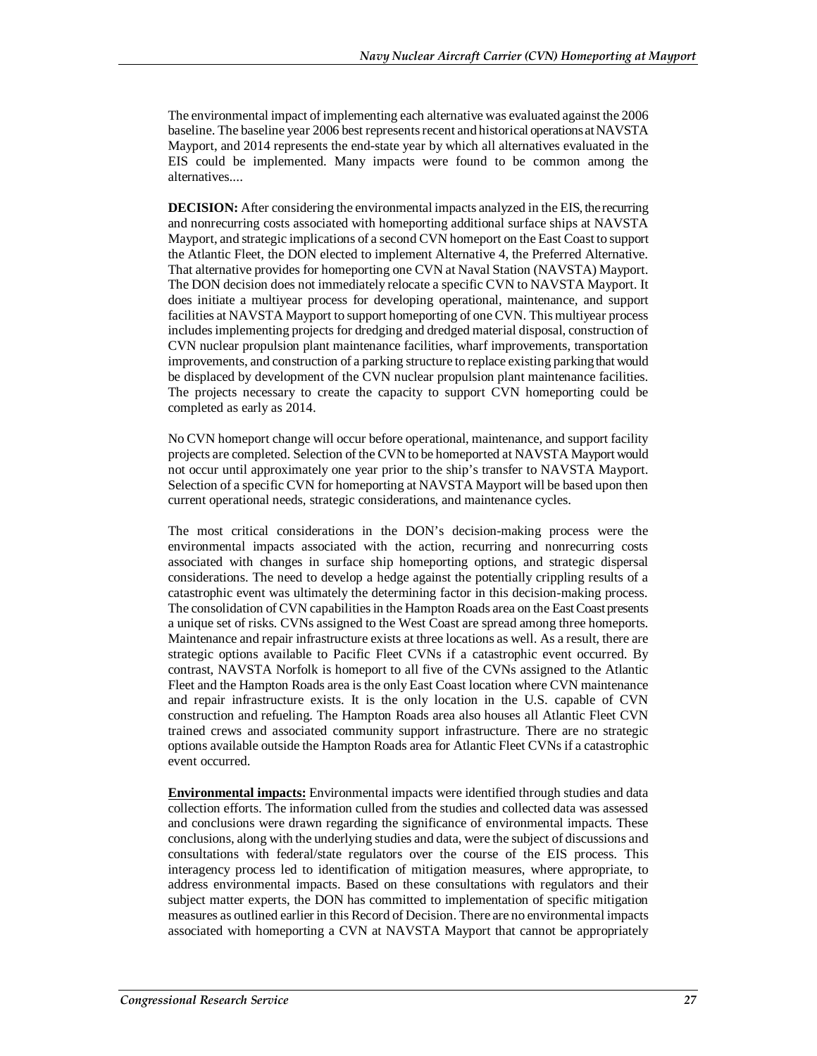The environmental impact of implementing each alternative was evaluated against the 2006 baseline. The baseline year 2006 best represents recent and historical operations at NAVSTA Mayport, and 2014 represents the end-state year by which all alternatives evaluated in the EIS could be implemented. Many impacts were found to be common among the alternatives....

**DECISION:** After considering the environmental impacts analyzed in the EIS, the recurring and nonrecurring costs associated with homeporting additional surface ships at NAVSTA Mayport, and strategic implications of a second CVN homeport on the East Coast to support the Atlantic Fleet, the DON elected to implement Alternative 4, the Preferred Alternative. That alternative provides for homeporting one CVN at Naval Station (NAVSTA) Mayport. The DON decision does not immediately relocate a specific CVN to NAVSTA Mayport. It does initiate a multiyear process for developing operational, maintenance, and support facilities at NAVSTA Mayport to support homeporting of one CVN. This multiyear process includes implementing projects for dredging and dredged material disposal, construction of CVN nuclear propulsion plant maintenance facilities, wharf improvements, transportation improvements, and construction of a parking structure to replace existing parking that would be displaced by development of the CVN nuclear propulsion plant maintenance facilities. The projects necessary to create the capacity to support CVN homeporting could be completed as early as 2014.

No CVN homeport change will occur before operational, maintenance, and support facility projects are completed. Selection of the CVN to be homeported at NAVSTA Mayport would not occur until approximately one year prior to the ship's transfer to NAVSTA Mayport. Selection of a specific CVN for homeporting at NAVSTA Mayport will be based upon then current operational needs, strategic considerations, and maintenance cycles.

The most critical considerations in the DON's decision-making process were the environmental impacts associated with the action, recurring and nonrecurring costs associated with changes in surface ship homeporting options, and strategic dispersal considerations. The need to develop a hedge against the potentially crippling results of a catastrophic event was ultimately the determining factor in this decision-making process. The consolidation of CVN capabilities in the Hampton Roads area on the East Coast presents a unique set of risks. CVNs assigned to the West Coast are spread among three homeports. Maintenance and repair infrastructure exists at three locations as well. As a result, there are strategic options available to Pacific Fleet CVNs if a catastrophic event occurred. By contrast, NAVSTA Norfolk is homeport to all five of the CVNs assigned to the Atlantic Fleet and the Hampton Roads area is the only East Coast location where CVN maintenance and repair infrastructure exists. It is the only location in the U.S. capable of CVN construction and refueling. The Hampton Roads area also houses all Atlantic Fleet CVN trained crews and associated community support infrastructure. There are no strategic options available outside the Hampton Roads area for Atlantic Fleet CVNs if a catastrophic event occurred.

**Environmental impacts:** Environmental impacts were identified through studies and data collection efforts. The information culled from the studies and collected data was assessed and conclusions were drawn regarding the significance of environmental impacts. These conclusions, along with the underlying studies and data, were the subject of discussions and consultations with federal/state regulators over the course of the EIS process. This interagency process led to identification of mitigation measures, where appropriate, to address environmental impacts. Based on these consultations with regulators and their subject matter experts, the DON has committed to implementation of specific mitigation measures as outlined earlier in this Record of Decision. There are no environmental impacts associated with homeporting a CVN at NAVSTA Mayport that cannot be appropriately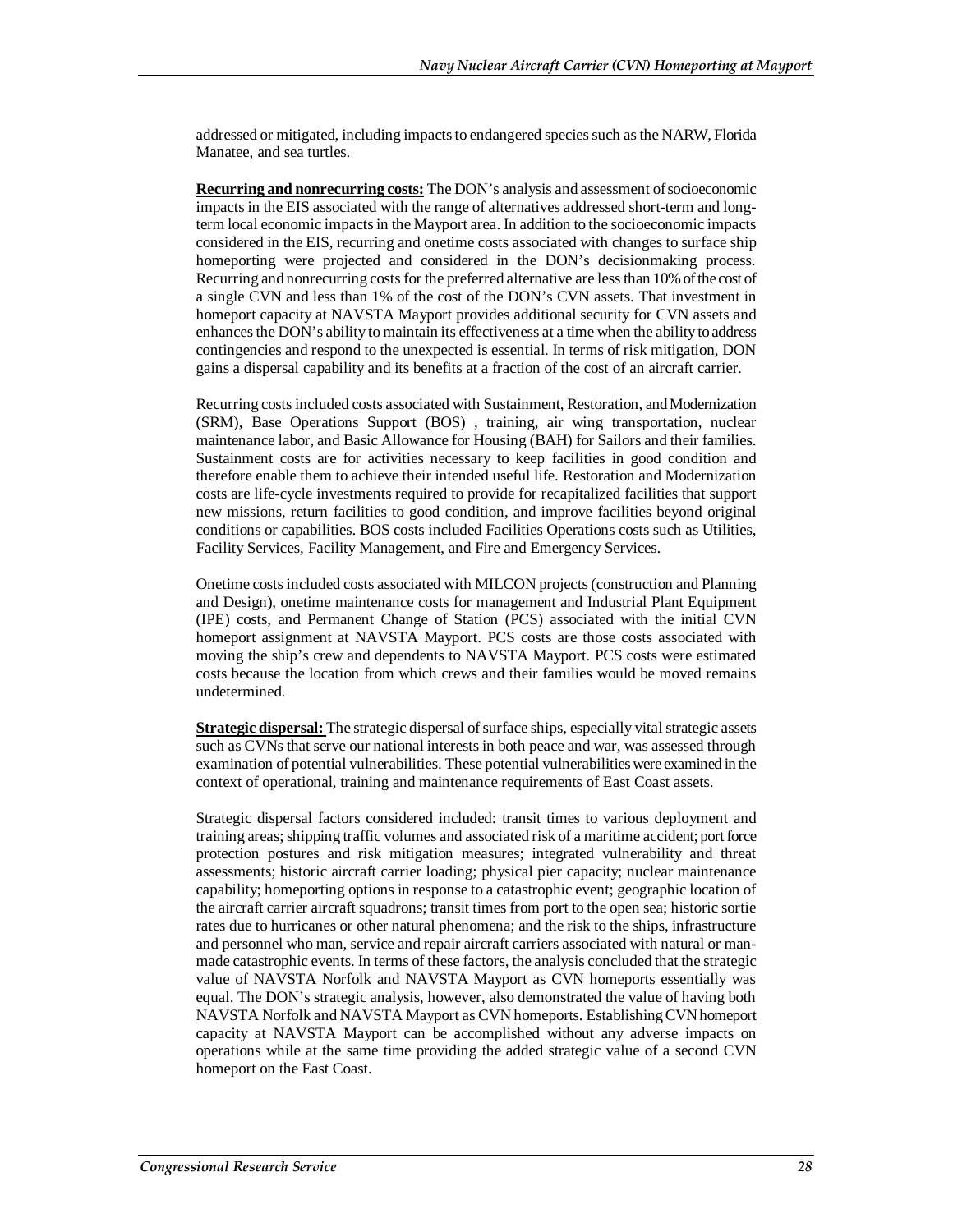addressed or mitigated, including impacts to endangered species such as the NARW, Florida Manatee, and sea turtles.

**Recurring and nonrecurring costs:** The DON's analysis and assessment of socioeconomic impacts in the EIS associated with the range of alternatives addressed short-term and long-term local economic impacts in the Mayport area. In addition to the socioeconomic impacts considered in the EIS, recurring and onetime costs associated with changes to surface ship homeporting were projected and considered in the DON's decisionmaking process. Recurring and nonrecurring costs for the preferred alternative are less than 10% of the cost of a single CVN and less than 1% of the cost of the DON's CVN assets. That investment in homeport capacity at NAVSTA Mayport provides additional security for CVN assets and enhances the DON's ability to maintain its effectiveness at a time when the ability to address contingencies and respond to the unexpected is essential. In terms of risk mitigation, DON gains a dispersal capability and its benefits at a fraction of the cost of an aircraft carrier.

Recurring costs included costs associated with Sustainment, Restoration, and Modernization (SRM), Base Operations Support (BOS) , training, air wing transportation, nuclear maintenance labor, and Basic Allowance for Housing (BAH) for Sailors and their families. Sustainment costs are for activities necessary to keep facilities in good condition and therefore enable them to achieve their intended useful life. Restoration and Modernization costs are life-cycle investments required to provide for recapitalized facilities that support new missions, return facilities to good condition, and improve facilities beyond original conditions or capabilities. BOS costs included Facilities Operations costs such as Utilities, Facility Services, Facility Management, and Fire and Emergency Services.

Onetime costs included costs associated with MILCON projects (construction and Planning and Design), onetime maintenance costs for management and Industrial Plant Equipment (IPE) costs, and Permanent Change of Station (PCS) associated with the initial CVN homeport assignment at NAVSTA Mayport. PCS costs are those costs associated with moving the ship's crew and dependents to NAVSTA Mayport. PCS costs were estimated costs because the location from which crews and their families would be moved remains undetermined.

**Strategic dispersal:** The strategic dispersal of surface ships, especially vital strategic assets such as CVNs that serve our national interests in both peace and war, was assessed through examination of potential vulnerabilities. These potential vulnerabilities were examined in the context of operational, training and maintenance requirements of East Coast assets.

Strategic dispersal factors considered included: transit times to various deployment and training areas; shipping traffic volumes and associated risk of a maritime accident; port force protection postures and risk mitigation measures; integrated vulnerability and threat assessments; historic aircraft carrier loading; physical pier capacity; nuclear maintenance capability; homeporting options in response to a catastrophic event; geographic location of the aircraft carrier aircraft squadrons; transit times from port to the open sea; historic sortie rates due to hurricanes or other natural phenomena; and the risk to the ships, infrastructure and personnel who man, service and repair aircraft carriers associated with natural or man-made catastrophic events. In terms of these factors, the analysis concluded that the strategic value of NAVSTA Norfolk and NAVSTA Mayport as CVN homeports essentially was equal. The DON's strategic analysis, however, also demonstrated the value of having both NAVSTA Norfolk and NAVSTA Mayport as CVN homeports. Establishing CVN homeport capacity at NAVSTA Mayport can be accomplished without any adverse impacts on operations while at the same time providing the added strategic value of a second CVN homeport on the East Coast.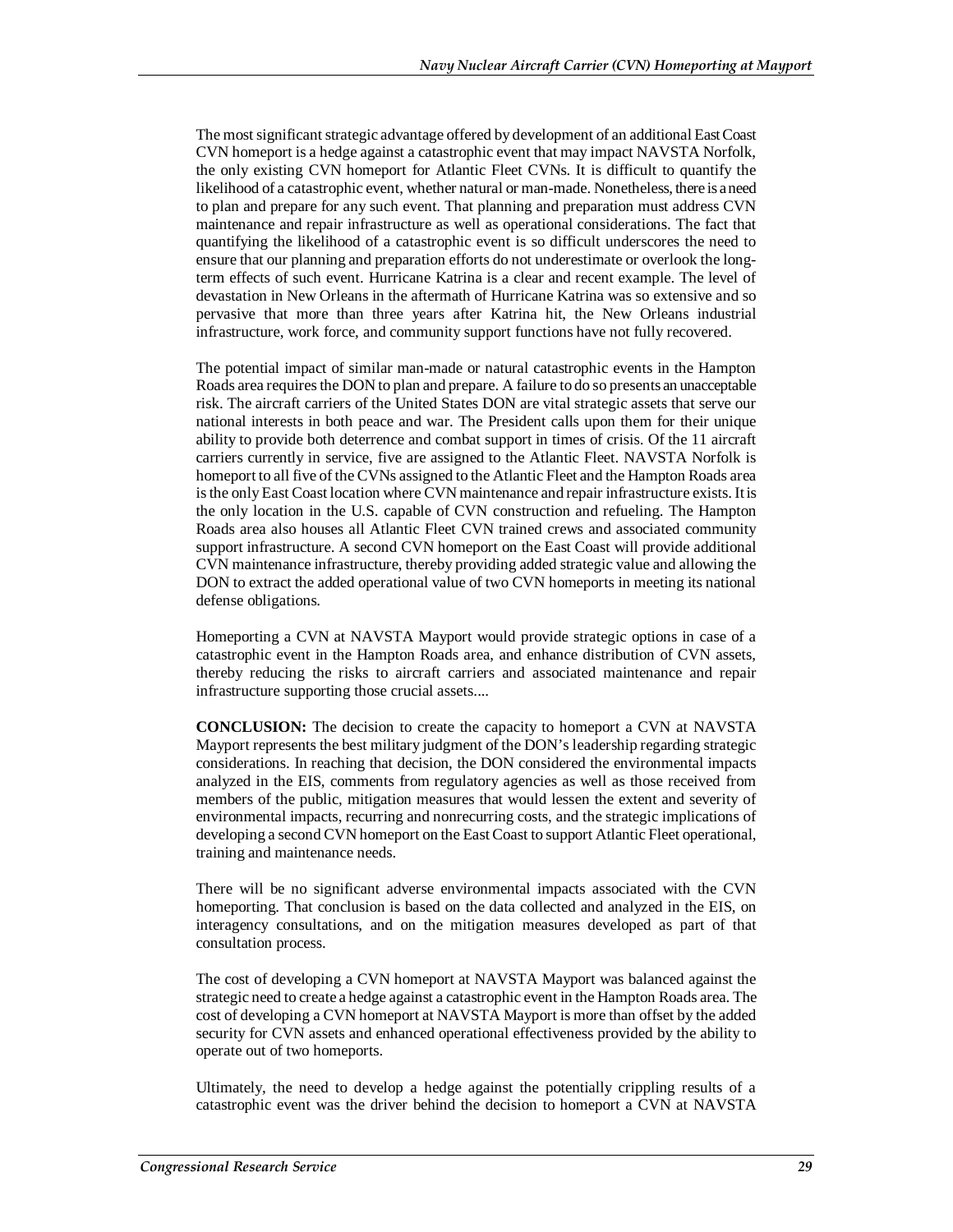The most significant strategic advantage offered by development of an additional East Coast CVN homeport is a hedge against a catastrophic event that may impact NAVSTA Norfolk, the only existing CVN homeport for Atlantic Fleet CVNs. It is difficult to quantify the likelihood of a catastrophic event, whether natural or man-made. Nonetheless, there is a need to plan and prepare for any such event. That planning and preparation must address CVN maintenance and repair infrastructure as well as operational considerations. The fact that quantifying the likelihood of a catastrophic event is so difficult underscores the need to ensure that our planning and preparation efforts do not underestimate or overlook the long-term effects of such event. Hurricane Katrina is a clear and recent example. The level of devastation in New Orleans in the aftermath of Hurricane Katrina was so extensive and so pervasive that more than three years after Katrina hit, the New Orleans industrial infrastructure, work force, and community support functions have not fully recovered.

The potential impact of similar man-made or natural catastrophic events in the Hampton Roads area requires the DON to plan and prepare. A failure to do so presents an unacceptable risk. The aircraft carriers of the United States DON are vital strategic assets that serve our national interests in both peace and war. The President calls upon them for their unique ability to provide both deterrence and combat support in times of crisis. Of the 11 aircraft carriers currently in service, five are assigned to the Atlantic Fleet. NAVSTA Norfolk is homeport to all five of the CVNs assigned to the Atlantic Fleet and the Hampton Roads area is the only East Coast location where CVN maintenance and repair infrastructure exists. It is the only location in the U.S. capable of CVN construction and refueling. The Hampton Roads area also houses all Atlantic Fleet CVN trained crews and associated community support infrastructure. A second CVN homeport on the East Coast will provide additional CVN maintenance infrastructure, thereby providing added strategic value and allowing the DON to extract the added operational value of two CVN homeports in meeting its national defense obligations.

Homeporting a CVN at NAVSTA Mayport would provide strategic options in case of a catastrophic event in the Hampton Roads area, and enhance distribution of CVN assets, thereby reducing the risks to aircraft carriers and associated maintenance and repair infrastructure supporting those crucial assets....

**CONCLUSION:** The decision to create the capacity to homeport a CVN at NAVSTA Mayport represents the best military judgment of the DON's leadership regarding strategic considerations. In reaching that decision, the DON considered the environmental impacts analyzed in the EIS, comments from regulatory agencies as well as those received from members of the public, mitigation measures that would lessen the extent and severity of environmental impacts, recurring and nonrecurring costs, and the strategic implications of developing a second CVN homeport on the East Coast to support Atlantic Fleet operational, training and maintenance needs.

There will be no significant adverse environmental impacts associated with the CVN homeporting. That conclusion is based on the data collected and analyzed in the EIS, on interagency consultations, and on the mitigation measures developed as part of that consultation process.

The cost of developing a CVN homeport at NAVSTA Mayport was balanced against the strategic need to create a hedge against a catastrophic event in the Hampton Roads area. The cost of developing a CVN homeport at NAVSTA Mayport is more than offset by the added security for CVN assets and enhanced operational effectiveness provided by the ability to operate out of two homeports.

Ultimately, the need to develop a hedge against the potentially crippling results of a catastrophic event was the driver behind the decision to homeport a CVN at NAVSTA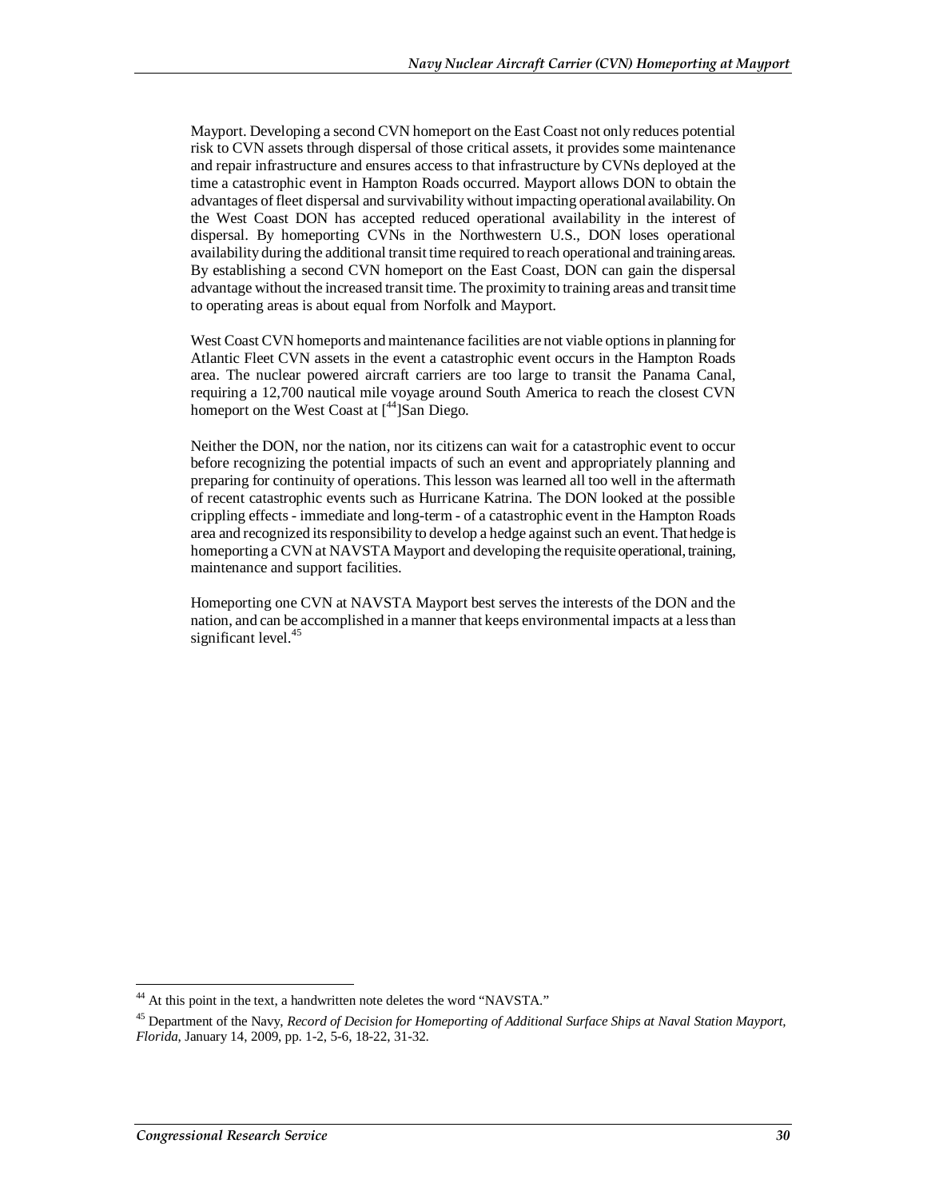Mayport. Developing a second CVN homeport on the East Coast not only reduces potential risk to CVN assets through dispersal of those critical assets, it provides some maintenance and repair infrastructure and ensures access to that infrastructure by CVNs deployed at the time a catastrophic event in Hampton Roads occurred. Mayport allows DON to obtain the advantages of fleet dispersal and survivability without impacting operational availability. On the West Coast DON has accepted reduced operational availability in the interest of dispersal. By homeporting CVNs in the Northwestern U.S., DON loses operational availability during the additional transit time required to reach operational and training areas. By establishing a second CVN homeport on the East Coast, DON can gain the dispersal advantage without the increased transit time. The proximity to training areas and transit time to operating areas is about equal from Norfolk and Mayport.

West Coast CVN homeports and maintenance facilities are not viable options in planning for Atlantic Fleet CVN assets in the event a catastrophic event occurs in the Hampton Roads area. The nuclear powered aircraft carriers are too large to transit the Panama Canal, requiring a 12,700 nautical mile voyage around South America to reach the closest CVN homeport on the West Coast at [[44]]San Diego.

Neither the DON, nor the nation, nor its citizens can wait for a catastrophic event to occur before recognizing the potential impacts of such an event and appropriately planning and preparing for continuity of operations. This lesson was learned all too well in the aftermath of recent catastrophic events such as Hurricane Katrina. The DON looked at the possible crippling effects - immediate and long-term - of a catastrophic event in the Hampton Roads area and recognized its responsibility to develop a hedge against such an event. That hedge is homeporting a CVN at NAVSTA Mayport and developing the requisite operational, training, maintenance and support facilities.

Homeporting one CVN at NAVSTA Mayport best serves the interests of the DON and the nation, and can be accomplished in a manner that keeps environmental impacts at a less than significant level.[45]

---

[44] At this point in the text, a handwritten note deletes the word "NAVSTA."

[45] Department of the Navy, *Record of Decision for Homeporting of Additional Surface Ships at Naval Station Mayport, Florida*, January 14, 2009, pp. 1-2, 5-6, 18-22, 31-32.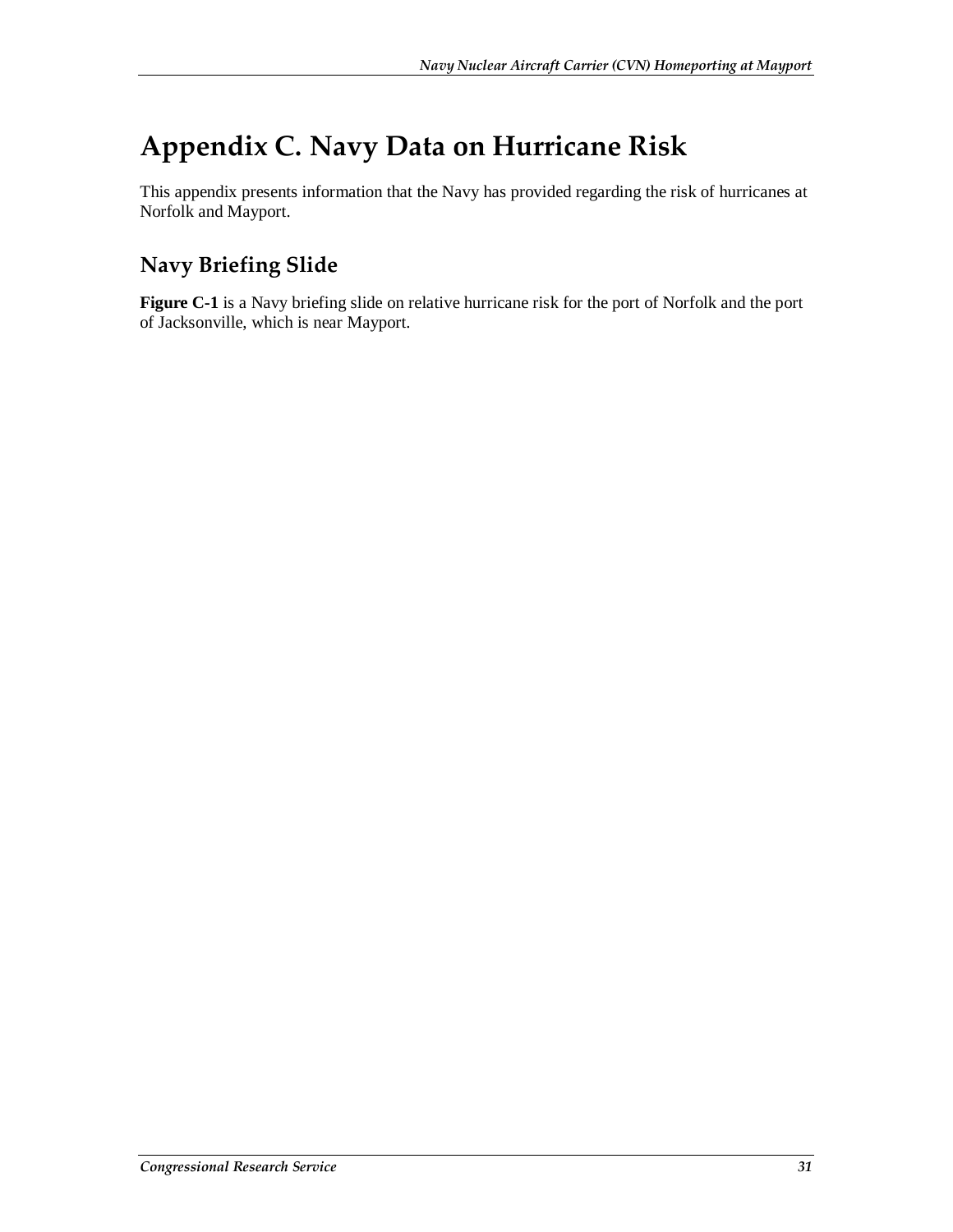# Appendix C. Navy Data on Hurricane Risk

This appendix presents information that the Navy has provided regarding the risk of hurricanes at Norfolk and Mayport.

## Navy Briefing Slide

**Figure C-1** is a Navy briefing slide on relative hurricane risk for the port of Norfolk and the port of Jacksonville, which is near Mayport.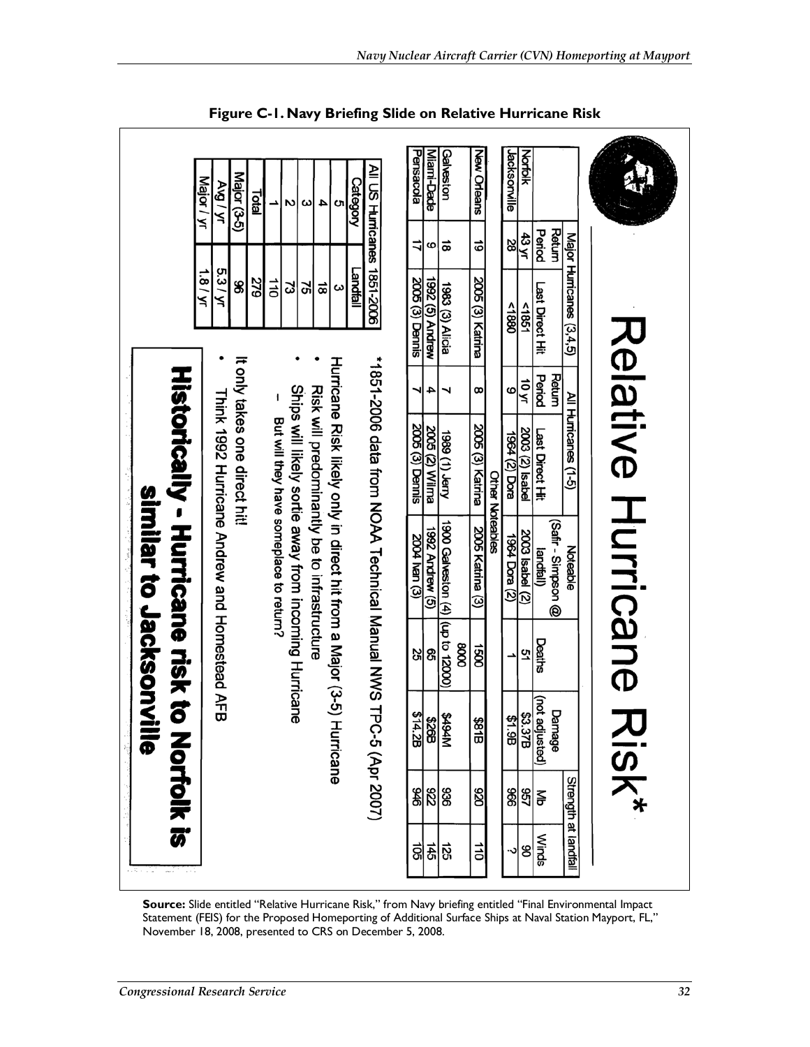**Figure C-1. Navy Briefing Slide on Relative Hurricane Risk**

# Relative Hurricane Risk*

| | Major Hurricanes (3,4,5) | | All Hurricanes (1-5) | | Noteable (Safir - Simpson @ landfall) | Deaths | Damage (not adjusted) | Strength at landfall | |
|---|---|---|---|---|---|---|---|---|---|
| | Return Period | Last Direct Hit | Return Period | Last Direct Hit | | | | Mb | Winds |
| Norfolk | 43 yr | <1851 | 10 yr | 2003 (2) Isabel | 2003 Isabel (2) | 51 | $3.37B | 957 | 90 |
| Jacksonville | 28 | <1880 | 9 | 1964 (2) Dora | 1964 Dora (2) | 1 | $1.9B | 966 | ? |
| **Other Noteables** | | | | | | | | | |
| New Orleans | 19 | 2005 (3) Katrina | 8 | 2005 (3) Katrina | 2005 Katrina (3) | 1500 | $81B | 920 | 110 |
| Galveston | 18 | 1983 (3) Alicia | 7 | 1989 (1) Jerry | 1900 Galveston (4) | 8000 (up to 12000) | $494M | 936 | 125 |
| Miami-Dade | 9 | 1992 (5) Andrew | 4 | 2005 (2) Wilma | 1992 Andrew (5) | 65 | $26B | 922 | 145 |
| Pensacola | 17 | 2005 (3) Dennis | 7 | 2005 (3) Dennis | 2004 Ivan (3) | 25 | $14.2B | 946 | 105 |

*1851-2006 data from NOAA Technical Manual NWS TPC-5 (Apr 2007)

| All US Hurricanes 1851-2006 | |
|---|---|
| Category | Landfall |
| 5 | 3 |
| 4 | 18 |
| 3 | 75 |
| 2 | 73 |
| 1 | 110 |
| Total | 279 |
| Major (3-5) | 96 |
| Avg / yr | 5.3 / yr |
| Major / yr | 1.8 / yr |

Hurricane Risk likely only in direct hit from a Major (3-5) Hurricane

- Risk will predominantly be to infrastructure
- Ships will likely sortie away from incoming Hurricane
  - But will they have someplace to return?

It only takes one direct hit!

- Think 1992 Hurricane Andrew and Homestead AFB

**Historically - Hurricane risk to Norfolk is similar to Jacksonville**

**Source:** Slide entitled "Relative Hurricane Risk," from Navy briefing entitled "Final Environmental Impact Statement (FEIS) for the Proposed Homeporting of Additional Surface Ships at Naval Station Mayport, FL," November 18, 2008, presented to CRS on December 5, 2008.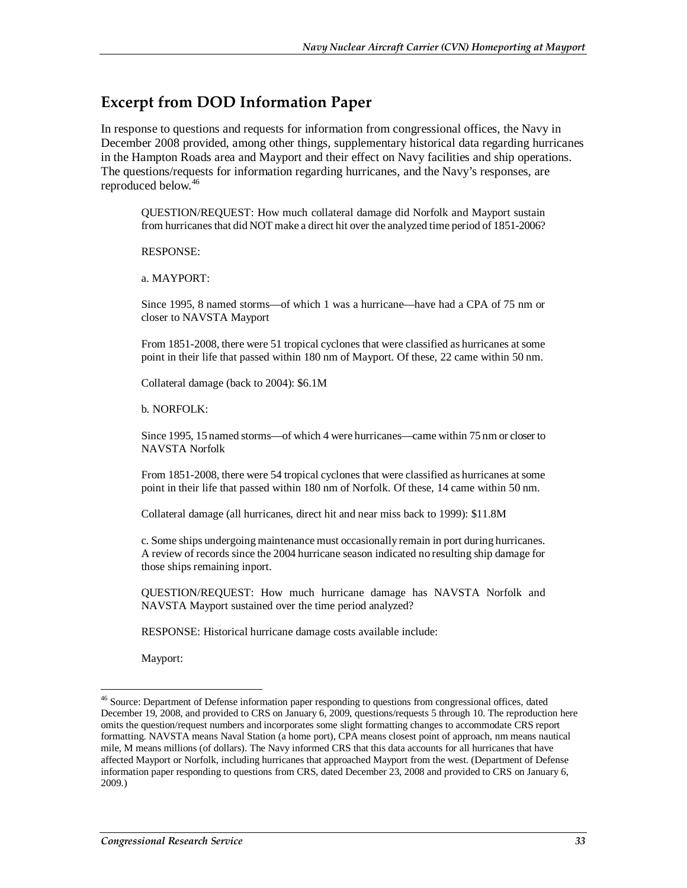## Excerpt from DOD Information Paper

In response to questions and requests for information from congressional offices, the Navy in December 2008 provided, among other things, supplementary historical data regarding hurricanes in the Hampton Roads area and Mayport and their effect on Navy facilities and ship operations. The questions/requests for information regarding hurricanes, and the Navy's responses, are reproduced below.[46]

> QUESTION/REQUEST: How much collateral damage did Norfolk and Mayport sustain from hurricanes that did NOT make a direct hit over the analyzed time period of 1851-2006?
>
> RESPONSE:
>
> a. MAYPORT:
>
> Since 1995, 8 named storms—of which 1 was a hurricane—have had a CPA of 75 nm or closer to NAVSTA Mayport
>
> From 1851-2008, there were 51 tropical cyclones that were classified as hurricanes at some point in their life that passed within 180 nm of Mayport. Of these, 22 came within 50 nm.
>
> Collateral damage (back to 2004): $6.1M
>
> b. NORFOLK:
>
> Since 1995, 15 named storms—of which 4 were hurricanes—came within 75 nm or closer to NAVSTA Norfolk
>
> From 1851-2008, there were 54 tropical cyclones that were classified as hurricanes at some point in their life that passed within 180 nm of Norfolk. Of these, 14 came within 50 nm.
>
> Collateral damage (all hurricanes, direct hit and near miss back to 1999): $11.8M
>
> c. Some ships undergoing maintenance must occasionally remain in port during hurricanes. A review of records since the 2004 hurricane season indicated no resulting ship damage for those ships remaining inport.
>
> QUESTION/REQUEST: How much hurricane damage has NAVSTA Norfolk and NAVSTA Mayport sustained over the time period analyzed?
>
> RESPONSE: Historical hurricane damage costs available include:
>
> Mayport:

[46] Source: Department of Defense information paper responding to questions from congressional offices, dated December 19, 2008, and provided to CRS on January 6, 2009, questions/requests 5 through 10. The reproduction here omits the question/request numbers and incorporates some slight formatting changes to accommodate CRS report formatting. NAVSTA means Naval Station (a home port), CPA means closest point of approach, nm means nautical mile, M means millions (of dollars). The Navy informed CRS that this data accounts for all hurricanes that have affected Mayport or Norfolk, including hurricanes that approached Mayport from the west. (Department of Defense information paper responding to questions from CRS, dated December 23, 2008 and provided to CRS on January 6, 2009.)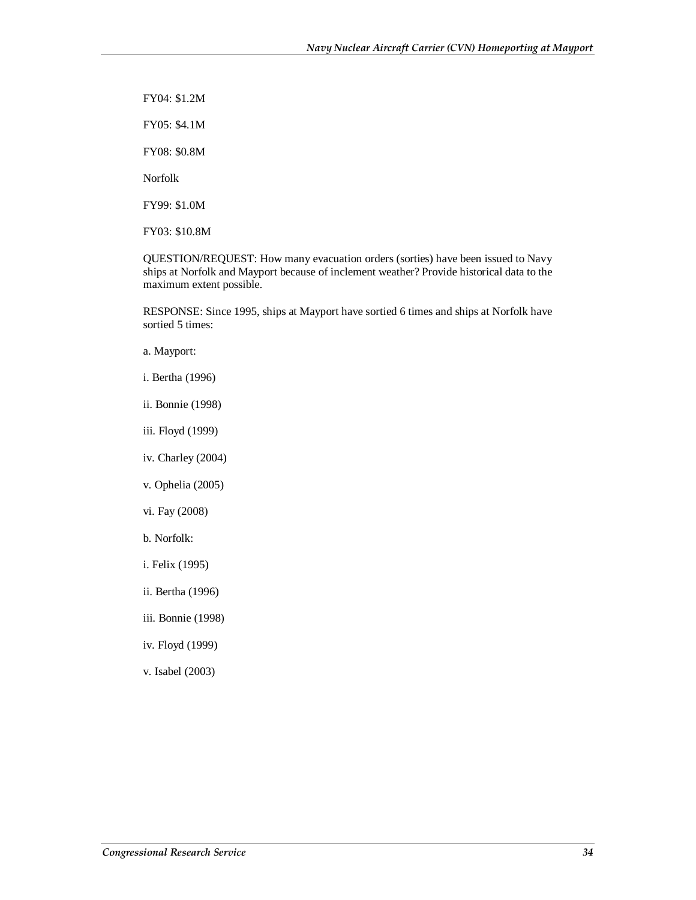FY04: $1.2M

FY05: $4.1M

FY08: $0.8M

Norfolk

FY99: $1.0M

FY03: $10.8M

QUESTION/REQUEST: How many evacuation orders (sorties) have been issued to Navy ships at Norfolk and Mayport because of inclement weather? Provide historical data to the maximum extent possible.

RESPONSE: Since 1995, ships at Mayport have sortied 6 times and ships at Norfolk have sortied 5 times:

a. Mayport:

i. Bertha (1996)

ii. Bonnie (1998)

iii. Floyd (1999)

iv. Charley (2004)

v. Ophelia (2005)

vi. Fay (2008)

b. Norfolk:

i. Felix (1995)

ii. Bertha (1996)

iii. Bonnie (1998)

iv. Floyd (1999)

v. Isabel (2003)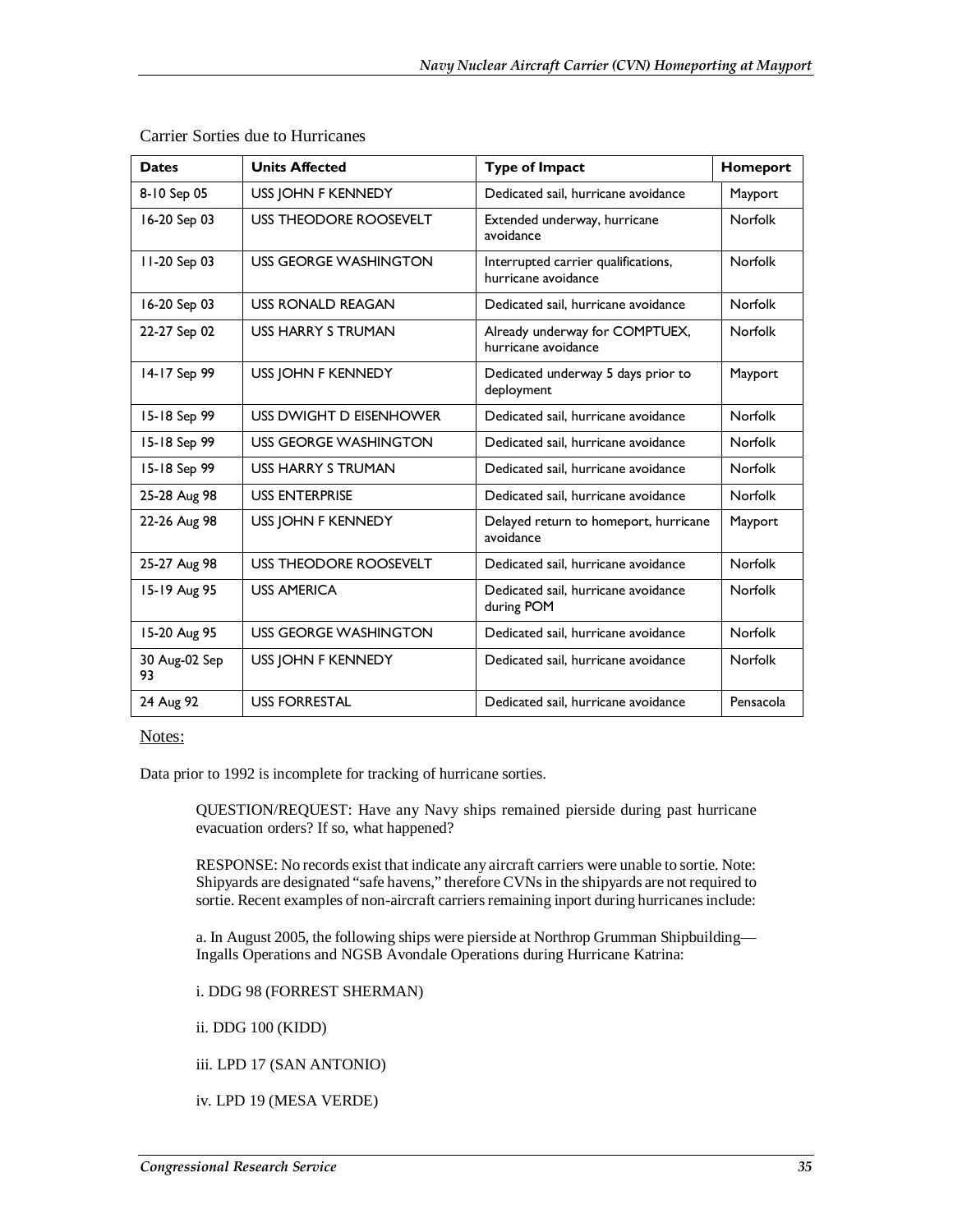Carrier Sorties due to Hurricanes

| Dates | Units Affected | Type of Impact | Homeport |
|---|---|---|---|
| 8-10 Sep 05 | USS JOHN F KENNEDY | Dedicated sail, hurricane avoidance | Mayport |
| 16-20 Sep 03 | USS THEODORE ROOSEVELT | Extended underway, hurricane avoidance | Norfolk |
| 11-20 Sep 03 | USS GEORGE WASHINGTON | Interrupted carrier qualifications, hurricane avoidance | Norfolk |
| 16-20 Sep 03 | USS RONALD REAGAN | Dedicated sail, hurricane avoidance | Norfolk |
| 22-27 Sep 02 | USS HARRY S TRUMAN | Already underway for COMPTUEX, hurricane avoidance | Norfolk |
| 14-17 Sep 99 | USS JOHN F KENNEDY | Dedicated underway 5 days prior to deployment | Mayport |
| 15-18 Sep 99 | USS DWIGHT D EISENHOWER | Dedicated sail, hurricane avoidance | Norfolk |
| 15-18 Sep 99 | USS GEORGE WASHINGTON | Dedicated sail, hurricane avoidance | Norfolk |
| 15-18 Sep 99 | USS HARRY S TRUMAN | Dedicated sail, hurricane avoidance | Norfolk |
| 25-28 Aug 98 | USS ENTERPRISE | Dedicated sail, hurricane avoidance | Norfolk |
| 22-26 Aug 98 | USS JOHN F KENNEDY | Delayed return to homeport, hurricane avoidance | Mayport |
| 25-27 Aug 98 | USS THEODORE ROOSEVELT | Dedicated sail, hurricane avoidance | Norfolk |
| 15-19 Aug 95 | USS AMERICA | Dedicated sail, hurricane avoidance during POM | Norfolk |
| 15-20 Aug 95 | USS GEORGE WASHINGTON | Dedicated sail, hurricane avoidance | Norfolk |
| 30 Aug-02 Sep 93 | USS JOHN F KENNEDY | Dedicated sail, hurricane avoidance | Norfolk |
| 24 Aug 92 | USS FORRESTAL | Dedicated sail, hurricane avoidance | Pensacola |

Notes:

Data prior to 1992 is incomplete for tracking of hurricane sorties.

> QUESTION/REQUEST: Have any Navy ships remained pierside during past hurricane evacuation orders? If so, what happened?
>
> RESPONSE: No records exist that indicate any aircraft carriers were unable to sortie. Note: Shipyards are designated "safe havens," therefore CVNs in the shipyards are not required to sortie. Recent examples of non-aircraft carriers remaining inport during hurricanes include:
>
> a. In August 2005, the following ships were pierside at Northrop Grumman Shipbuilding—Ingalls Operations and NGSB Avondale Operations during Hurricane Katrina:
>
> i. DDG 98 (FORREST SHERMAN)
>
> ii. DDG 100 (KIDD)
>
> iii. LPD 17 (SAN ANTONIO)
>
> iv. LPD 19 (MESA VERDE)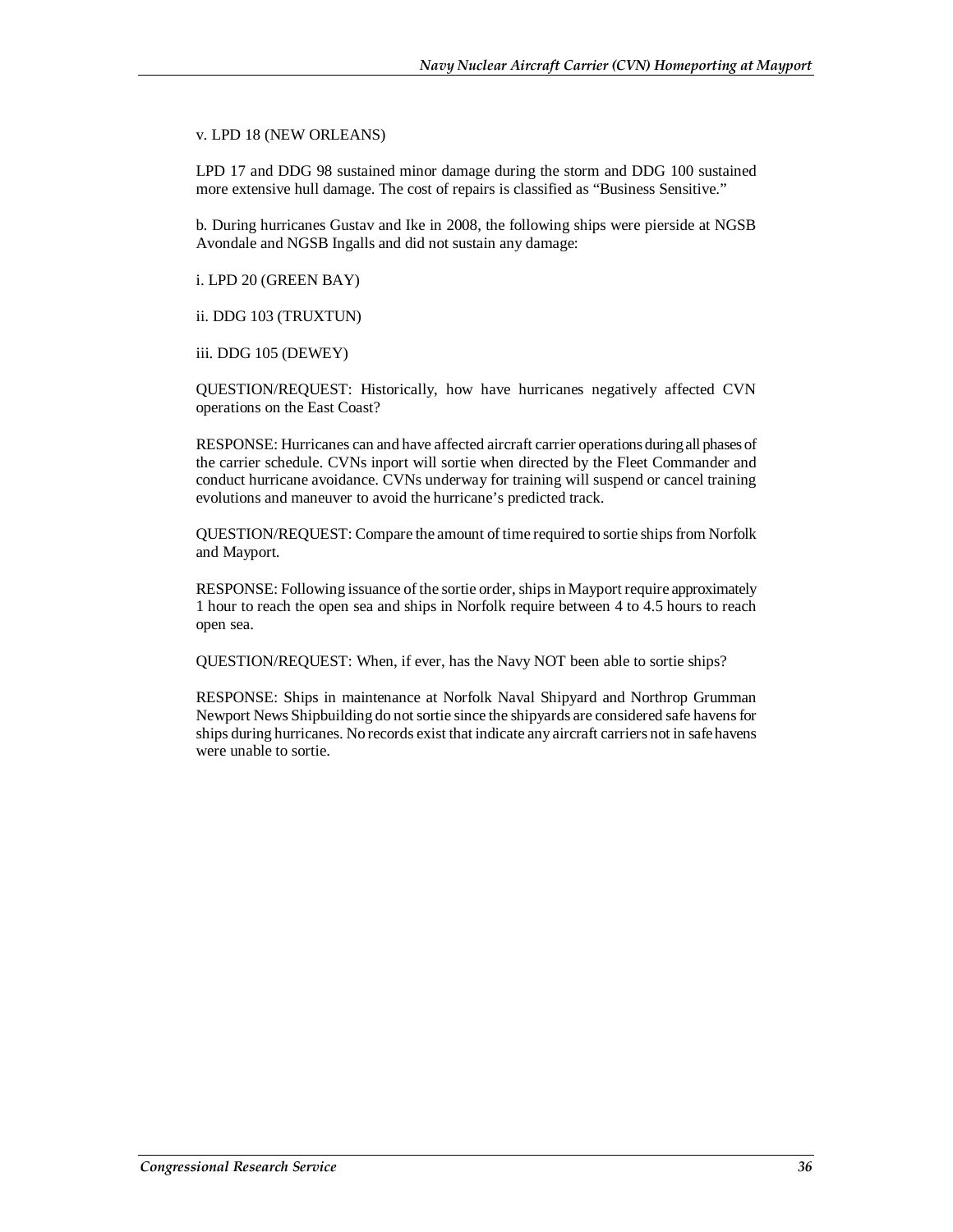v. LPD 18 (NEW ORLEANS)

LPD 17 and DDG 98 sustained minor damage during the storm and DDG 100 sustained more extensive hull damage. The cost of repairs is classified as “Business Sensitive.”

b. During hurricanes Gustav and Ike in 2008, the following ships were pierside at NGSB Avondale and NGSB Ingalls and did not sustain any damage:

i. LPD 20 (GREEN BAY)

ii. DDG 103 (TRUXTUN)

iii. DDG 105 (DEWEY)

QUESTION/REQUEST: Historically, how have hurricanes negatively affected CVN operations on the East Coast?

RESPONSE: Hurricanes can and have affected aircraft carrier operations during all phases of the carrier schedule. CVNs inport will sortie when directed by the Fleet Commander and conduct hurricane avoidance. CVNs underway for training will suspend or cancel training evolutions and maneuver to avoid the hurricane’s predicted track.

QUESTION/REQUEST: Compare the amount of time required to sortie ships from Norfolk and Mayport.

RESPONSE: Following issuance of the sortie order, ships in Mayport require approximately 1 hour to reach the open sea and ships in Norfolk require between 4 to 4.5 hours to reach open sea.

QUESTION/REQUEST: When, if ever, has the Navy NOT been able to sortie ships?

RESPONSE: Ships in maintenance at Norfolk Naval Shipyard and Northrop Grumman Newport News Shipbuilding do not sortie since the shipyards are considered safe havens for ships during hurricanes. No records exist that indicate any aircraft carriers not in safe havens were unable to sortie.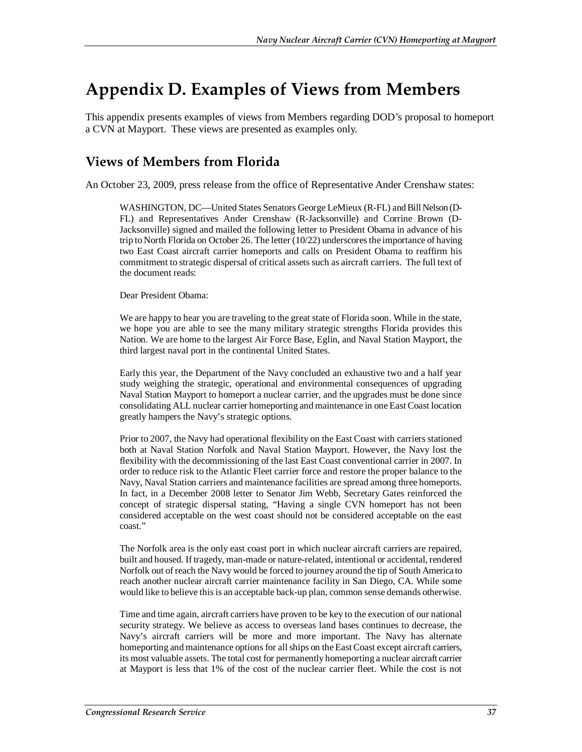# Appendix D. Examples of Views from Members

This appendix presents examples of views from Members regarding DOD's proposal to homeport a CVN at Mayport. These views are presented as examples only.

## Views of Members from Florida

An October 23, 2009, press release from the office of Representative Ander Crenshaw states:

> WASHINGTON, DC—United States Senators George LeMieux (R-FL) and Bill Nelson (D-FL) and Representatives Ander Crenshaw (R-Jacksonville) and Corrine Brown (D-Jacksonville) signed and mailed the following letter to President Obama in advance of his trip to North Florida on October 26. The letter (10/22) underscores the importance of having two East Coast aircraft carrier homeports and calls on President Obama to reaffirm his commitment to strategic dispersal of critical assets such as aircraft carriers. The full text of the document reads:
>
> Dear President Obama:
>
> We are happy to hear you are traveling to the great state of Florida soon. While in the state, we hope you are able to see the many military strategic strengths Florida provides this Nation. We are home to the largest Air Force Base, Eglin, and Naval Station Mayport, the third largest naval port in the continental United States.
>
> Early this year, the Department of the Navy concluded an exhaustive two and a half year study weighing the strategic, operational and environmental consequences of upgrading Naval Station Mayport to homeport a nuclear carrier, and the upgrades must be done since consolidating ALL nuclear carrier homeporting and maintenance in one East Coast location greatly hampers the Navy's strategic options.
>
> Prior to 2007, the Navy had operational flexibility on the East Coast with carriers stationed both at Naval Station Norfolk and Naval Station Mayport. However, the Navy lost the flexibility with the decommissioning of the last East Coast conventional carrier in 2007. In order to reduce risk to the Atlantic Fleet carrier force and restore the proper balance to the Navy, Naval Station carriers and maintenance facilities are spread among three homeports. In fact, in a December 2008 letter to Senator Jim Webb, Secretary Gates reinforced the concept of strategic dispersal stating, "Having a single CVN homeport has not been considered acceptable on the west coast should not be considered acceptable on the east coast."
>
> The Norfolk area is the only east coast port in which nuclear aircraft carriers are repaired, built and housed. If tragedy, man-made or nature-related, intentional or accidental, rendered Norfolk out of reach the Navy would be forced to journey around the tip of South America to reach another nuclear aircraft carrier maintenance facility in San Diego, CA. While some would like to believe this is an acceptable back-up plan, common sense demands otherwise.
>
> Time and time again, aircraft carriers have proven to be key to the execution of our national security strategy. We believe as access to overseas land bases continues to decrease, the Navy's aircraft carriers will be more and more important. The Navy has alternate homeporting and maintenance options for all ships on the East Coast except aircraft carriers, its most valuable assets. The total cost for permanently homeporting a nuclear aircraft carrier at Mayport is less that 1% of the cost of the nuclear carrier fleet. While the cost is not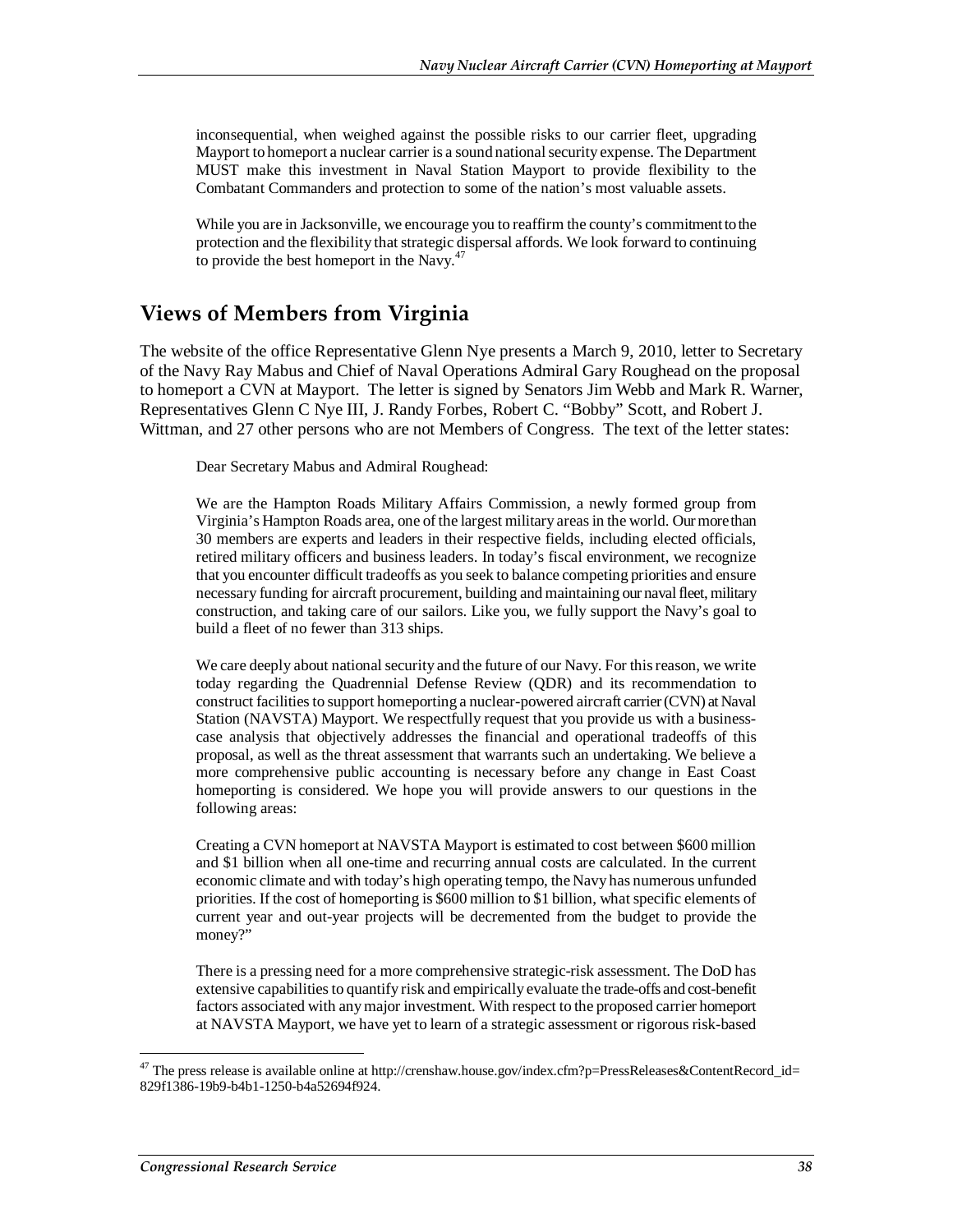inconsequential, when weighed against the possible risks to our carrier fleet, upgrading Mayport to homeport a nuclear carrier is a sound national security expense. The Department MUST make this investment in Naval Station Mayport to provide flexibility to the Combatant Commanders and protection to some of the nation's most valuable assets.

> While you are in Jacksonville, we encourage you to reaffirm the county's commitment to the protection and the flexibility that strategic dispersal affords. We look forward to continuing to provide the best homeport in the Navy.[47]

## Views of Members from Virginia

The website of the office Representative Glenn Nye presents a March 9, 2010, letter to Secretary of the Navy Ray Mabus and Chief of Naval Operations Admiral Gary Roughead on the proposal to homeport a CVN at Mayport. The letter is signed by Senators Jim Webb and Mark R. Warner, Representatives Glenn C Nye III, J. Randy Forbes, Robert C. "Bobby" Scott, and Robert J. Wittman, and 27 other persons who are not Members of Congress. The text of the letter states:

> Dear Secretary Mabus and Admiral Roughead:
>
> We are the Hampton Roads Military Affairs Commission, a newly formed group from Virginia's Hampton Roads area, one of the largest military areas in the world. Our more than 30 members are experts and leaders in their respective fields, including elected officials, retired military officers and business leaders. In today's fiscal environment, we recognize that you encounter difficult tradeoffs as you seek to balance competing priorities and ensure necessary funding for aircraft procurement, building and maintaining our naval fleet, military construction, and taking care of our sailors. Like you, we fully support the Navy's goal to build a fleet of no fewer than 313 ships.
>
> We care deeply about national security and the future of our Navy. For this reason, we write today regarding the Quadrennial Defense Review (QDR) and its recommendation to construct facilities to support homeporting a nuclear-powered aircraft carrier (CVN) at Naval Station (NAVSTA) Mayport. We respectfully request that you provide us with a business-case analysis that objectively addresses the financial and operational tradeoffs of this proposal, as well as the threat assessment that warrants such an undertaking. We believe a more comprehensive public accounting is necessary before any change in East Coast homeporting is considered. We hope you will provide answers to our questions in the following areas:
>
> Creating a CVN homeport at NAVSTA Mayport is estimated to cost between $600 million and $1 billion when all one-time and recurring annual costs are calculated. In the current economic climate and with today's high operating tempo, the Navy has numerous unfunded priorities. If the cost of homeporting is $600 million to $1 billion, what specific elements of current year and out-year projects will be decremented from the budget to provide the money?"
>
> There is a pressing need for a more comprehensive strategic-risk assessment. The DoD has extensive capabilities to quantify risk and empirically evaluate the trade-offs and cost-benefit factors associated with any major investment. With respect to the proposed carrier homeport at NAVSTA Mayport, we have yet to learn of a strategic assessment or rigorous risk-based

[47] The press release is available online at http://crenshaw.house.gov/index.cfm?p=PressReleases&ContentRecord_id=829f1386-19b9-b4b1-1250-b4a52694f924.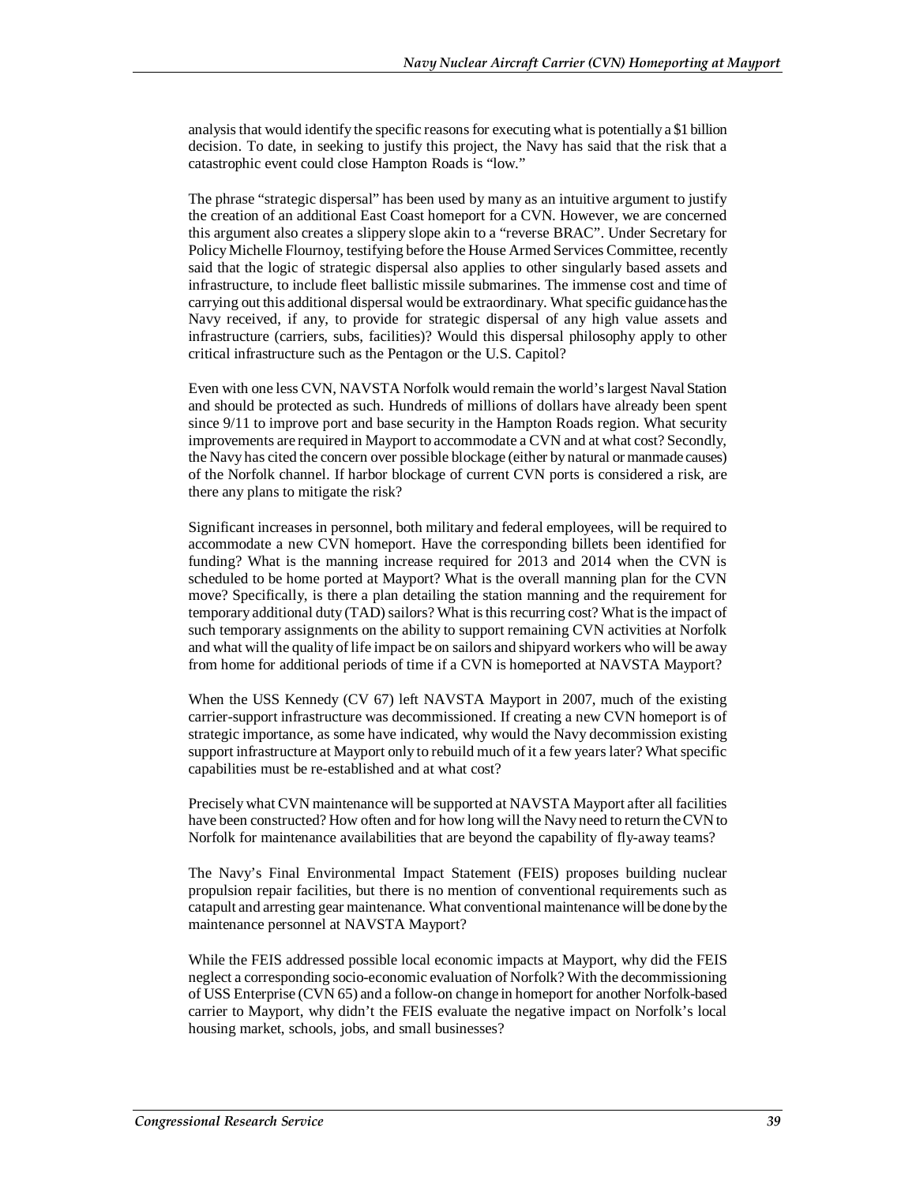analysis that would identify the specific reasons for executing what is potentially a $1 billion decision. To date, in seeking to justify this project, the Navy has said that the risk that a catastrophic event could close Hampton Roads is "low."

The phrase "strategic dispersal" has been used by many as an intuitive argument to justify the creation of an additional East Coast homeport for a CVN. However, we are concerned this argument also creates a slippery slope akin to a "reverse BRAC". Under Secretary for Policy Michelle Flournoy, testifying before the House Armed Services Committee, recently said that the logic of strategic dispersal also applies to other singularly based assets and infrastructure, to include fleet ballistic missile submarines. The immense cost and time of carrying out this additional dispersal would be extraordinary. What specific guidance has the Navy received, if any, to provide for strategic dispersal of any high value assets and infrastructure (carriers, subs, facilities)? Would this dispersal philosophy apply to other critical infrastructure such as the Pentagon or the U.S. Capitol?

Even with one less CVN, NAVSTA Norfolk would remain the world's largest Naval Station and should be protected as such. Hundreds of millions of dollars have already been spent since 9/11 to improve port and base security in the Hampton Roads region. What security improvements are required in Mayport to accommodate a CVN and at what cost? Secondly, the Navy has cited the concern over possible blockage (either by natural or manmade causes) of the Norfolk channel. If harbor blockage of current CVN ports is considered a risk, are there any plans to mitigate the risk?

Significant increases in personnel, both military and federal employees, will be required to accommodate a new CVN homeport. Have the corresponding billets been identified for funding? What is the manning increase required for 2013 and 2014 when the CVN is scheduled to be home ported at Mayport? What is the overall manning plan for the CVN move? Specifically, is there a plan detailing the station manning and the requirement for temporary additional duty (TAD) sailors? What is this recurring cost? What is the impact of such temporary assignments on the ability to support remaining CVN activities at Norfolk and what will the quality of life impact be on sailors and shipyard workers who will be away from home for additional periods of time if a CVN is homeported at NAVSTA Mayport?

When the USS Kennedy (CV 67) left NAVSTA Mayport in 2007, much of the existing carrier-support infrastructure was decommissioned. If creating a new CVN homeport is of strategic importance, as some have indicated, why would the Navy decommission existing support infrastructure at Mayport only to rebuild much of it a few years later? What specific capabilities must be re-established and at what cost?

Precisely what CVN maintenance will be supported at NAVSTA Mayport after all facilities have been constructed? How often and for how long will the Navy need to return the CVN to Norfolk for maintenance availabilities that are beyond the capability of fly-away teams?

The Navy's Final Environmental Impact Statement (FEIS) proposes building nuclear propulsion repair facilities, but there is no mention of conventional requirements such as catapult and arresting gear maintenance. What conventional maintenance will be done by the maintenance personnel at NAVSTA Mayport?

While the FEIS addressed possible local economic impacts at Mayport, why did the FEIS neglect a corresponding socio-economic evaluation of Norfolk? With the decommissioning of USS Enterprise (CVN 65) and a follow-on change in homeport for another Norfolk-based carrier to Mayport, why didn't the FEIS evaluate the negative impact on Norfolk's local housing market, schools, jobs, and small businesses?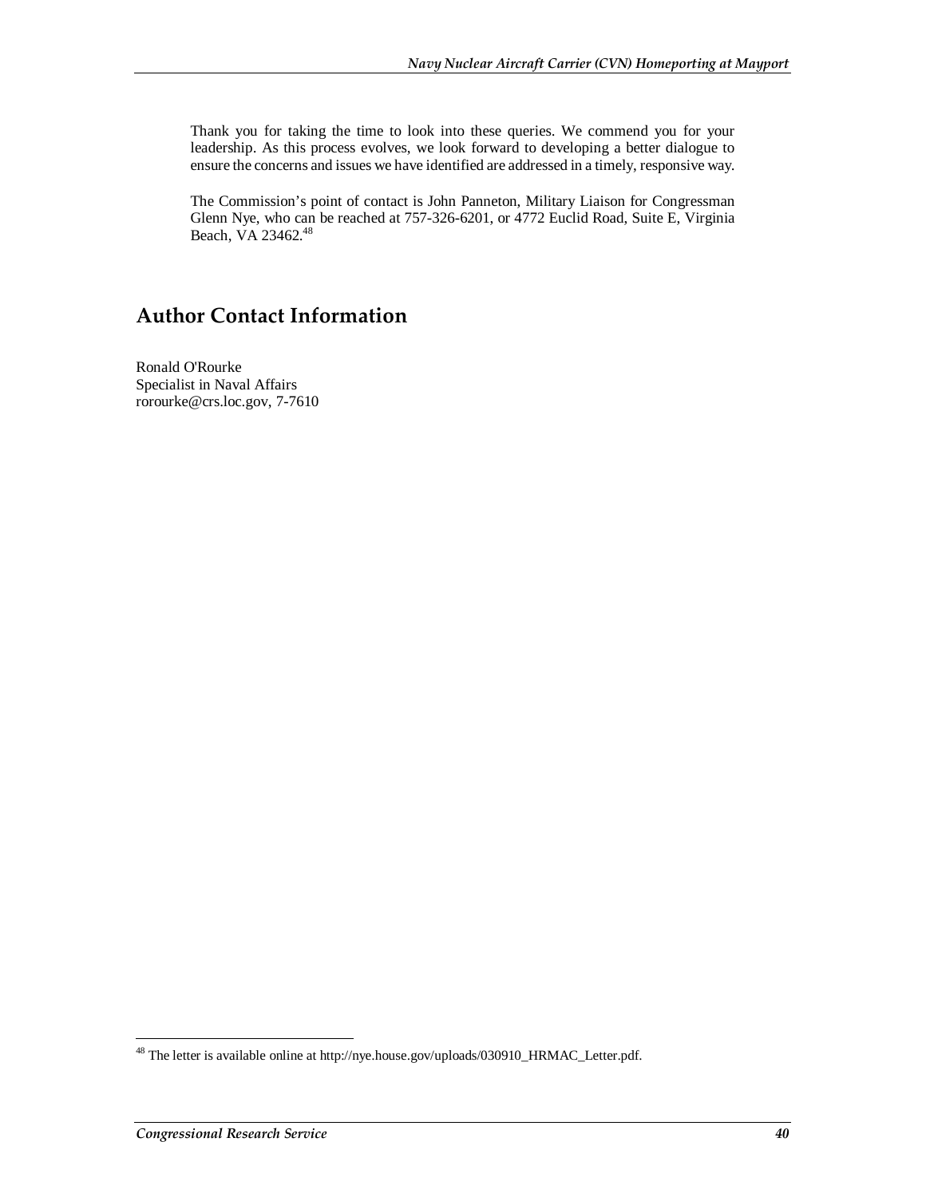> Thank you for taking the time to look into these queries. We commend you for your leadership. As this process evolves, we look forward to developing a better dialogue to ensure the concerns and issues we have identified are addressed in a timely, responsive way.
>
> The Commission's point of contact is John Panneton, Military Liaison for Congressman Glenn Nye, who can be reached at 757-326-6201, or 4772 Euclid Road, Suite E, Virginia Beach, VA 23462.[48]

## Author Contact Information

Ronald O'Rourke
Specialist in Naval Affairs
rorourke@crs.loc.gov, 7-7610

---

[48] The letter is available online at http://nye.house.gov/uploads/030910_HRMAC_Letter.pdf.